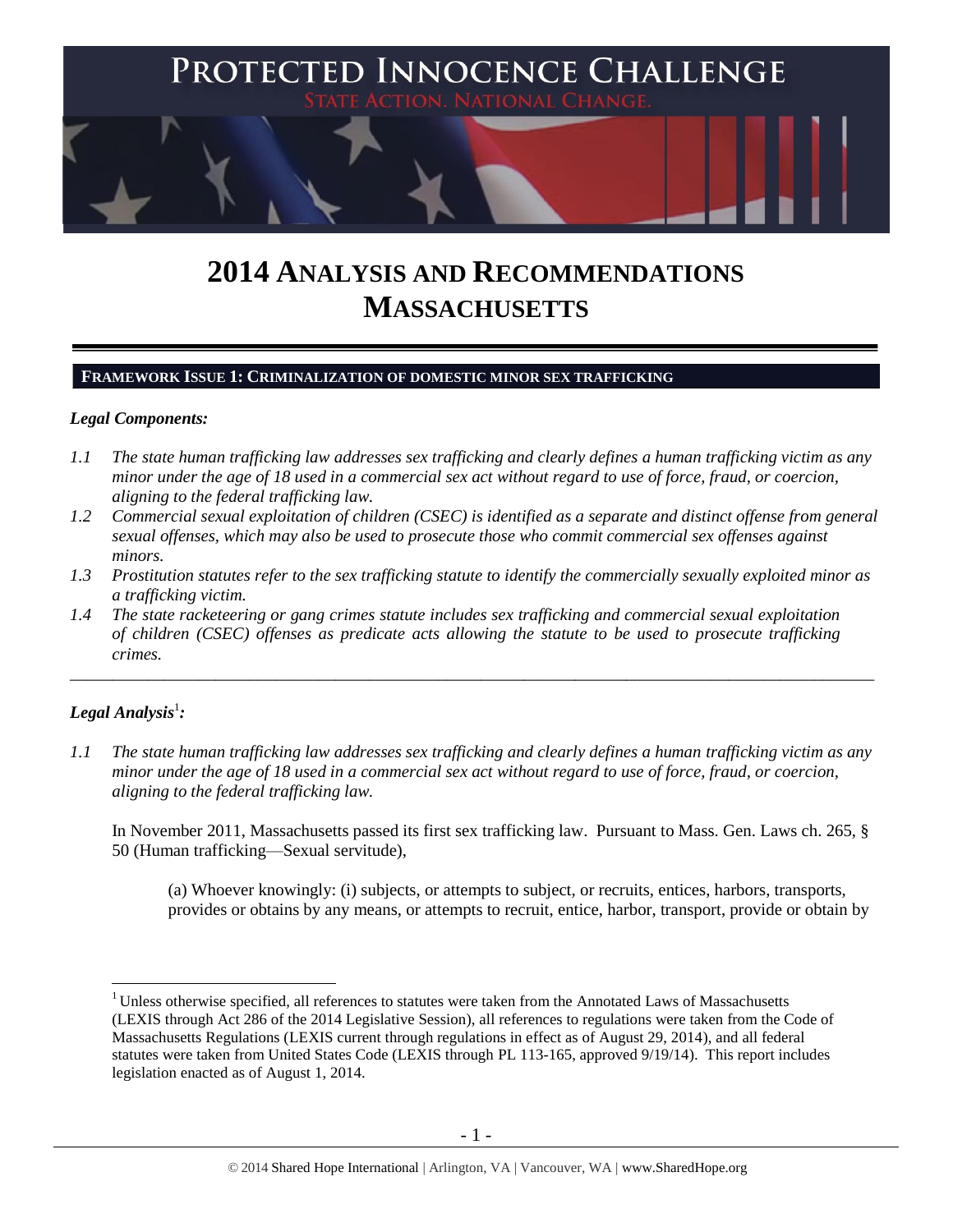# PROTECTED INNOCENCE CHALLENGE

STATE ACTION. NATIONAL CHANGE.

# 2014 ANALYSIS AND RECOMMENDATIONS MASSACHUSETTS

## FRAMEWORK ISSUE 1: CRIMINALIZATION OF DOMESTIC MINOR SEX TRAFFICKING

### *Legal Components:*

*1.1 The state human trafficking law addresses sex trafficking and clearly defines a human trafficking victim as any minor under the age of 18 used in a commercial sex act without regard to use of force, fraud, or coercion, aligning to the federal trafficking law.*

*1.2 Commercial sexual exploitation of children (CSEC) is identified as a separate and distinct offense from general sexual offenses, which may also be used to prosecute those who commit commercial sex offenses against minors.*

*1.3 Prostitution statutes refer to the sex trafficking statute to identify the commercially sexually exploited minor as a trafficking victim.*

*1.4 The state racketeering or gang crimes statute includes sex trafficking and commercial sexual exploitation of children (CSEC) offenses as predicate acts allowing the statute to be used to prosecute trafficking crimes.*

---

### *Legal Analysis*[1]*:*

*1.1 The state human trafficking law addresses sex trafficking and clearly defines a human trafficking victim as any minor under the age of 18 used in a commercial sex act without regard to use of force, fraud, or coercion, aligning to the federal trafficking law.*

In November 2011, Massachusetts passed its first sex trafficking law. Pursuant to Mass. Gen. Laws ch. 265, § 50 (Human trafficking—Sexual servitude),

> (a) Whoever knowingly: (i) subjects, or attempts to subject, or recruits, entices, harbors, transports, provides or obtains by any means, or attempts to recruit, entice, harbor, transport, provide or obtain by

---

[1] Unless otherwise specified, all references to statutes were taken from the Annotated Laws of Massachusetts (LEXIS through Act 286 of the 2014 Legislative Session), all references to regulations were taken from the Code of Massachusetts Regulations (LEXIS current through regulations in effect as of August 29, 2014), and all federal statutes were taken from United States Code (LEXIS through PL 113-165, approved 9/19/14). This report includes legislation enacted as of August 1, 2014.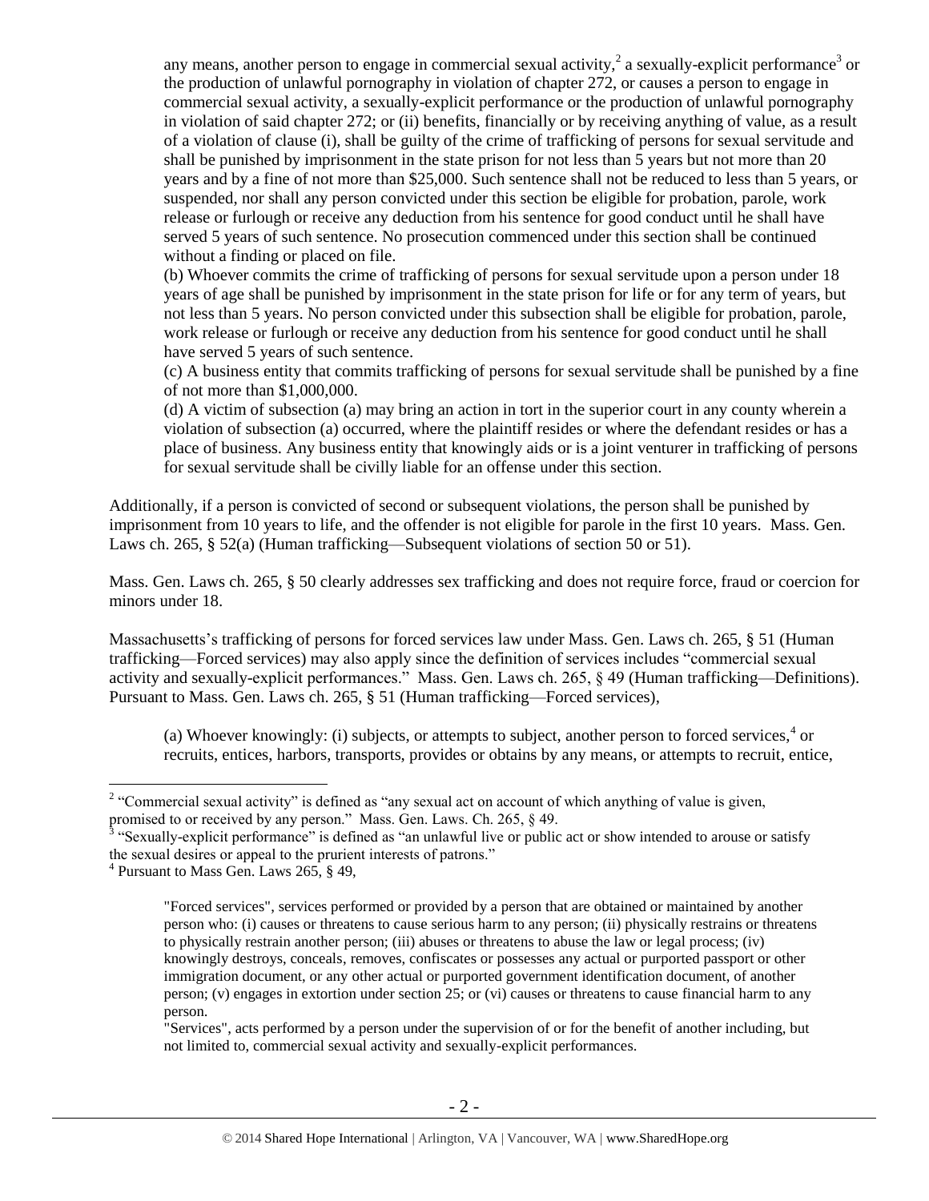any means, another person to engage in commercial sexual activity,[2] a sexually-explicit performance[3] or the production of unlawful pornography in violation of chapter 272, or causes a person to engage in commercial sexual activity, a sexually-explicit performance or the production of unlawful pornography in violation of said chapter 272; or (ii) benefits, financially or by receiving anything of value, as a result of a violation of clause (i), shall be guilty of the crime of trafficking of persons for sexual servitude and shall be punished by imprisonment in the state prison for not less than 5 years but not more than 20 years and by a fine of not more than $25,000. Such sentence shall not be reduced to less than 5 years, or suspended, nor shall any person convicted under this section be eligible for probation, parole, work release or furlough or receive any deduction from his sentence for good conduct until he shall have served 5 years of such sentence. No prosecution commenced under this section shall be continued without a finding or placed on file.

(b) Whoever commits the crime of trafficking of persons for sexual servitude upon a person under 18 years of age shall be punished by imprisonment in the state prison for life or for any term of years, but not less than 5 years. No person convicted under this subsection shall be eligible for probation, parole, work release or furlough or receive any deduction from his sentence for good conduct until he shall have served 5 years of such sentence.

(c) A business entity that commits trafficking of persons for sexual servitude shall be punished by a fine of not more than $1,000,000.

(d) A victim of subsection (a) may bring an action in tort in the superior court in any county wherein a violation of subsection (a) occurred, where the plaintiff resides or where the defendant resides or has a place of business. Any business entity that knowingly aids or is a joint venturer in trafficking of persons for sexual servitude shall be civilly liable for an offense under this section.

Additionally, if a person is convicted of second or subsequent violations, the person shall be punished by imprisonment from 10 years to life, and the offender is not eligible for parole in the first 10 years. Mass. Gen. Laws ch. 265, § 52(a) (Human trafficking—Subsequent violations of section 50 or 51).

Mass. Gen. Laws ch. 265, § 50 clearly addresses sex trafficking and does not require force, fraud or coercion for minors under 18.

Massachusetts's trafficking of persons for forced services law under Mass. Gen. Laws ch. 265, § 51 (Human trafficking—Forced services) may also apply since the definition of services includes "commercial sexual activity and sexually-explicit performances." Mass. Gen. Laws ch. 265, § 49 (Human trafficking—Definitions). Pursuant to Mass. Gen. Laws ch. 265, § 51 (Human trafficking—Forced services),

(a) Whoever knowingly: (i) subjects, or attempts to subject, another person to forced services,[4] or recruits, entices, harbors, transports, provides or obtains by any means, or attempts to recruit, entice,

---

[2] "Commercial sexual activity" is defined as "any sexual act on account of which anything of value is given, promised to or received by any person." Mass. Gen. Laws. Ch. 265, § 49.

[3] "Sexually-explicit performance" is defined as "an unlawful live or public act or show intended to arouse or satisfy the sexual desires or appeal to the prurient interests of patrons."

[4] Pursuant to Mass Gen. Laws 265, § 49,

"Forced services", services performed or provided by a person that are obtained or maintained by another person who: (i) causes or threatens to cause serious harm to any person; (ii) physically restrains or threatens to physically restrain another person; (iii) abuses or threatens to abuse the law or legal process; (iv) knowingly destroys, conceals, removes, confiscates or possesses any actual or purported passport or other immigration document, or any other actual or purported government identification document, of another person; (v) engages in extortion under section 25; or (vi) causes or threatens to cause financial harm to any person.

"Services", acts performed by a person under the supervision of or for the benefit of another including, but not limited to, commercial sexual activity and sexually-explicit performances.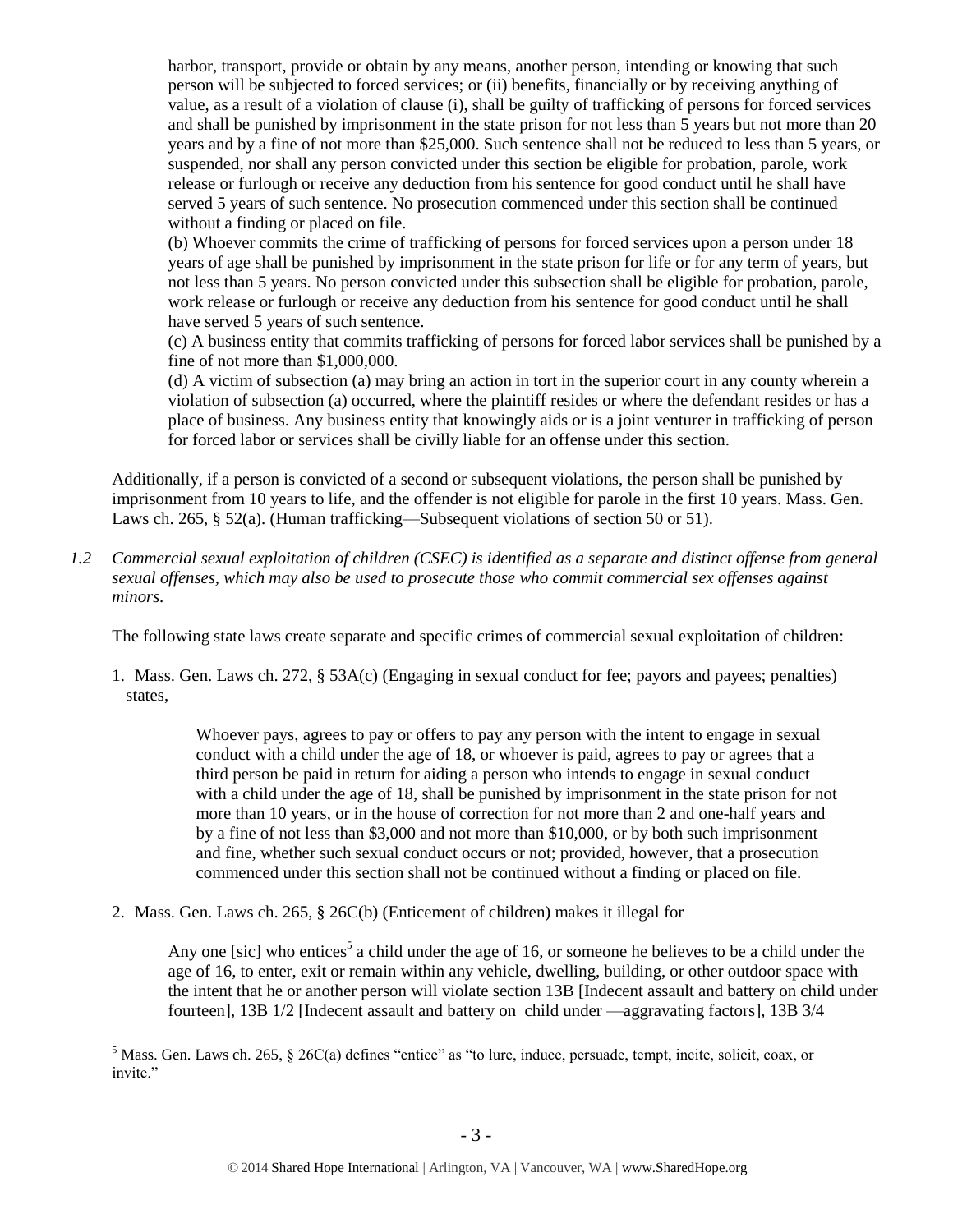harbor, transport, provide or obtain by any means, another person, intending or knowing that such person will be subjected to forced services; or (ii) benefits, financially or by receiving anything of value, as a result of a violation of clause (i), shall be guilty of trafficking of persons for forced services and shall be punished by imprisonment in the state prison for not less than 5 years but not more than 20 years and by a fine of not more than $25,000. Such sentence shall not be reduced to less than 5 years, or suspended, nor shall any person convicted under this section be eligible for probation, parole, work release or furlough or receive any deduction from his sentence for good conduct until he shall have served 5 years of such sentence. No prosecution commenced under this section shall be continued without a finding or placed on file.

(b) Whoever commits the crime of trafficking of persons for forced services upon a person under 18 years of age shall be punished by imprisonment in the state prison for life or for any term of years, but not less than 5 years. No person convicted under this subsection shall be eligible for probation, parole, work release or furlough or receive any deduction from his sentence for good conduct until he shall have served 5 years of such sentence.

(c) A business entity that commits trafficking of persons for forced labor services shall be punished by a fine of not more than $1,000,000.

(d) A victim of subsection (a) may bring an action in tort in the superior court in any county wherein a violation of subsection (a) occurred, where the plaintiff resides or where the defendant resides or has a place of business. Any business entity that knowingly aids or is a joint venturer in trafficking of person for forced labor or services shall be civilly liable for an offense under this section.

Additionally, if a person is convicted of a second or subsequent violations, the person shall be punished by imprisonment from 10 years to life, and the offender is not eligible for parole in the first 10 years. Mass. Gen. Laws ch. 265, § 52(a). (Human trafficking—Subsequent violations of section 50 or 51).

*1.2 Commercial sexual exploitation of children (CSEC) is identified as a separate and distinct offense from general sexual offenses, which may also be used to prosecute those who commit commercial sex offenses against minors.*

The following state laws create separate and specific crimes of commercial sexual exploitation of children:

1. Mass. Gen. Laws ch. 272, § 53A(c) (Engaging in sexual conduct for fee; payors and payees; penalties) states,

   > Whoever pays, agrees to pay or offers to pay any person with the intent to engage in sexual conduct with a child under the age of 18, or whoever is paid, agrees to pay or agrees that a third person be paid in return for aiding a person who intends to engage in sexual conduct with a child under the age of 18, shall be punished by imprisonment in the state prison for not more than 10 years, or in the house of correction for not more than 2 and one-half years and by a fine of not less than $3,000 and not more than $10,000, or by both such imprisonment and fine, whether such sexual conduct occurs or not; provided, however, that a prosecution commenced under this section shall not be continued without a finding or placed on file.

2. Mass. Gen. Laws ch. 265, § 26C(b) (Enticement of children) makes it illegal for

   > Any one [sic] who entices[5] a child under the age of 16, or someone he believes to be a child under the age of 16, to enter, exit or remain within any vehicle, dwelling, building, or other outdoor space with the intent that he or another person will violate section 13B [Indecent assault and battery on child under fourteen], 13B 1/2 [Indecent assault and battery on child under —aggravating factors], 13B 3/4

[5] Mass. Gen. Laws ch. 265, § 26C(a) defines "entice" as "to lure, induce, persuade, tempt, incite, solicit, coax, or invite."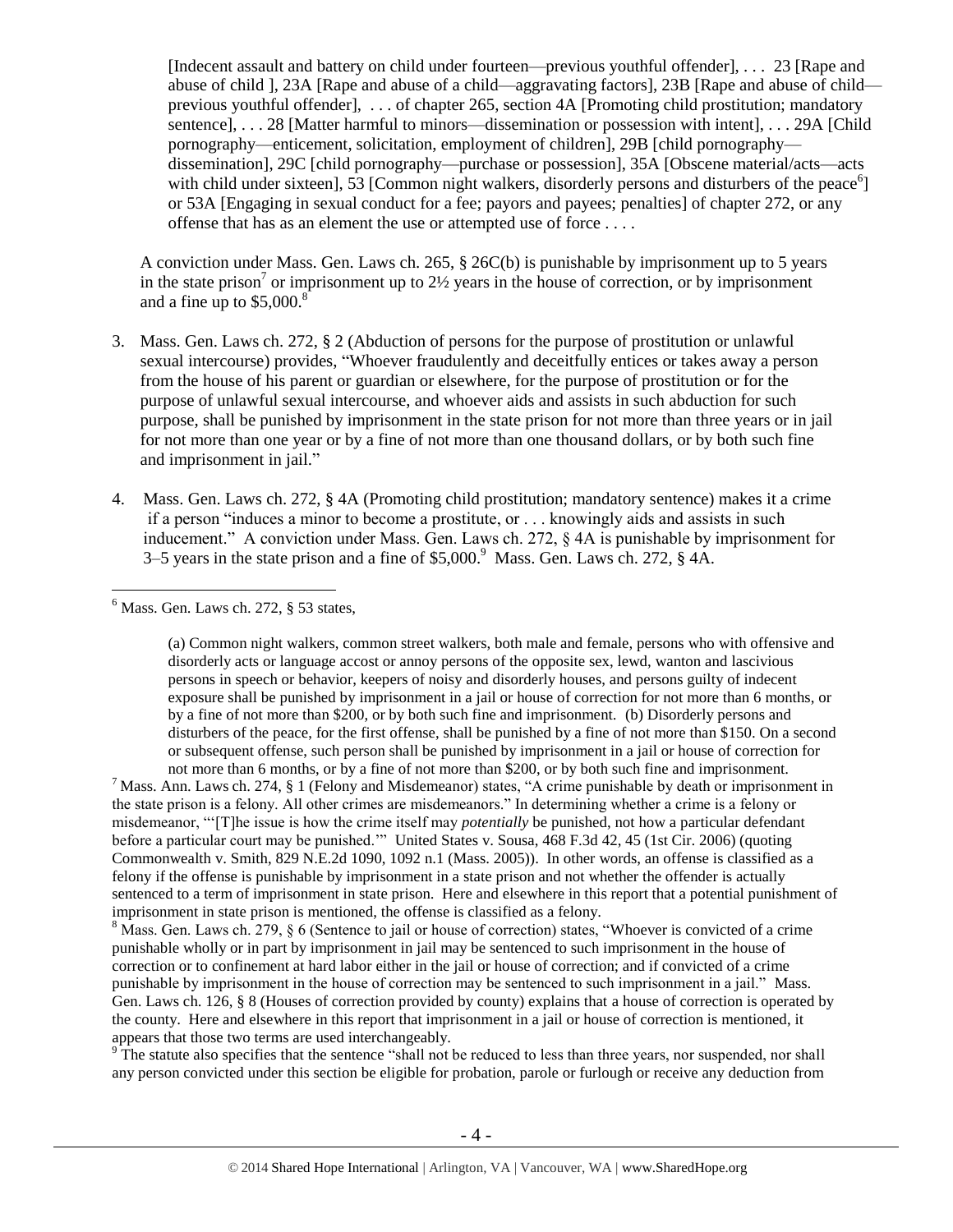[Indecent assault and battery on child under fourteen—previous youthful offender], . . . 23 [Rape and abuse of child ], 23A [Rape and abuse of a child—aggravating factors], 23B [Rape and abuse of child—previous youthful offender], . . . of chapter 265, section 4A [Promoting child prostitution; mandatory sentence], . . . 28 [Matter harmful to minors—dissemination or possession with intent], . . . 29A [Child pornography—enticement, solicitation, employment of children], 29B [child pornography—dissemination], 29C [child pornography—purchase or possession], 35A [Obscene material/acts—acts with child under sixteen], 53 [Common night walkers, disorderly persons and disturbers of the peace[6]] or 53A [Engaging in sexual conduct for a fee; payors and payees; penalties] of chapter 272, or any offense that has as an element the use or attempted use of force . . . .

A conviction under Mass. Gen. Laws ch. 265, § 26C(b) is punishable by imprisonment up to 5 years in the state prison[7] or imprisonment up to 2½ years in the house of correction, or by imprisonment and a fine up to $5,000.[8]

3. Mass. Gen. Laws ch. 272, § 2 (Abduction of persons for the purpose of prostitution or unlawful sexual intercourse) provides, "Whoever fraudulently and deceitfully entices or takes away a person from the house of his parent or guardian or elsewhere, for the purpose of prostitution or for the purpose of unlawful sexual intercourse, and whoever aids and assists in such abduction for such purpose, shall be punished by imprisonment in the state prison for not more than three years or in jail for not more than one year or by a fine of not more than one thousand dollars, or by both such fine and imprisonment in jail."

4. Mass. Gen. Laws ch. 272, § 4A (Promoting child prostitution; mandatory sentence) makes it a crime if a person "induces a minor to become a prostitute, or . . . knowingly aids and assists in such inducement." A conviction under Mass. Gen. Laws ch. 272, § 4A is punishable by imprisonment for 3–5 years in the state prison and a fine of $5,000.[9] Mass. Gen. Laws ch. 272, § 4A.

---

[6] Mass. Gen. Laws ch. 272, § 53 states,

> (a) Common night walkers, common street walkers, both male and female, persons who with offensive and disorderly acts or language accost or annoy persons of the opposite sex, lewd, wanton and lascivious persons in speech or behavior, keepers of noisy and disorderly houses, and persons guilty of indecent exposure shall be punished by imprisonment in a jail or house of correction for not more than 6 months, or by a fine of not more than $200, or by both such fine and imprisonment. (b) Disorderly persons and disturbers of the peace, for the first offense, shall be punished by a fine of not more than $150. On a second or subsequent offense, such person shall be punished by imprisonment in a jail or house of correction for not more than 6 months, or by a fine of not more than $200, or by both such fine and imprisonment.

[7] Mass. Ann. Laws ch. 274, § 1 (Felony and Misdemeanor) states, "A crime punishable by death or imprisonment in the state prison is a felony. All other crimes are misdemeanors." In determining whether a crime is a felony or misdemeanor, "'[T]he issue is how the crime itself may *potentially* be punished, not how a particular defendant before a particular court may be punished.'" United States v. Sousa, 468 F.3d 42, 45 (1st Cir. 2006) (quoting Commonwealth v. Smith, 829 N.E.2d 1090, 1092 n.1 (Mass. 2005)). In other words, an offense is classified as a felony if the offense is punishable by imprisonment in a state prison and not whether the offender is actually sentenced to a term of imprisonment in state prison. Here and elsewhere in this report that a potential punishment of imprisonment in state prison is mentioned, the offense is classified as a felony.

[8] Mass. Gen. Laws ch. 279, § 6 (Sentence to jail or house of correction) states, "Whoever is convicted of a crime punishable wholly or in part by imprisonment in jail may be sentenced to such imprisonment in the house of correction or to confinement at hard labor either in the jail or house of correction; and if convicted of a crime punishable by imprisonment in the house of correction may be sentenced to such imprisonment in a jail." Mass. Gen. Laws ch. 126, § 8 (Houses of correction provided by county) explains that a house of correction is operated by the county. Here and elsewhere in this report that imprisonment in a jail or house of correction is mentioned, it appears that those two terms are used interchangeably.

[9] The statute also specifies that the sentence "shall not be reduced to less than three years, nor suspended, nor shall any person convicted under this section be eligible for probation, parole or furlough or receive any deduction from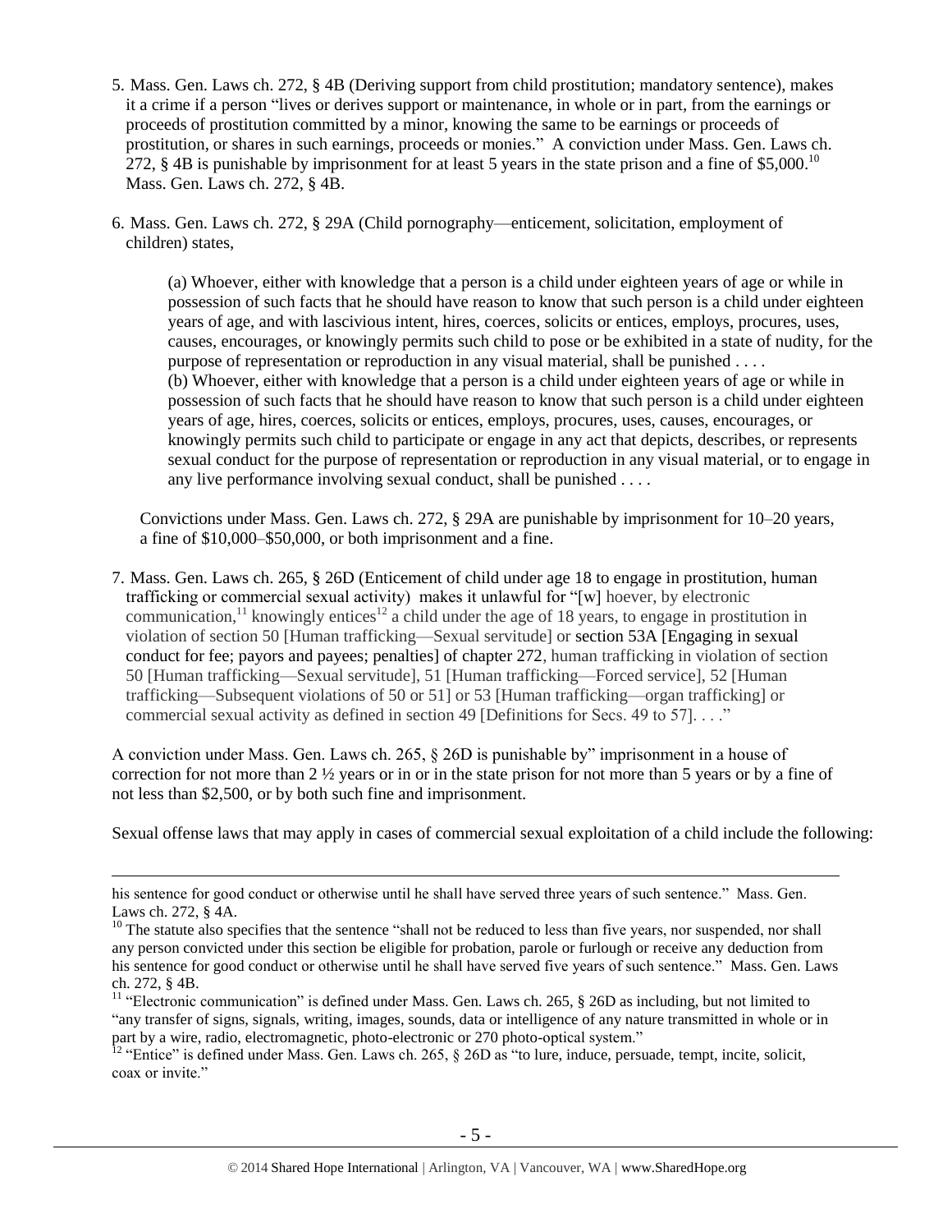5. Mass. Gen. Laws ch. 272, § 4B (Deriving support from child prostitution; mandatory sentence), makes it a crime if a person "lives or derives support or maintenance, in whole or in part, from the earnings or proceeds of prostitution committed by a minor, knowing the same to be earnings or proceeds of prostitution, or shares in such earnings, proceeds or monies." A conviction under Mass. Gen. Laws ch. 272, § 4B is punishable by imprisonment for at least 5 years in the state prison and a fine of $5,000.[10] Mass. Gen. Laws ch. 272, § 4B.

6. Mass. Gen. Laws ch. 272, § 29A (Child pornography—enticement, solicitation, employment of children) states,

   > (a) Whoever, either with knowledge that a person is a child under eighteen years of age or while in possession of such facts that he should have reason to know that such person is a child under eighteen years of age, and with lascivious intent, hires, coerces, solicits or entices, employs, procures, uses, causes, encourages, or knowingly permits such child to pose or be exhibited in a state of nudity, for the purpose of representation or reproduction in any visual material, shall be punished . . . .
   > (b) Whoever, either with knowledge that a person is a child under eighteen years of age or while in possession of such facts that he should have reason to know that such person is a child under eighteen years of age, hires, coerces, solicits or entices, employs, procures, uses, causes, encourages, or knowingly permits such child to participate or engage in any act that depicts, describes, or represents sexual conduct for the purpose of representation or reproduction in any visual material, or to engage in any live performance involving sexual conduct, shall be punished . . . .

   Convictions under Mass. Gen. Laws ch. 272, § 29A are punishable by imprisonment for 10–20 years, a fine of $10,000–$50,000, or both imprisonment and a fine.

7. Mass. Gen. Laws ch. 265, § 26D (Enticement of child under age 18 to engage in prostitution, human trafficking or commercial sexual activity) makes it unlawful for "[w] hoever, by electronic communication,[11] knowingly entices[12] a child under the age of 18 years, to engage in prostitution in violation of section 50 [Human trafficking—Sexual servitude] or section 53A [Engaging in sexual conduct for fee; payors and payees; penalties] of chapter 272, human trafficking in violation of section 50 [Human trafficking—Sexual servitude], 51 [Human trafficking—Forced service], 52 [Human trafficking—Subsequent violations of 50 or 51] or 53 [Human trafficking—organ trafficking] or commercial sexual activity as defined in section 49 [Definitions for Secs. 49 to 57]. . . ."

A conviction under Mass. Gen. Laws ch. 265, § 26D is punishable by" imprisonment in a house of correction for not more than 2 ½ years or in or in the state prison for not more than 5 years or by a fine of not less than $2,500, or by both such fine and imprisonment.

Sexual offense laws that may apply in cases of commercial sexual exploitation of a child include the following:

---

his sentence for good conduct or otherwise until he shall have served three years of such sentence." Mass. Gen. Laws ch. 272, § 4A.

[10] The statute also specifies that the sentence "shall not be reduced to less than five years, nor suspended, nor shall any person convicted under this section be eligible for probation, parole or furlough or receive any deduction from his sentence for good conduct or otherwise until he shall have served five years of such sentence." Mass. Gen. Laws ch. 272, § 4B.

[11] "Electronic communication" is defined under Mass. Gen. Laws ch. 265, § 26D as including, but not limited to "any transfer of signs, signals, writing, images, sounds, data or intelligence of any nature transmitted in whole or in part by a wire, radio, electromagnetic, photo-electronic or 270 photo-optical system."

[12] "Entice" is defined under Mass. Gen. Laws ch. 265, § 26D as "to lure, induce, persuade, tempt, incite, solicit, coax or invite."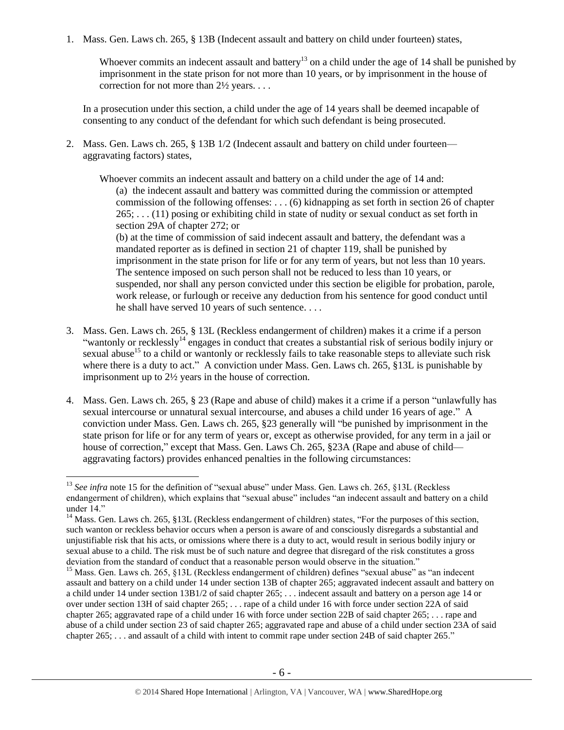1. Mass. Gen. Laws ch. 265, § 13B (Indecent assault and battery on child under fourteen) states,

   > Whoever commits an indecent assault and battery[13] on a child under the age of 14 shall be punished by imprisonment in the state prison for not more than 10 years, or by imprisonment in the house of correction for not more than 2½ years. . . .
   >
   > In a prosecution under this section, a child under the age of 14 years shall be deemed incapable of consenting to any conduct of the defendant for which such defendant is being prosecuted.

2. Mass. Gen. Laws ch. 265, § 13B 1/2 (Indecent assault and battery on child under fourteen—aggravating factors) states,

   > Whoever commits an indecent assault and battery on a child under the age of 14 and:
   >
   > (a) the indecent assault and battery was committed during the commission or attempted commission of the following offenses: . . . (6) kidnapping as set forth in section 26 of chapter 265; . . . (11) posing or exhibiting child in state of nudity or sexual conduct as set forth in section 29A of chapter 272; or
   >
   > (b) at the time of commission of said indecent assault and battery, the defendant was a mandated reporter as is defined in section 21 of chapter 119, shall be punished by imprisonment in the state prison for life or for any term of years, but not less than 10 years. The sentence imposed on such person shall not be reduced to less than 10 years, or suspended, nor shall any person convicted under this section be eligible for probation, parole, work release, or furlough or receive any deduction from his sentence for good conduct until he shall have served 10 years of such sentence. . . .

3. Mass. Gen. Laws ch. 265, § 13L (Reckless endangerment of children) makes it a crime if a person "wantonly or recklessly[14] engages in conduct that creates a substantial risk of serious bodily injury or sexual abuse[15] to a child or wantonly or recklessly fails to take reasonable steps to alleviate such risk where there is a duty to act." A conviction under Mass. Gen. Laws ch. 265, §13L is punishable by imprisonment up to 2½ years in the house of correction.

4. Mass. Gen. Laws ch. 265, § 23 (Rape and abuse of child) makes it a crime if a person "unlawfully has sexual intercourse or unnatural sexual intercourse, and abuses a child under 16 years of age." A conviction under Mass. Gen. Laws ch. 265, §23 generally will "be punished by imprisonment in the state prison for life or for any term of years or, except as otherwise provided, for any term in a jail or house of correction," except that Mass. Gen. Laws Ch. 265, §23A (Rape and abuse of child—aggravating factors) provides enhanced penalties in the following circumstances:

---

[13] *See infra* note 15 for the definition of "sexual abuse" under Mass. Gen. Laws ch. 265, §13L (Reckless endangerment of children), which explains that "sexual abuse" includes "an indecent assault and battery on a child under 14."

[14] Mass. Gen. Laws ch. 265, §13L (Reckless endangerment of children) states, "For the purposes of this section, such wanton or reckless behavior occurs when a person is aware of and consciously disregards a substantial and unjustifiable risk that his acts, or omissions where there is a duty to act, would result in serious bodily injury or sexual abuse to a child. The risk must be of such nature and degree that disregard of the risk constitutes a gross deviation from the standard of conduct that a reasonable person would observe in the situation."

[15] Mass. Gen. Laws ch. 265, §13L (Reckless endangerment of children) defines "sexual abuse" as "an indecent assault and battery on a child under 14 under section 13B of chapter 265; aggravated indecent assault and battery on a child under 14 under section 13B1/2 of said chapter 265; . . . indecent assault and battery on a person age 14 or over under section 13H of said chapter 265; . . . rape of a child under 16 with force under section 22A of said chapter 265; aggravated rape of a child under 16 with force under section 22B of said chapter 265; . . . rape and abuse of a child under section 23 of said chapter 265; aggravated rape and abuse of a child under section 23A of said chapter 265; . . . and assault of a child with intent to commit rape under section 24B of said chapter 265."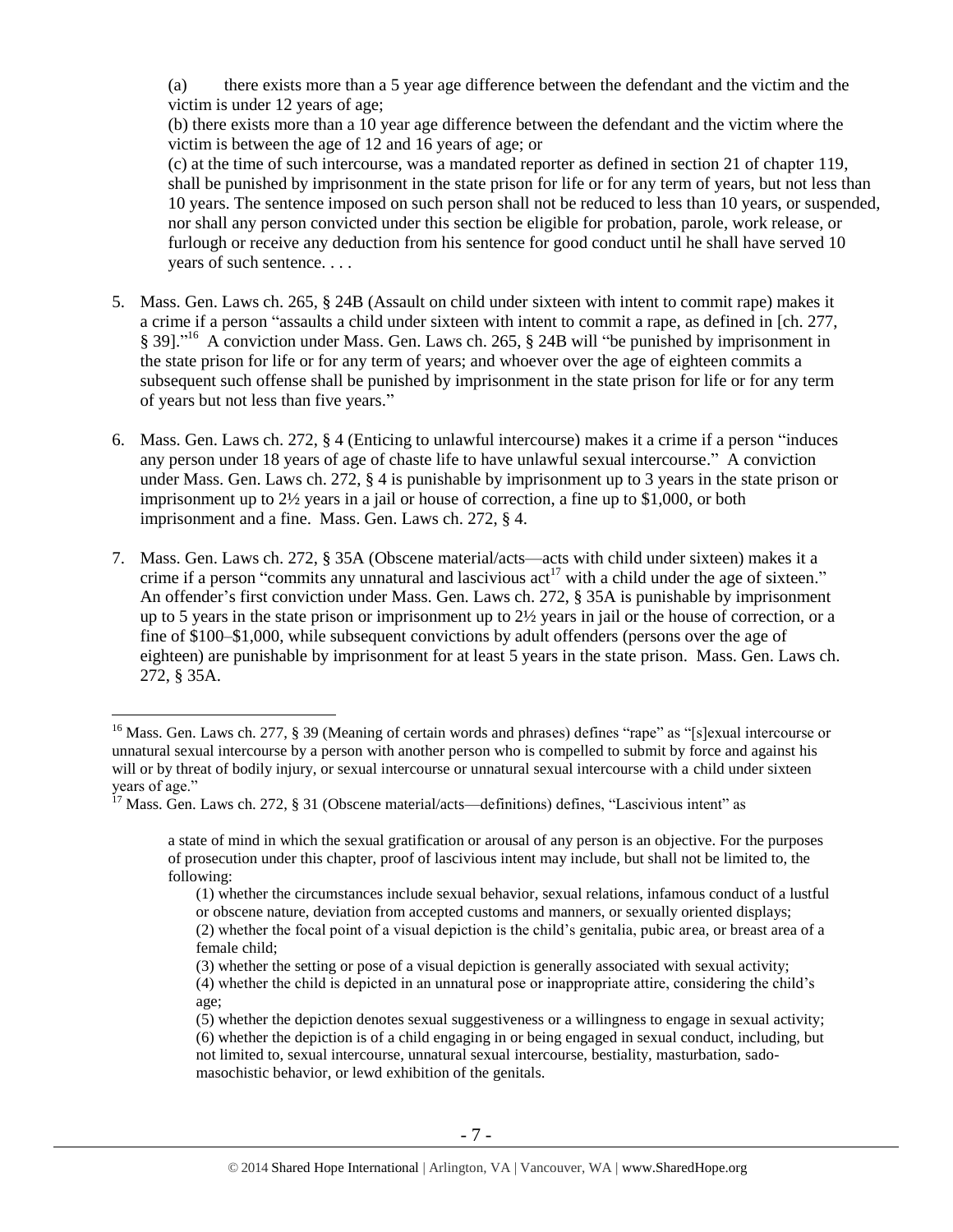(a) there exists more than a 5 year age difference between the defendant and the victim and the victim is under 12 years of age;

(b) there exists more than a 10 year age difference between the defendant and the victim where the victim is between the age of 12 and 16 years of age; or

(c) at the time of such intercourse, was a mandated reporter as defined in section 21 of chapter 119, shall be punished by imprisonment in the state prison for life or for any term of years, but not less than 10 years. The sentence imposed on such person shall not be reduced to less than 10 years, or suspended, nor shall any person convicted under this section be eligible for probation, parole, work release, or furlough or receive any deduction from his sentence for good conduct until he shall have served 10 years of such sentence. . . .

5. Mass. Gen. Laws ch. 265, § 24B (Assault on child under sixteen with intent to commit rape) makes it a crime if a person "assaults a child under sixteen with intent to commit a rape, as defined in [ch. 277, § 39]."[16] A conviction under Mass. Gen. Laws ch. 265, § 24B will "be punished by imprisonment in the state prison for life or for any term of years; and whoever over the age of eighteen commits a subsequent such offense shall be punished by imprisonment in the state prison for life or for any term of years but not less than five years."

6. Mass. Gen. Laws ch. 272, § 4 (Enticing to unlawful intercourse) makes it a crime if a person "induces any person under 18 years of age of chaste life to have unlawful sexual intercourse." A conviction under Mass. Gen. Laws ch. 272, § 4 is punishable by imprisonment up to 3 years in the state prison or imprisonment up to 2½ years in a jail or house of correction, a fine up to $1,000, or both imprisonment and a fine. Mass. Gen. Laws ch. 272, § 4.

7. Mass. Gen. Laws ch. 272, § 35A (Obscene material/acts—acts with child under sixteen) makes it a crime if a person "commits any unnatural and lascivious act[17] with a child under the age of sixteen." An offender's first conviction under Mass. Gen. Laws ch. 272, § 35A is punishable by imprisonment up to 5 years in the state prison or imprisonment up to 2½ years in jail or the house of correction, or a fine of $100–$1,000, while subsequent convictions by adult offenders (persons over the age of eighteen) are punishable by imprisonment for at least 5 years in the state prison. Mass. Gen. Laws ch. 272, § 35A.

---

[16] Mass. Gen. Laws ch. 277, § 39 (Meaning of certain words and phrases) defines "rape" as "[s]exual intercourse or unnatural sexual intercourse by a person with another person who is compelled to submit by force and against his will or by threat of bodily injury, or sexual intercourse or unnatural sexual intercourse with a child under sixteen years of age."

[17] Mass. Gen. Laws ch. 272, § 31 (Obscene material/acts—definitions) defines, "Lascivious intent" as

> a state of mind in which the sexual gratification or arousal of any person is an objective. For the purposes of prosecution under this chapter, proof of lascivious intent may include, but shall not be limited to, the following:
>
> (1) whether the circumstances include sexual behavior, sexual relations, infamous conduct of a lustful or obscene nature, deviation from accepted customs and manners, or sexually oriented displays;
> (2) whether the focal point of a visual depiction is the child's genitalia, pubic area, or breast area of a female child;
> (3) whether the setting or pose of a visual depiction is generally associated with sexual activity;
> (4) whether the child is depicted in an unnatural pose or inappropriate attire, considering the child's age;
> (5) whether the depiction denotes sexual suggestiveness or a willingness to engage in sexual activity;
> (6) whether the depiction is of a child engaging in or being engaged in sexual conduct, including, but not limited to, sexual intercourse, unnatural sexual intercourse, bestiality, masturbation, sado-masochistic behavior, or lewd exhibition of the genitals.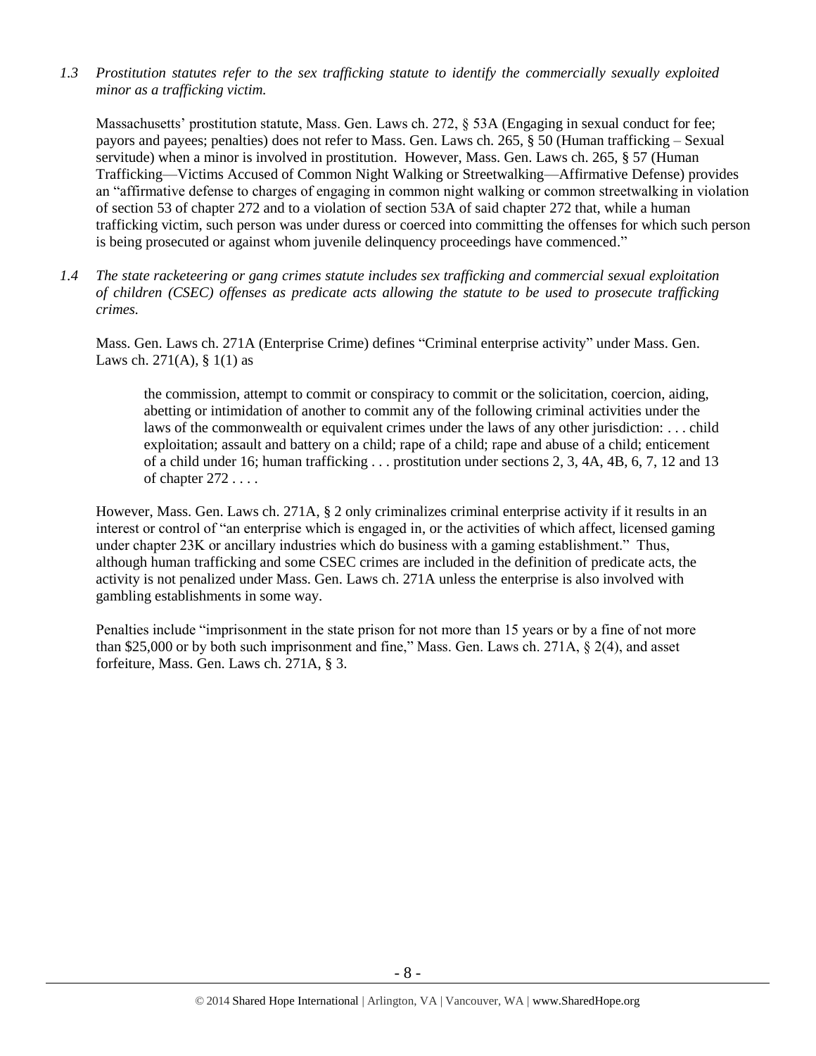*1.3 Prostitution statutes refer to the sex trafficking statute to identify the commercially sexually exploited minor as a trafficking victim.*

Massachusetts' prostitution statute, Mass. Gen. Laws ch. 272, § 53A (Engaging in sexual conduct for fee; payors and payees; penalties) does not refer to Mass. Gen. Laws ch. 265, § 50 (Human trafficking – Sexual servitude) when a minor is involved in prostitution. However, Mass. Gen. Laws ch. 265, § 57 (Human Trafficking—Victims Accused of Common Night Walking or Streetwalking—Affirmative Defense) provides an "affirmative defense to charges of engaging in common night walking or common streetwalking in violation of section 53 of chapter 272 and to a violation of section 53A of said chapter 272 that, while a human trafficking victim, such person was under duress or coerced into committing the offenses for which such person is being prosecuted or against whom juvenile delinquency proceedings have commenced."

*1.4 The state racketeering or gang crimes statute includes sex trafficking and commercial sexual exploitation of children (CSEC) offenses as predicate acts allowing the statute to be used to prosecute trafficking crimes.*

Mass. Gen. Laws ch. 271A (Enterprise Crime) defines "Criminal enterprise activity" under Mass. Gen. Laws ch. 271(A), § 1(1) as

> the commission, attempt to commit or conspiracy to commit or the solicitation, coercion, aiding, abetting or intimidation of another to commit any of the following criminal activities under the laws of the commonwealth or equivalent crimes under the laws of any other jurisdiction: . . . child exploitation; assault and battery on a child; rape of a child; rape and abuse of a child; enticement of a child under 16; human trafficking . . . prostitution under sections 2, 3, 4A, 4B, 6, 7, 12 and 13 of chapter 272 . . . .

However, Mass. Gen. Laws ch. 271A, § 2 only criminalizes criminal enterprise activity if it results in an interest or control of "an enterprise which is engaged in, or the activities of which affect, licensed gaming under chapter 23K or ancillary industries which do business with a gaming establishment." Thus, although human trafficking and some CSEC crimes are included in the definition of predicate acts, the activity is not penalized under Mass. Gen. Laws ch. 271A unless the enterprise is also involved with gambling establishments in some way.

Penalties include "imprisonment in the state prison for not more than 15 years or by a fine of not more than $25,000 or by both such imprisonment and fine," Mass. Gen. Laws ch. 271A, § 2(4), and asset forfeiture, Mass. Gen. Laws ch. 271A, § 3.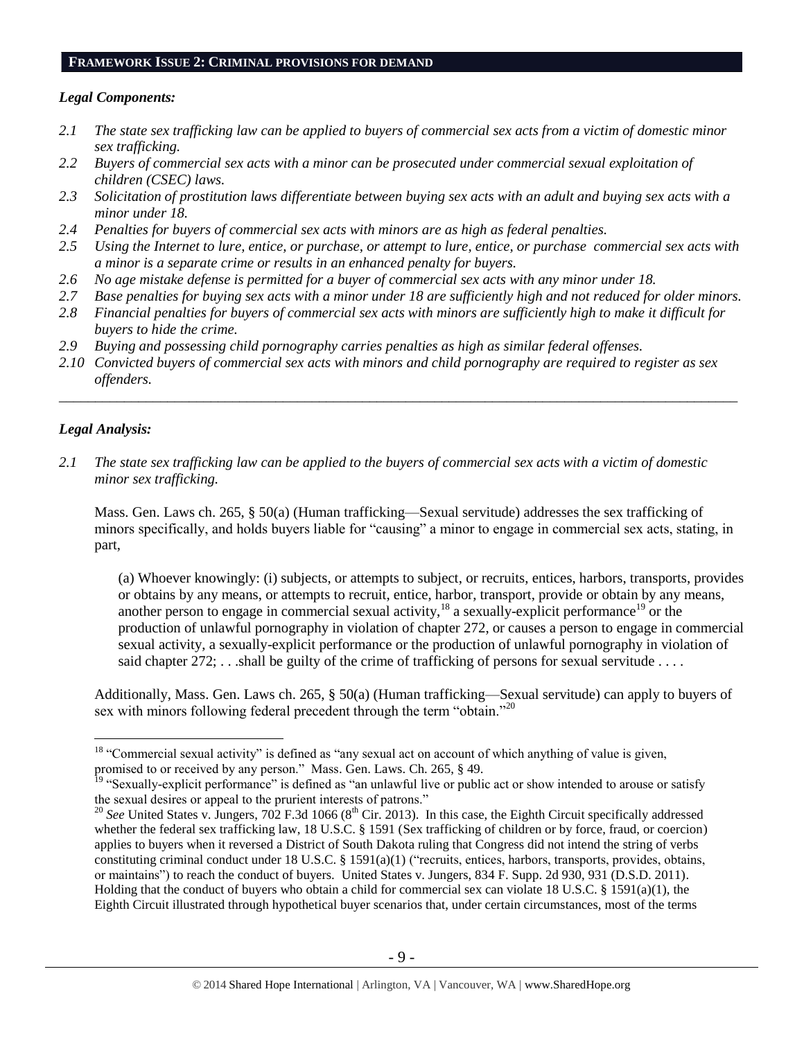## FRAMEWORK ISSUE 2: CRIMINAL PROVISIONS FOR DEMAND

### *Legal Components:*

*2.1 The state sex trafficking law can be applied to buyers of commercial sex acts from a victim of domestic minor sex trafficking.*

*2.2 Buyers of commercial sex acts with a minor can be prosecuted under commercial sexual exploitation of children (CSEC) laws.*

*2.3 Solicitation of prostitution laws differentiate between buying sex acts with an adult and buying sex acts with a minor under 18.*

*2.4 Penalties for buyers of commercial sex acts with minors are as high as federal penalties.*

*2.5 Using the Internet to lure, entice, or purchase, or attempt to lure, entice, or purchase commercial sex acts with a minor is a separate crime or results in an enhanced penalty for buyers.*

*2.6 No age mistake defense is permitted for a buyer of commercial sex acts with any minor under 18.*

*2.7 Base penalties for buying sex acts with a minor under 18 are sufficiently high and not reduced for older minors.*

*2.8 Financial penalties for buyers of commercial sex acts with minors are sufficiently high to make it difficult for buyers to hide the crime.*

*2.9 Buying and possessing child pornography carries penalties as high as similar federal offenses.*

*2.10 Convicted buyers of commercial sex acts with minors and child pornography are required to register as sex offenders.*

---

### *Legal Analysis:*

*2.1 The state sex trafficking law can be applied to the buyers of commercial sex acts with a victim of domestic minor sex trafficking.*

Mass. Gen. Laws ch. 265, § 50(a) (Human trafficking—Sexual servitude) addresses the sex trafficking of minors specifically, and holds buyers liable for "causing" a minor to engage in commercial sex acts, stating, in part,

> (a) Whoever knowingly: (i) subjects, or attempts to subject, or recruits, entices, harbors, transports, provides or obtains by any means, or attempts to recruit, entice, harbor, transport, provide or obtain by any means, another person to engage in commercial sexual activity,[18] a sexually-explicit performance[19] or the production of unlawful pornography in violation of chapter 272, or causes a person to engage in commercial sexual activity, a sexually-explicit performance or the production of unlawful pornography in violation of said chapter 272; . . .shall be guilty of the crime of trafficking of persons for sexual servitude . . . .

Additionally, Mass. Gen. Laws ch. 265, § 50(a) (Human trafficking—Sexual servitude) can apply to buyers of sex with minors following federal precedent through the term "obtain."[20]

---

[18] "Commercial sexual activity" is defined as "any sexual act on account of which anything of value is given, promised to or received by any person." Mass. Gen. Laws. Ch. 265, § 49.

[19] "Sexually-explicit performance" is defined as "an unlawful live or public act or show intended to arouse or satisfy the sexual desires or appeal to the prurient interests of patrons."

[20] *See* United States v. Jungers, 702 F.3d 1066 (8th Cir. 2013). In this case, the Eighth Circuit specifically addressed whether the federal sex trafficking law, 18 U.S.C. § 1591 (Sex trafficking of children or by force, fraud, or coercion) applies to buyers when it reversed a District of South Dakota ruling that Congress did not intend the string of verbs constituting criminal conduct under 18 U.S.C. § 1591(a)(1) ("recruits, entices, harbors, transports, provides, obtains, or maintains") to reach the conduct of buyers. United States v. Jungers, 834 F. Supp. 2d 930, 931 (D.S.D. 2011). Holding that the conduct of buyers who obtain a child for commercial sex can violate 18 U.S.C. § 1591(a)(1), the Eighth Circuit illustrated through hypothetical buyer scenarios that, under certain circumstances, most of the terms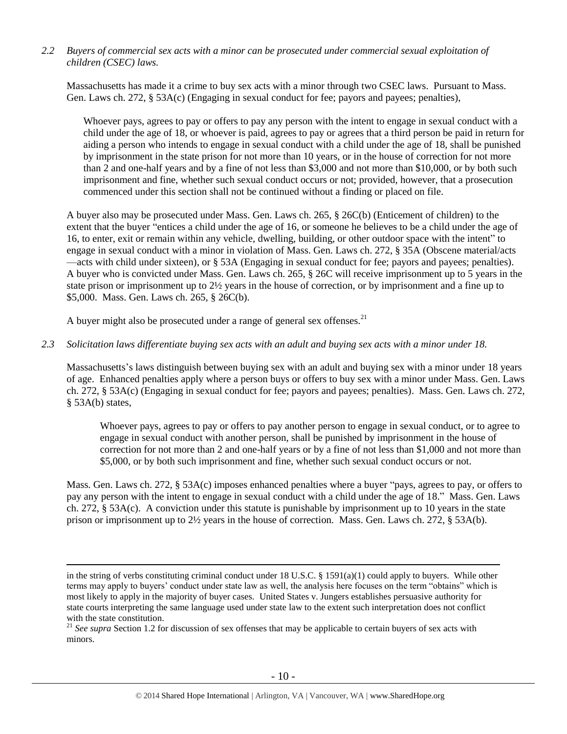*2.2 Buyers of commercial sex acts with a minor can be prosecuted under commercial sexual exploitation of children (CSEC) laws.*

Massachusetts has made it a crime to buy sex acts with a minor through two CSEC laws. Pursuant to Mass. Gen. Laws ch. 272, § 53A(c) (Engaging in sexual conduct for fee; payors and payees; penalties),

> Whoever pays, agrees to pay or offers to pay any person with the intent to engage in sexual conduct with a child under the age of 18, or whoever is paid, agrees to pay or agrees that a third person be paid in return for aiding a person who intends to engage in sexual conduct with a child under the age of 18, shall be punished by imprisonment in the state prison for not more than 10 years, or in the house of correction for not more than 2 and one-half years and by a fine of not less than $3,000 and not more than $10,000, or by both such imprisonment and fine, whether such sexual conduct occurs or not; provided, however, that a prosecution commenced under this section shall not be continued without a finding or placed on file.

A buyer also may be prosecuted under Mass. Gen. Laws ch. 265, § 26C(b) (Enticement of children) to the extent that the buyer "entices a child under the age of 16, or someone he believes to be a child under the age of 16, to enter, exit or remain within any vehicle, dwelling, building, or other outdoor space with the intent" to engage in sexual conduct with a minor in violation of Mass. Gen. Laws ch. 272, § 35A (Obscene material/acts —acts with child under sixteen), or § 53A (Engaging in sexual conduct for fee; payors and payees; penalties). A buyer who is convicted under Mass. Gen. Laws ch. 265, § 26C will receive imprisonment up to 5 years in the state prison or imprisonment up to 2½ years in the house of correction, or by imprisonment and a fine up to $5,000. Mass. Gen. Laws ch. 265, § 26C(b).

A buyer might also be prosecuted under a range of general sex offenses.[21]

*2.3 Solicitation laws differentiate buying sex acts with an adult and buying sex acts with a minor under 18.*

Massachusetts's laws distinguish between buying sex with an adult and buying sex with a minor under 18 years of age. Enhanced penalties apply where a person buys or offers to buy sex with a minor under Mass. Gen. Laws ch. 272, § 53A(c) (Engaging in sexual conduct for fee; payors and payees; penalties). Mass. Gen. Laws ch. 272, § 53A(b) states,

> Whoever pays, agrees to pay or offers to pay another person to engage in sexual conduct, or to agree to engage in sexual conduct with another person, shall be punished by imprisonment in the house of correction for not more than 2 and one-half years or by a fine of not less than $1,000 and not more than $5,000, or by both such imprisonment and fine, whether such sexual conduct occurs or not.

Mass. Gen. Laws ch. 272, § 53A(c) imposes enhanced penalties where a buyer "pays, agrees to pay, or offers to pay any person with the intent to engage in sexual conduct with a child under the age of 18." Mass. Gen. Laws ch. 272, § 53A(c). A conviction under this statute is punishable by imprisonment up to 10 years in the state prison or imprisonment up to 2½ years in the house of correction. Mass. Gen. Laws ch. 272, § 53A(b).

---

in the string of verbs constituting criminal conduct under 18 U.S.C. § 1591(a)(1) could apply to buyers. While other terms may apply to buyers' conduct under state law as well, the analysis here focuses on the term "obtains" which is most likely to apply in the majority of buyer cases. United States v. Jungers establishes persuasive authority for state courts interpreting the same language used under state law to the extent such interpretation does not conflict with the state constitution.

[21] *See supra* Section 1.2 for discussion of sex offenses that may be applicable to certain buyers of sex acts with minors.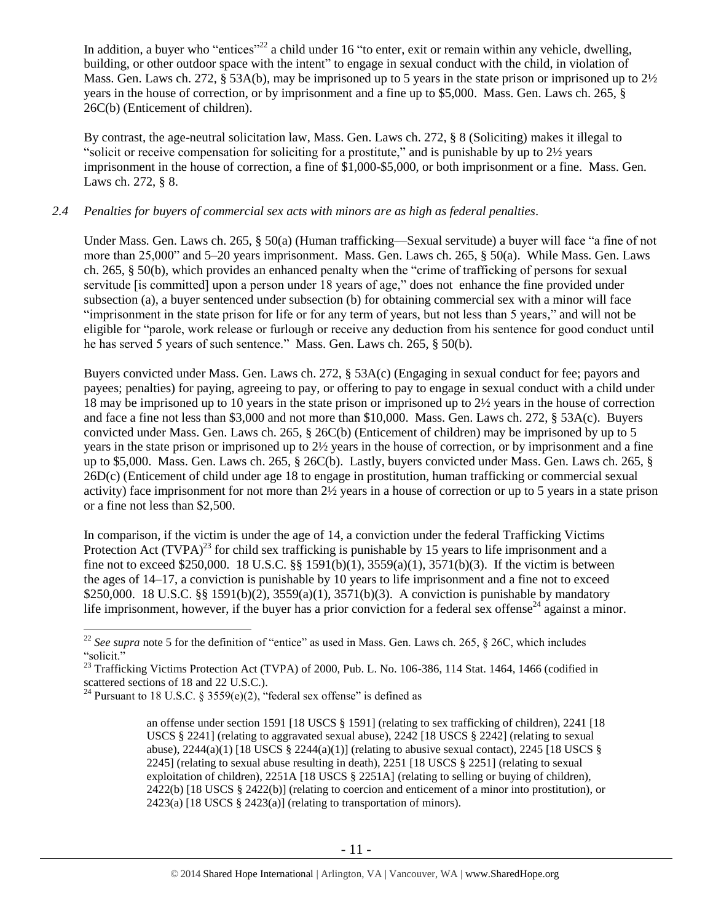In addition, a buyer who "entices"[22] a child under 16 "to enter, exit or remain within any vehicle, dwelling, building, or other outdoor space with the intent" to engage in sexual conduct with the child, in violation of Mass. Gen. Laws ch. 272, § 53A(b), may be imprisoned up to 5 years in the state prison or imprisoned up to 2½ years in the house of correction, or by imprisonment and a fine up to $5,000. Mass. Gen. Laws ch. 265, § 26C(b) (Enticement of children).

By contrast, the age-neutral solicitation law, Mass. Gen. Laws ch. 272, § 8 (Soliciting) makes it illegal to "solicit or receive compensation for soliciting for a prostitute," and is punishable by up to 2½ years imprisonment in the house of correction, a fine of $1,000-$5,000, or both imprisonment or a fine. Mass. Gen. Laws ch. 272, § 8.

*2.4 Penalties for buyers of commercial sex acts with minors are as high as federal penalties.*

Under Mass. Gen. Laws ch. 265, § 50(a) (Human trafficking—Sexual servitude) a buyer will face "a fine of not more than 25,000" and 5–20 years imprisonment. Mass. Gen. Laws ch. 265, § 50(a). While Mass. Gen. Laws ch. 265, § 50(b), which provides an enhanced penalty when the "crime of trafficking of persons for sexual servitude [is committed] upon a person under 18 years of age," does not enhance the fine provided under subsection (a), a buyer sentenced under subsection (b) for obtaining commercial sex with a minor will face "imprisonment in the state prison for life or for any term of years, but not less than 5 years," and will not be eligible for "parole, work release or furlough or receive any deduction from his sentence for good conduct until he has served 5 years of such sentence." Mass. Gen. Laws ch. 265, § 50(b).

Buyers convicted under Mass. Gen. Laws ch. 272, § 53A(c) (Engaging in sexual conduct for fee; payors and payees; penalties) for paying, agreeing to pay, or offering to pay to engage in sexual conduct with a child under 18 may be imprisoned up to 10 years in the state prison or imprisoned up to 2½ years in the house of correction and face a fine not less than $3,000 and not more than $10,000. Mass. Gen. Laws ch. 272, § 53A(c). Buyers convicted under Mass. Gen. Laws ch. 265, § 26C(b) (Enticement of children) may be imprisoned by up to 5 years in the state prison or imprisoned up to 2½ years in the house of correction, or by imprisonment and a fine up to $5,000. Mass. Gen. Laws ch. 265, § 26C(b). Lastly, buyers convicted under Mass. Gen. Laws ch. 265, § 26D(c) (Enticement of child under age 18 to engage in prostitution, human trafficking or commercial sexual activity) face imprisonment for not more than 2½ years in a house of correction or up to 5 years in a state prison or a fine not less than $2,500.

In comparison, if the victim is under the age of 14, a conviction under the federal Trafficking Victims Protection Act (TVPA)[23] for child sex trafficking is punishable by 15 years to life imprisonment and a fine not to exceed $250,000. 18 U.S.C. §§ 1591(b)(1), 3559(a)(1), 3571(b)(3). If the victim is between the ages of 14–17, a conviction is punishable by 10 years to life imprisonment and a fine not to exceed $250,000. 18 U.S.C. §§ 1591(b)(2), 3559(a)(1), 3571(b)(3). A conviction is punishable by mandatory life imprisonment, however, if the buyer has a prior conviction for a federal sex offense[24] against a minor.

---

[22] *See supra* note 5 for the definition of "entice" as used in Mass. Gen. Laws ch. 265, § 26C, which includes "solicit."

[23] Trafficking Victims Protection Act (TVPA) of 2000, Pub. L. No. 106-386, 114 Stat. 1464, 1466 (codified in scattered sections of 18 and 22 U.S.C.).

[24] Pursuant to 18 U.S.C. § 3559(e)(2), "federal sex offense" is defined as

> an offense under section 1591 [18 USCS § 1591] (relating to sex trafficking of children), 2241 [18 USCS § 2241] (relating to aggravated sexual abuse), 2242 [18 USCS § 2242] (relating to sexual abuse), 2244(a)(1) [18 USCS § 2244(a)(1)] (relating to abusive sexual contact), 2245 [18 USCS § 2245] (relating to sexual abuse resulting in death), 2251 [18 USCS § 2251] (relating to sexual exploitation of children), 2251A [18 USCS § 2251A] (relating to selling or buying of children), 2422(b) [18 USCS § 2422(b)] (relating to coercion and enticement of a minor into prostitution), or 2423(a) [18 USCS § 2423(a)] (relating to transportation of minors).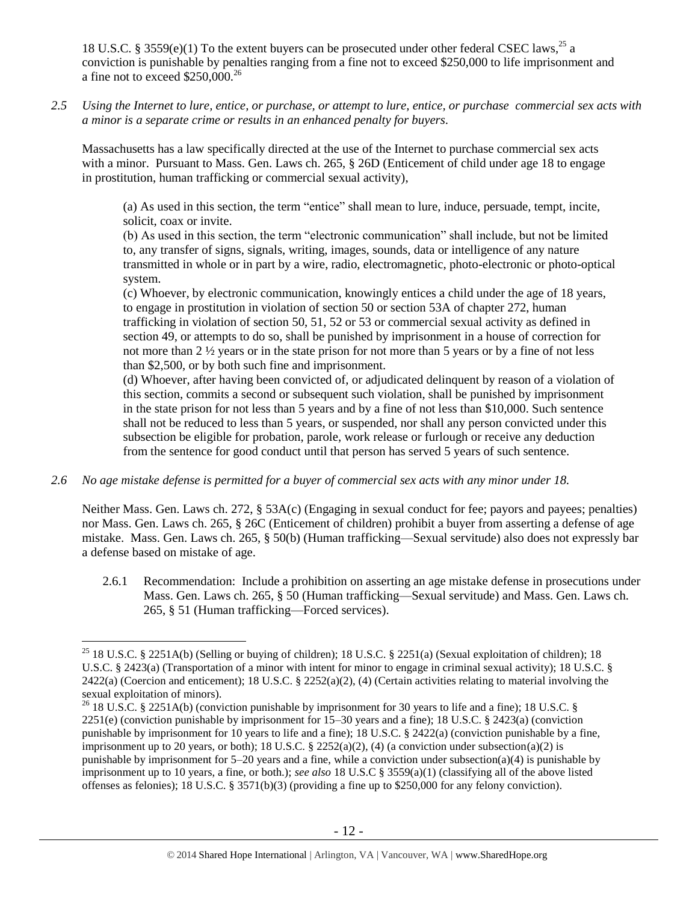18 U.S.C. § 3559(e)(1) To the extent buyers can be prosecuted under other federal CSEC laws,[25] a conviction is punishable by penalties ranging from a fine not to exceed $250,000 to life imprisonment and a fine not to exceed $250,000.[26]

*2.5 Using the Internet to lure, entice, or purchase, or attempt to lure, entice, or purchase commercial sex acts with a minor is a separate crime or results in an enhanced penalty for buyers.*

Massachusetts has a law specifically directed at the use of the Internet to purchase commercial sex acts with a minor. Pursuant to Mass. Gen. Laws ch. 265, § 26D (Enticement of child under age 18 to engage in prostitution, human trafficking or commercial sexual activity),

> (a) As used in this section, the term "entice" shall mean to lure, induce, persuade, tempt, incite, solicit, coax or invite.
>
> (b) As used in this section, the term "electronic communication" shall include, but not be limited to, any transfer of signs, signals, writing, images, sounds, data or intelligence of any nature transmitted in whole or in part by a wire, radio, electromagnetic, photo-electronic or photo-optical system.
>
> (c) Whoever, by electronic communication, knowingly entices a child under the age of 18 years, to engage in prostitution in violation of section 50 or section 53A of chapter 272, human trafficking in violation of section 50, 51, 52 or 53 or commercial sexual activity as defined in section 49, or attempts to do so, shall be punished by imprisonment in a house of correction for not more than 2 ½ years or in the state prison for not more than 5 years or by a fine of not less than $2,500, or by both such fine and imprisonment.
>
> (d) Whoever, after having been convicted of, or adjudicated delinquent by reason of a violation of this section, commits a second or subsequent such violation, shall be punished by imprisonment in the state prison for not less than 5 years and by a fine of not less than $10,000. Such sentence shall not be reduced to less than 5 years, or suspended, nor shall any person convicted under this subsection be eligible for probation, parole, work release or furlough or receive any deduction from the sentence for good conduct until that person has served 5 years of such sentence.

*2.6 No age mistake defense is permitted for a buyer of commercial sex acts with any minor under 18.*

Neither Mass. Gen. Laws ch. 272, § 53A(c) (Engaging in sexual conduct for fee; payors and payees; penalties) nor Mass. Gen. Laws ch. 265, § 26C (Enticement of children) prohibit a buyer from asserting a defense of age mistake. Mass. Gen. Laws ch. 265, § 50(b) (Human trafficking—Sexual servitude) also does not expressly bar a defense based on mistake of age.

2.6.1 Recommendation: Include a prohibition on asserting an age mistake defense in prosecutions under Mass. Gen. Laws ch. 265, § 50 (Human trafficking—Sexual servitude) and Mass. Gen. Laws ch. 265, § 51 (Human trafficking—Forced services).

---

[25] 18 U.S.C. § 2251A(b) (Selling or buying of children); 18 U.S.C. § 2251(a) (Sexual exploitation of children); 18 U.S.C. § 2423(a) (Transportation of a minor with intent for minor to engage in criminal sexual activity); 18 U.S.C. § 2422(a) (Coercion and enticement); 18 U.S.C. § 2252(a)(2), (4) (Certain activities relating to material involving the sexual exploitation of minors).

[26] 18 U.S.C. § 2251A(b) (conviction punishable by imprisonment for 30 years to life and a fine); 18 U.S.C. § 2251(e) (conviction punishable by imprisonment for 15–30 years and a fine); 18 U.S.C. § 2423(a) (conviction punishable by imprisonment for 10 years to life and a fine); 18 U.S.C. § 2422(a) (conviction punishable by a fine, imprisonment up to 20 years, or both); 18 U.S.C. § 2252(a)(2), (4) (a conviction under subsection(a)(2) is punishable by imprisonment for 5–20 years and a fine, while a conviction under subsection(a)(4) is punishable by imprisonment up to 10 years, a fine, or both.); *see also* 18 U.S.C § 3559(a)(1) (classifying all of the above listed offenses as felonies); 18 U.S.C. § 3571(b)(3) (providing a fine up to $250,000 for any felony conviction).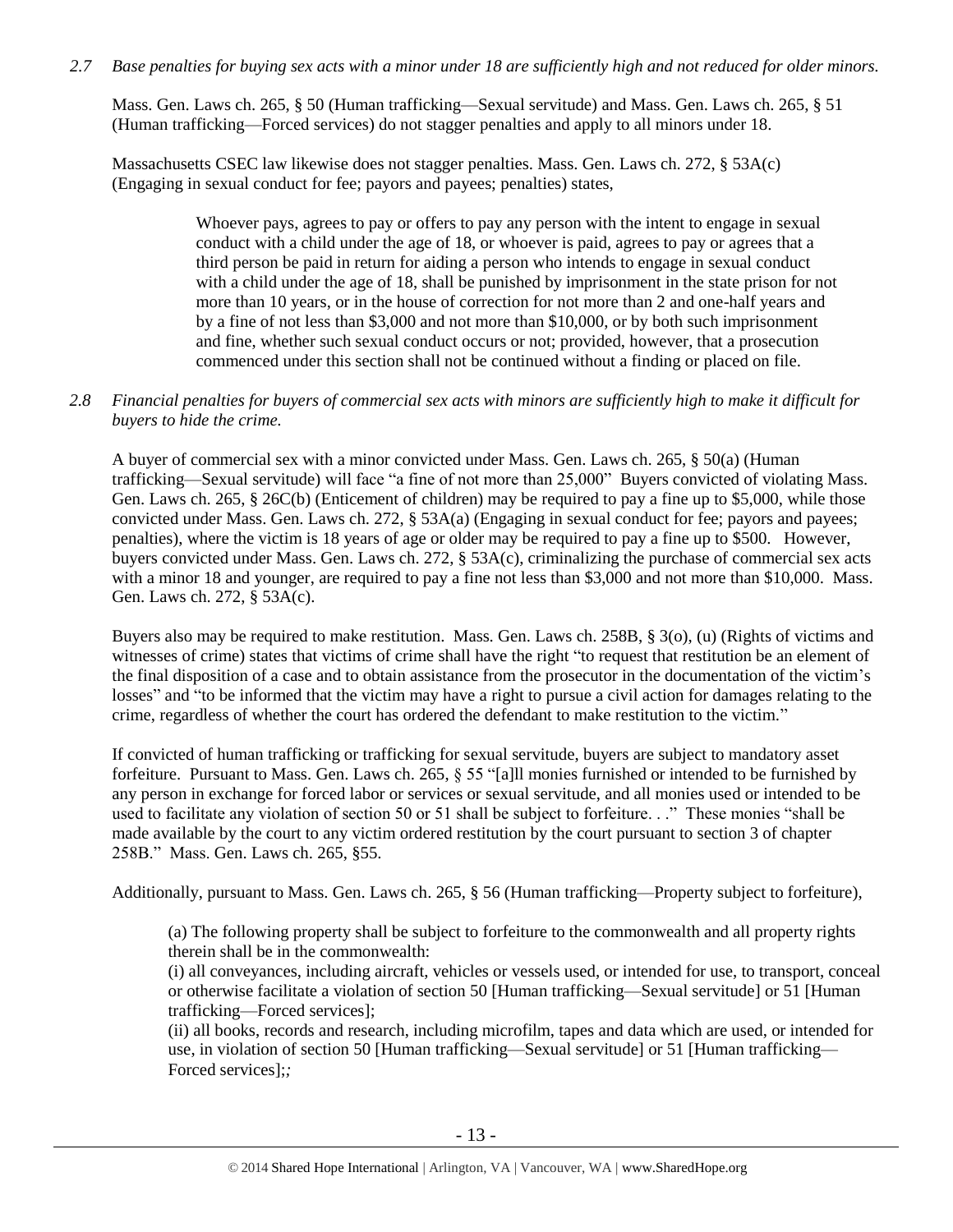*2.7 Base penalties for buying sex acts with a minor under 18 are sufficiently high and not reduced for older minors.*

Mass. Gen. Laws ch. 265, § 50 (Human trafficking—Sexual servitude) and Mass. Gen. Laws ch. 265, § 51 (Human trafficking—Forced services) do not stagger penalties and apply to all minors under 18.

Massachusetts CSEC law likewise does not stagger penalties. Mass. Gen. Laws ch. 272, § 53A(c) (Engaging in sexual conduct for fee; payors and payees; penalties) states,

> Whoever pays, agrees to pay or offers to pay any person with the intent to engage in sexual conduct with a child under the age of 18, or whoever is paid, agrees to pay or agrees that a third person be paid in return for aiding a person who intends to engage in sexual conduct with a child under the age of 18, shall be punished by imprisonment in the state prison for not more than 10 years, or in the house of correction for not more than 2 and one-half years and by a fine of not less than $3,000 and not more than $10,000, or by both such imprisonment and fine, whether such sexual conduct occurs or not; provided, however, that a prosecution commenced under this section shall not be continued without a finding or placed on file.

*2.8 Financial penalties for buyers of commercial sex acts with minors are sufficiently high to make it difficult for buyers to hide the crime.*

A buyer of commercial sex with a minor convicted under Mass. Gen. Laws ch. 265, § 50(a) (Human trafficking—Sexual servitude) will face "a fine of not more than 25,000" Buyers convicted of violating Mass. Gen. Laws ch. 265, § 26C(b) (Enticement of children) may be required to pay a fine up to $5,000, while those convicted under Mass. Gen. Laws ch. 272, § 53A(a) (Engaging in sexual conduct for fee; payors and payees; penalties), where the victim is 18 years of age or older may be required to pay a fine up to $500. However, buyers convicted under Mass. Gen. Laws ch. 272, § 53A(c), criminalizing the purchase of commercial sex acts with a minor 18 and younger, are required to pay a fine not less than $3,000 and not more than $10,000. Mass. Gen. Laws ch. 272, § 53A(c).

Buyers also may be required to make restitution. Mass. Gen. Laws ch. 258B, § 3(o), (u) (Rights of victims and witnesses of crime) states that victims of crime shall have the right "to request that restitution be an element of the final disposition of a case and to obtain assistance from the prosecutor in the documentation of the victim's losses" and "to be informed that the victim may have a right to pursue a civil action for damages relating to the crime, regardless of whether the court has ordered the defendant to make restitution to the victim."

If convicted of human trafficking or trafficking for sexual servitude, buyers are subject to mandatory asset forfeiture. Pursuant to Mass. Gen. Laws ch. 265, § 55 "[a]ll monies furnished or intended to be furnished by any person in exchange for forced labor or services or sexual servitude, and all monies used or intended to be used to facilitate any violation of section 50 or 51 shall be subject to forfeiture. . ." These monies "shall be made available by the court to any victim ordered restitution by the court pursuant to section 3 of chapter 258B." Mass. Gen. Laws ch. 265, §55.

Additionally, pursuant to Mass. Gen. Laws ch. 265, § 56 (Human trafficking—Property subject to forfeiture),

> (a) The following property shall be subject to forfeiture to the commonwealth and all property rights therein shall be in the commonwealth:
> (i) all conveyances, including aircraft, vehicles or vessels used, or intended for use, to transport, conceal or otherwise facilitate a violation of section 50 [Human trafficking—Sexual servitude] or 51 [Human trafficking—Forced services];
> (ii) all books, records and research, including microfilm, tapes and data which are used, or intended for use, in violation of section 50 [Human trafficking—Sexual servitude] or 51 [Human trafficking—Forced services];*;*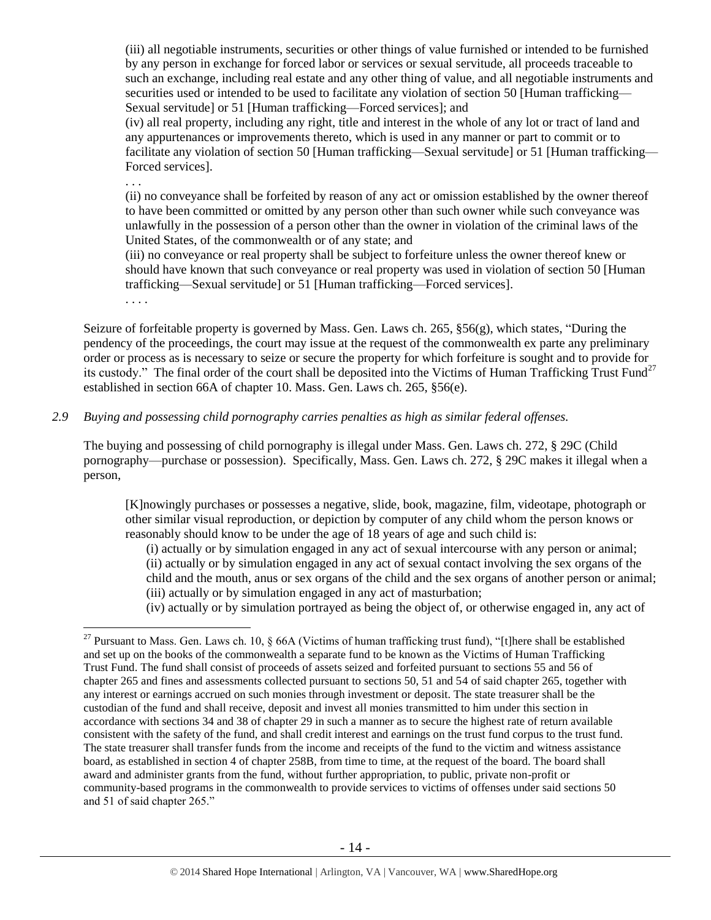(iii) all negotiable instruments, securities or other things of value furnished or intended to be furnished by any person in exchange for forced labor or services or sexual servitude, all proceeds traceable to such an exchange, including real estate and any other thing of value, and all negotiable instruments and securities used or intended to be used to facilitate any violation of section 50 [Human trafficking—Sexual servitude] or 51 [Human trafficking—Forced services]; and

(iv) all real property, including any right, title and interest in the whole of any lot or tract of land and any appurtenances or improvements thereto, which is used in any manner or part to commit or to facilitate any violation of section 50 [Human trafficking—Sexual servitude] or 51 [Human trafficking—Forced services].

. . .

(ii) no conveyance shall be forfeited by reason of any act or omission established by the owner thereof to have been committed or omitted by any person other than such owner while such conveyance was unlawfully in the possession of a person other than the owner in violation of the criminal laws of the United States, of the commonwealth or of any state; and

(iii) no conveyance or real property shall be subject to forfeiture unless the owner thereof knew or should have known that such conveyance or real property was used in violation of section 50 [Human trafficking—Sexual servitude] or 51 [Human trafficking—Forced services].

. . . .

Seizure of forfeitable property is governed by Mass. Gen. Laws ch. 265, §56(g), which states, "During the pendency of the proceedings, the court may issue at the request of the commonwealth ex parte any preliminary order or process as is necessary to seize or secure the property for which forfeiture is sought and to provide for its custody." The final order of the court shall be deposited into the Victims of Human Trafficking Trust Fund[27] established in section 66A of chapter 10. Mass. Gen. Laws ch. 265, §56(e).

*2.9 Buying and possessing child pornography carries penalties as high as similar federal offenses.*

The buying and possessing of child pornography is illegal under Mass. Gen. Laws ch. 272, § 29C (Child pornography—purchase or possession). Specifically, Mass. Gen. Laws ch. 272, § 29C makes it illegal when a person,

> [K]nowingly purchases or possesses a negative, slide, book, magazine, film, videotape, photograph or other similar visual reproduction, or depiction by computer of any child whom the person knows or reasonably should know to be under the age of 18 years of age and such child is:
>
> (i) actually or by simulation engaged in any act of sexual intercourse with any person or animal;
> (ii) actually or by simulation engaged in any act of sexual contact involving the sex organs of the child and the mouth, anus or sex organs of the child and the sex organs of another person or animal;
> (iii) actually or by simulation engaged in any act of masturbation;
> (iv) actually or by simulation portrayed as being the object of, or otherwise engaged in, any act of

---

[27] Pursuant to Mass. Gen. Laws ch. 10, § 66A (Victims of human trafficking trust fund), "[t]here shall be established and set up on the books of the commonwealth a separate fund to be known as the Victims of Human Trafficking Trust Fund. The fund shall consist of proceeds of assets seized and forfeited pursuant to sections 55 and 56 of chapter 265 and fines and assessments collected pursuant to sections 50, 51 and 54 of said chapter 265, together with any interest or earnings accrued on such monies through investment or deposit. The state treasurer shall be the custodian of the fund and shall receive, deposit and invest all monies transmitted to him under this section in accordance with sections 34 and 38 of chapter 29 in such a manner as to secure the highest rate of return available consistent with the safety of the fund, and shall credit interest and earnings on the trust fund corpus to the trust fund. The state treasurer shall transfer funds from the income and receipts of the fund to the victim and witness assistance board, as established in section 4 of chapter 258B, from time to time, at the request of the board. The board shall award and administer grants from the fund, without further appropriation, to public, private non-profit or community-based programs in the commonwealth to provide services to victims of offenses under said sections 50 and 51 of said chapter 265."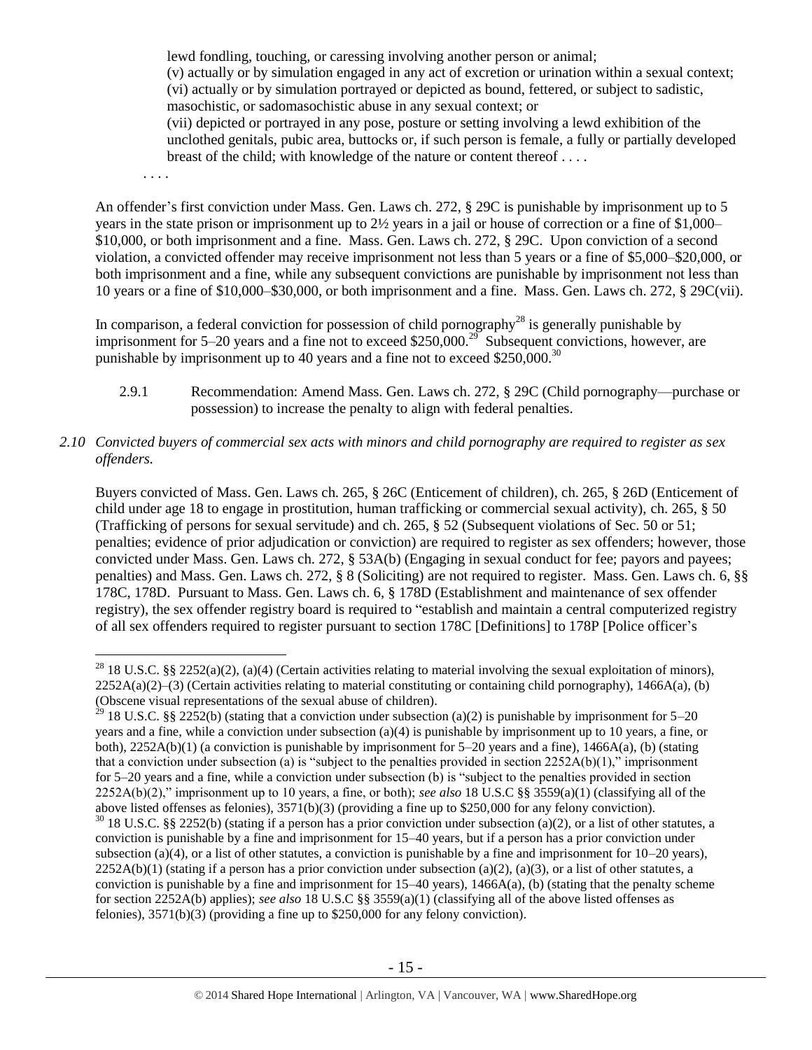lewd fondling, touching, or caressing involving another person or animal;
(v) actually or by simulation engaged in any act of excretion or urination within a sexual context;
(vi) actually or by simulation portrayed or depicted as bound, fettered, or subject to sadistic, masochistic, or sadomasochistic abuse in any sexual context; or
(vii) depicted or portrayed in any pose, posture or setting involving a lewd exhibition of the unclothed genitals, pubic area, buttocks or, if such person is female, a fully or partially developed breast of the child; with knowledge of the nature or content thereof . . . .

. . . .

An offender's first conviction under Mass. Gen. Laws ch. 272, § 29C is punishable by imprisonment up to 5 years in the state prison or imprisonment up to 2½ years in a jail or house of correction or a fine of $1,000–$10,000, or both imprisonment and a fine. Mass. Gen. Laws ch. 272, § 29C. Upon conviction of a second violation, a convicted offender may receive imprisonment not less than 5 years or a fine of $5,000–$20,000, or both imprisonment and a fine, while any subsequent convictions are punishable by imprisonment not less than 10 years or a fine of $10,000–$30,000, or both imprisonment and a fine. Mass. Gen. Laws ch. 272, § 29C(vii).

In comparison, a federal conviction for possession of child pornography[28] is generally punishable by imprisonment for 5–20 years and a fine not to exceed $250,000.[29] Subsequent convictions, however, are punishable by imprisonment up to 40 years and a fine not to exceed $250,000.[30]

2.9.1 Recommendation: Amend Mass. Gen. Laws ch. 272, § 29C (Child pornography—purchase or possession) to increase the penalty to align with federal penalties.

*2.10 Convicted buyers of commercial sex acts with minors and child pornography are required to register as sex offenders.*

Buyers convicted of Mass. Gen. Laws ch. 265, § 26C (Enticement of children), ch. 265, § 26D (Enticement of child under age 18 to engage in prostitution, human trafficking or commercial sexual activity), ch. 265, § 50 (Trafficking of persons for sexual servitude) and ch. 265, § 52 (Subsequent violations of Sec. 50 or 51; penalties; evidence of prior adjudication or conviction) are required to register as sex offenders; however, those convicted under Mass. Gen. Laws ch. 272, § 53A(b) (Engaging in sexual conduct for fee; payors and payees; penalties) and Mass. Gen. Laws ch. 272, § 8 (Soliciting) are not required to register. Mass. Gen. Laws ch. 6, §§ 178C, 178D. Pursuant to Mass. Gen. Laws ch. 6, § 178D (Establishment and maintenance of sex offender registry), the sex offender registry board is required to "establish and maintain a central computerized registry of all sex offenders required to register pursuant to section 178C [Definitions] to 178P [Police officer's

---

[28] 18 U.S.C. §§ 2252(a)(2), (a)(4) (Certain activities relating to material involving the sexual exploitation of minors), 2252A(a)(2)–(3) (Certain activities relating to material constituting or containing child pornography), 1466A(a), (b) (Obscene visual representations of the sexual abuse of children).

[29] 18 U.S.C. §§ 2252(b) (stating that a conviction under subsection (a)(2) is punishable by imprisonment for 5–20 years and a fine, while a conviction under subsection (a)(4) is punishable by imprisonment up to 10 years, a fine, or both), 2252A(b)(1) (a conviction is punishable by imprisonment for 5–20 years and a fine), 1466A(a), (b) (stating that a conviction under subsection (a) is "subject to the penalties provided in section 2252A(b)(1)," imprisonment for 5–20 years and a fine, while a conviction under subsection (b) is "subject to the penalties provided in section 2252A(b)(2)," imprisonment up to 10 years, a fine, or both); *see also* 18 U.S.C §§ 3559(a)(1) (classifying all of the above listed offenses as felonies), 3571(b)(3) (providing a fine up to $250,000 for any felony conviction).

[30] 18 U.S.C. §§ 2252(b) (stating if a person has a prior conviction under subsection (a)(2), or a list of other statutes, a conviction is punishable by a fine and imprisonment for 15–40 years, but if a person has a prior conviction under subsection (a)(4), or a list of other statutes, a conviction is punishable by a fine and imprisonment for 10–20 years), 2252A(b)(1) (stating if a person has a prior conviction under subsection (a)(2), (a)(3), or a list of other statutes, a conviction is punishable by a fine and imprisonment for 15–40 years), 1466A(a), (b) (stating that the penalty scheme for section 2252A(b) applies); *see also* 18 U.S.C §§ 3559(a)(1) (classifying all of the above listed offenses as felonies), 3571(b)(3) (providing a fine up to $250,000 for any felony conviction).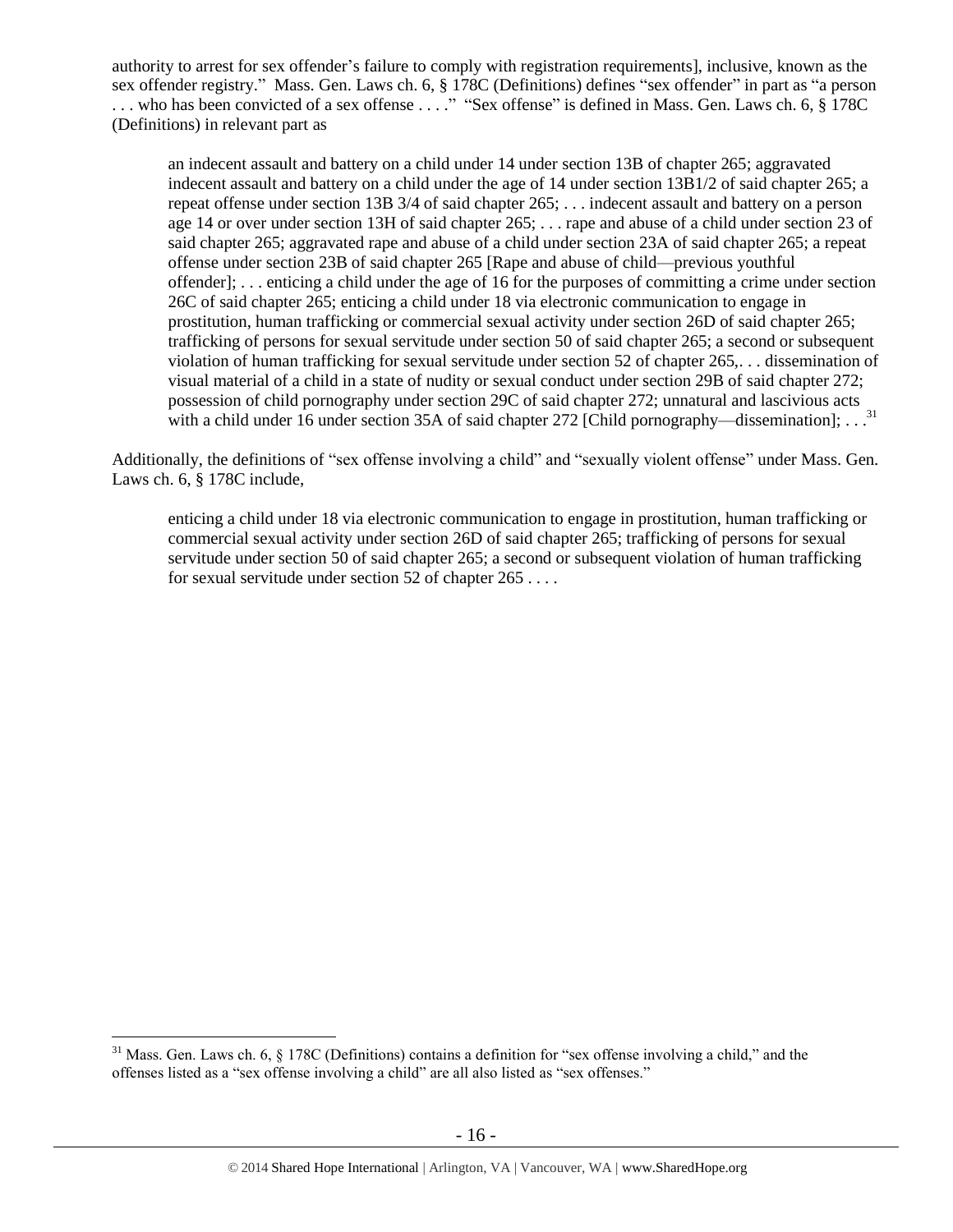authority to arrest for sex offender's failure to comply with registration requirements], inclusive, known as the sex offender registry." Mass. Gen. Laws ch. 6, § 178C (Definitions) defines "sex offender" in part as "a person . . . who has been convicted of a sex offense . . . ." "Sex offense" is defined in Mass. Gen. Laws ch. 6, § 178C (Definitions) in relevant part as

> an indecent assault and battery on a child under 14 under section 13B of chapter 265; aggravated indecent assault and battery on a child under the age of 14 under section 13B1/2 of said chapter 265; a repeat offense under section 13B 3/4 of said chapter 265; . . . indecent assault and battery on a person age 14 or over under section 13H of said chapter 265; . . . rape and abuse of a child under section 23 of said chapter 265; aggravated rape and abuse of a child under section 23A of said chapter 265; a repeat offense under section 23B of said chapter 265 [Rape and abuse of child—previous youthful offender]; . . . enticing a child under the age of 16 for the purposes of committing a crime under section 26C of said chapter 265; enticing a child under 18 via electronic communication to engage in prostitution, human trafficking or commercial sexual activity under section 26D of said chapter 265; trafficking of persons for sexual servitude under section 50 of said chapter 265; a second or subsequent violation of human trafficking for sexual servitude under section 52 of chapter 265,. . . dissemination of visual material of a child in a state of nudity or sexual conduct under section 29B of said chapter 272; possession of child pornography under section 29C of said chapter 272; unnatural and lascivious acts with a child under 16 under section 35A of said chapter 272 [Child pornography—dissemination]; . . .[31]

Additionally, the definitions of "sex offense involving a child" and "sexually violent offense" under Mass. Gen. Laws ch. 6, § 178C include,

> enticing a child under 18 via electronic communication to engage in prostitution, human trafficking or commercial sexual activity under section 26D of said chapter 265; trafficking of persons for sexual servitude under section 50 of said chapter 265; a second or subsequent violation of human trafficking for sexual servitude under section 52 of chapter 265 . . . .

---

[31] Mass. Gen. Laws ch. 6, § 178C (Definitions) contains a definition for "sex offense involving a child," and the offenses listed as a "sex offense involving a child" are all also listed as "sex offenses."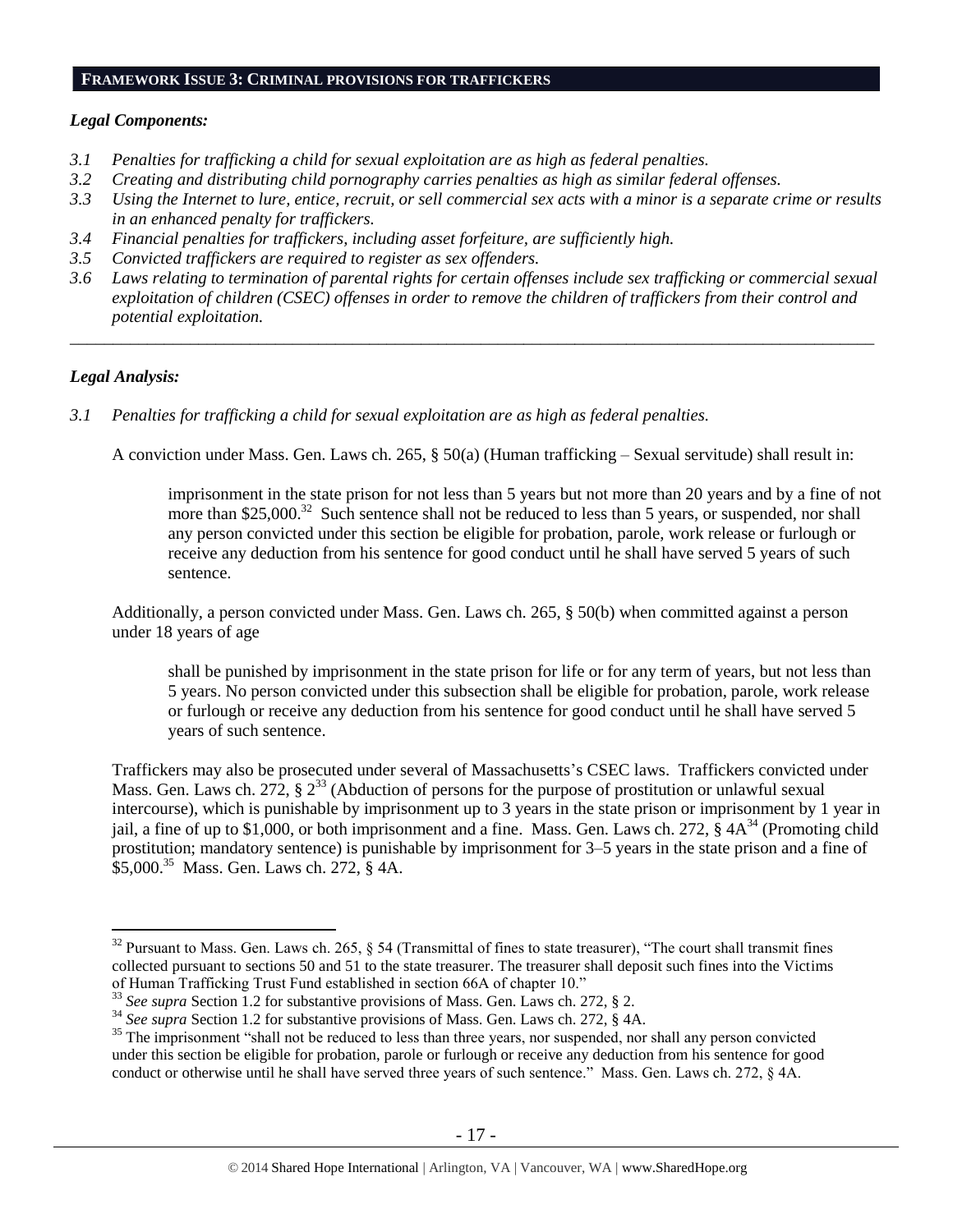## FRAMEWORK ISSUE 3: CRIMINAL PROVISIONS FOR TRAFFICKERS

### *Legal Components:*

*3.1 Penalties for trafficking a child for sexual exploitation are as high as federal penalties.*
*3.2 Creating and distributing child pornography carries penalties as high as similar federal offenses.*
*3.3 Using the Internet to lure, entice, recruit, or sell commercial sex acts with a minor is a separate crime or results in an enhanced penalty for traffickers.*
*3.4 Financial penalties for traffickers, including asset forfeiture, are sufficiently high.*
*3.5 Convicted traffickers are required to register as sex offenders.*
*3.6 Laws relating to termination of parental rights for certain offenses include sex trafficking or commercial sexual exploitation of children (CSEC) offenses in order to remove the children of traffickers from their control and potential exploitation.*

---

### *Legal Analysis:*

*3.1 Penalties for trafficking a child for sexual exploitation are as high as federal penalties.*

A conviction under Mass. Gen. Laws ch. 265, § 50(a) (Human trafficking – Sexual servitude) shall result in:

> imprisonment in the state prison for not less than 5 years but not more than 20 years and by a fine of not more than $25,000.[32] Such sentence shall not be reduced to less than 5 years, or suspended, nor shall any person convicted under this section be eligible for probation, parole, work release or furlough or receive any deduction from his sentence for good conduct until he shall have served 5 years of such sentence.

Additionally, a person convicted under Mass. Gen. Laws ch. 265, § 50(b) when committed against a person under 18 years of age

> shall be punished by imprisonment in the state prison for life or for any term of years, but not less than 5 years. No person convicted under this subsection shall be eligible for probation, parole, work release or furlough or receive any deduction from his sentence for good conduct until he shall have served 5 years of such sentence.

Traffickers may also be prosecuted under several of Massachusetts's CSEC laws. Traffickers convicted under Mass. Gen. Laws ch. 272, § 2[33] (Abduction of persons for the purpose of prostitution or unlawful sexual intercourse), which is punishable by imprisonment up to 3 years in the state prison or imprisonment by 1 year in jail, a fine of up to $1,000, or both imprisonment and a fine. Mass. Gen. Laws ch. 272, § 4A[34] (Promoting child prostitution; mandatory sentence) is punishable by imprisonment for 3–5 years in the state prison and a fine of $5,000.[35] Mass. Gen. Laws ch. 272, § 4A.

---

[32] Pursuant to Mass. Gen. Laws ch. 265, § 54 (Transmittal of fines to state treasurer), "The court shall transmit fines collected pursuant to sections 50 and 51 to the state treasurer. The treasurer shall deposit such fines into the Victims of Human Trafficking Trust Fund established in section 66A of chapter 10."

[33] *See supra* Section 1.2 for substantive provisions of Mass. Gen. Laws ch. 272, § 2.

[34] *See supra* Section 1.2 for substantive provisions of Mass. Gen. Laws ch. 272, § 4A.

[35] The imprisonment "shall not be reduced to less than three years, nor suspended, nor shall any person convicted under this section be eligible for probation, parole or furlough or receive any deduction from his sentence for good conduct or otherwise until he shall have served three years of such sentence." Mass. Gen. Laws ch. 272, § 4A.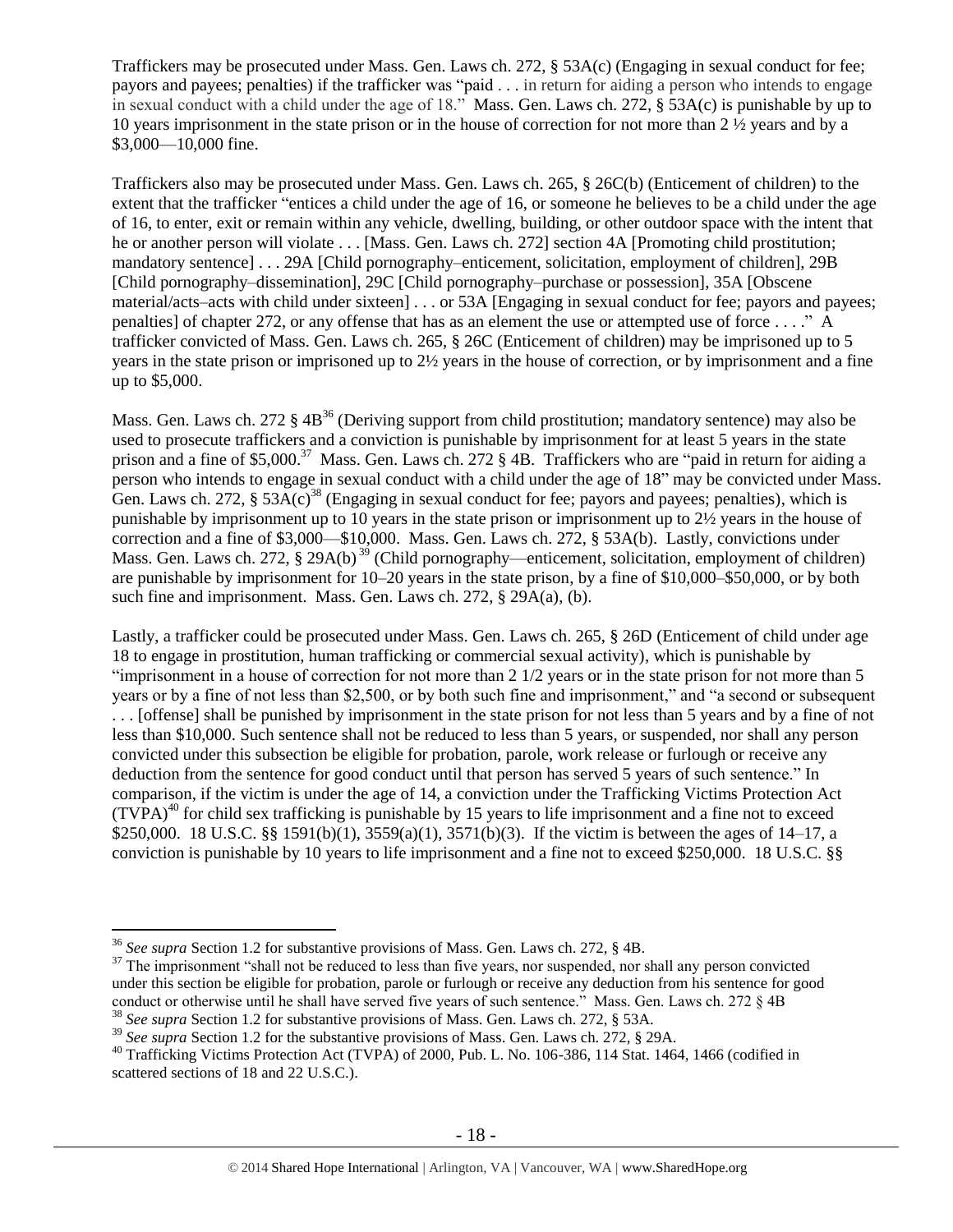Traffickers may be prosecuted under Mass. Gen. Laws ch. 272, § 53A(c) (Engaging in sexual conduct for fee; payors and payees; penalties) if the trafficker was "paid . . . in return for aiding a person who intends to engage in sexual conduct with a child under the age of 18." Mass. Gen. Laws ch. 272, § 53A(c) is punishable by up to 10 years imprisonment in the state prison or in the house of correction for not more than 2 ½ years and by a $3,000—10,000 fine.

Traffickers also may be prosecuted under Mass. Gen. Laws ch. 265, § 26C(b) (Enticement of children) to the extent that the trafficker "entices a child under the age of 16, or someone he believes to be a child under the age of 16, to enter, exit or remain within any vehicle, dwelling, building, or other outdoor space with the intent that he or another person will violate . . . [Mass. Gen. Laws ch. 272] section 4A [Promoting child prostitution; mandatory sentence] . . . 29A [Child pornography–enticement, solicitation, employment of children], 29B [Child pornography–dissemination], 29C [Child pornography–purchase or possession], 35A [Obscene material/acts–acts with child under sixteen] . . . or 53A [Engaging in sexual conduct for fee; payors and payees; penalties] of chapter 272, or any offense that has as an element the use or attempted use of force . . . ." A trafficker convicted of Mass. Gen. Laws ch. 265, § 26C (Enticement of children) may be imprisoned up to 5 years in the state prison or imprisoned up to 2½ years in the house of correction, or by imprisonment and a fine up to $5,000.

Mass. Gen. Laws ch. 272 § 4B[36] (Deriving support from child prostitution; mandatory sentence) may also be used to prosecute traffickers and a conviction is punishable by imprisonment for at least 5 years in the state prison and a fine of $5,000.[37] Mass. Gen. Laws ch. 272 § 4B. Traffickers who are "paid in return for aiding a person who intends to engage in sexual conduct with a child under the age of 18" may be convicted under Mass. Gen. Laws ch. 272, § 53A(c)[38] (Engaging in sexual conduct for fee; payors and payees; penalties), which is punishable by imprisonment up to 10 years in the state prison or imprisonment up to 2½ years in the house of correction and a fine of $3,000—$10,000. Mass. Gen. Laws ch. 272, § 53A(b). Lastly, convictions under Mass. Gen. Laws ch. 272, § 29A(b)[39] (Child pornography—enticement, solicitation, employment of children) are punishable by imprisonment for 10–20 years in the state prison, by a fine of $10,000–$50,000, or by both such fine and imprisonment. Mass. Gen. Laws ch. 272, § 29A(a), (b).

Lastly, a trafficker could be prosecuted under Mass. Gen. Laws ch. 265, § 26D (Enticement of child under age 18 to engage in prostitution, human trafficking or commercial sexual activity), which is punishable by "imprisonment in a house of correction for not more than 2 1/2 years or in the state prison for not more than 5 years or by a fine of not less than $2,500, or by both such fine and imprisonment," and "a second or subsequent . . . [offense] shall be punished by imprisonment in the state prison for not less than 5 years and by a fine of not less than $10,000. Such sentence shall not be reduced to less than 5 years, or suspended, nor shall any person convicted under this subsection be eligible for probation, parole, work release or furlough or receive any deduction from the sentence for good conduct until that person has served 5 years of such sentence." In comparison, if the victim is under the age of 14, a conviction under the Trafficking Victims Protection Act (TVPA)[40] for child sex trafficking is punishable by 15 years to life imprisonment and a fine not to exceed $250,000. 18 U.S.C. §§ 1591(b)(1), 3559(a)(1), 3571(b)(3). If the victim is between the ages of 14–17, a conviction is punishable by 10 years to life imprisonment and a fine not to exceed $250,000. 18 U.S.C. §§

---

[36] *See supra* Section 1.2 for substantive provisions of Mass. Gen. Laws ch. 272, § 4B.

[37] The imprisonment "shall not be reduced to less than five years, nor suspended, nor shall any person convicted under this section be eligible for probation, parole or furlough or receive any deduction from his sentence for good conduct or otherwise until he shall have served five years of such sentence." Mass. Gen. Laws ch. 272 § 4B

[38] *See supra* Section 1.2 for substantive provisions of Mass. Gen. Laws ch. 272, § 53A.

[39] *See supra* Section 1.2 for the substantive provisions of Mass. Gen. Laws ch. 272, § 29A.

[40] Trafficking Victims Protection Act (TVPA) of 2000, Pub. L. No. 106-386, 114 Stat. 1464, 1466 (codified in scattered sections of 18 and 22 U.S.C.).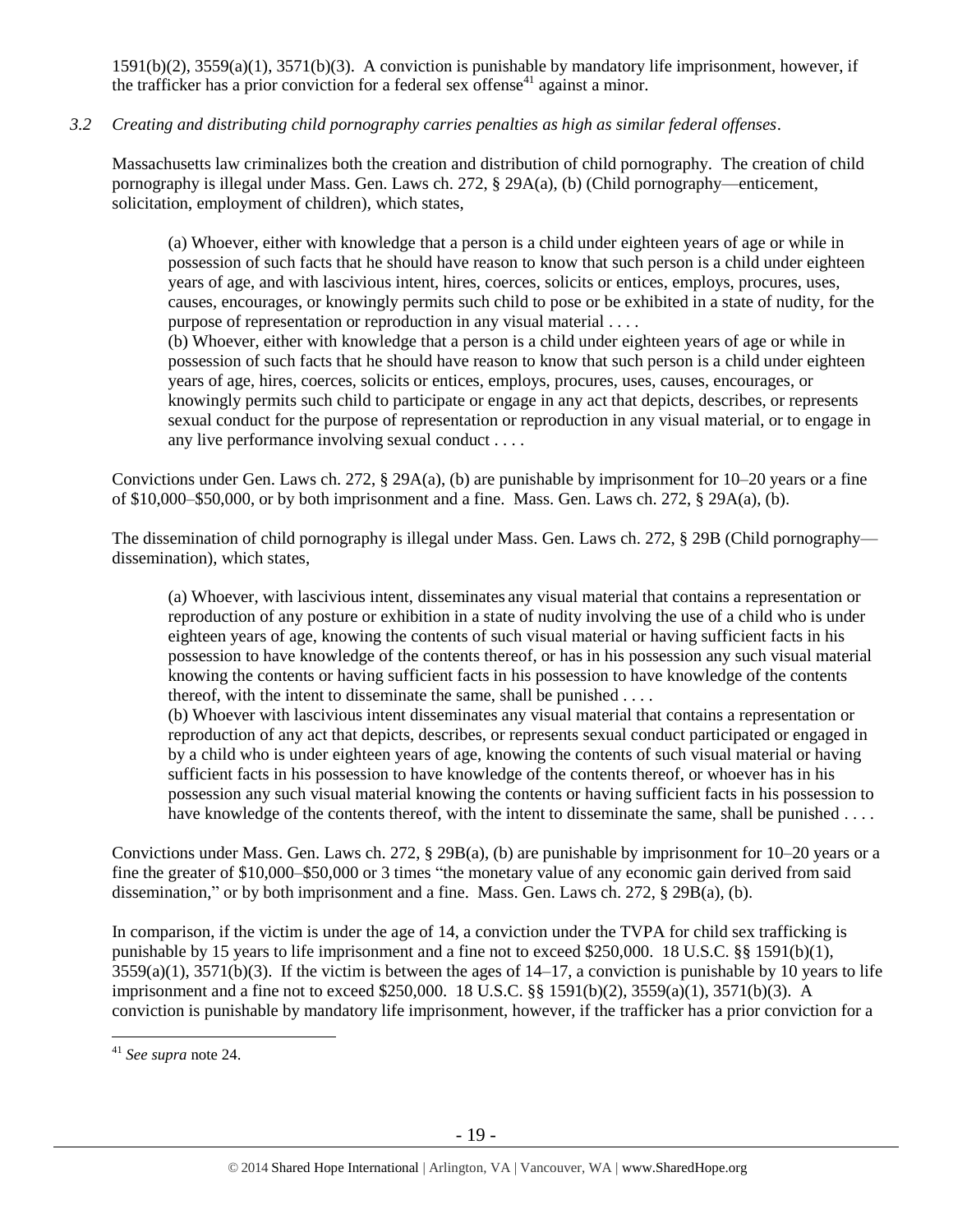1591(b)(2), 3559(a)(1), 3571(b)(3). A conviction is punishable by mandatory life imprisonment, however, if the trafficker has a prior conviction for a federal sex offense[41] against a minor.

*3.2 Creating and distributing child pornography carries penalties as high as similar federal offenses.*

Massachusetts law criminalizes both the creation and distribution of child pornography. The creation of child pornography is illegal under Mass. Gen. Laws ch. 272, § 29A(a), (b) (Child pornography—enticement, solicitation, employment of children), which states,

> (a) Whoever, either with knowledge that a person is a child under eighteen years of age or while in possession of such facts that he should have reason to know that such person is a child under eighteen years of age, and with lascivious intent, hires, coerces, solicits or entices, employs, procures, uses, causes, encourages, or knowingly permits such child to pose or be exhibited in a state of nudity, for the purpose of representation or reproduction in any visual material . . . .
>
> (b) Whoever, either with knowledge that a person is a child under eighteen years of age or while in possession of such facts that he should have reason to know that such person is a child under eighteen years of age, hires, coerces, solicits or entices, employs, procures, uses, causes, encourages, or knowingly permits such child to participate or engage in any act that depicts, describes, or represents sexual conduct for the purpose of representation or reproduction in any visual material, or to engage in any live performance involving sexual conduct . . . .

Convictions under Gen. Laws ch. 272, § 29A(a), (b) are punishable by imprisonment for 10–20 years or a fine of $10,000–$50,000, or by both imprisonment and a fine. Mass. Gen. Laws ch. 272, § 29A(a), (b).

The dissemination of child pornography is illegal under Mass. Gen. Laws ch. 272, § 29B (Child pornography—dissemination), which states,

> (a) Whoever, with lascivious intent, disseminates any visual material that contains a representation or reproduction of any posture or exhibition in a state of nudity involving the use of a child who is under eighteen years of age, knowing the contents of such visual material or having sufficient facts in his possession to have knowledge of the contents thereof, or has in his possession any such visual material knowing the contents or having sufficient facts in his possession to have knowledge of the contents thereof, with the intent to disseminate the same, shall be punished . . . .
>
> (b) Whoever with lascivious intent disseminates any visual material that contains a representation or reproduction of any act that depicts, describes, or represents sexual conduct participated or engaged in by a child who is under eighteen years of age, knowing the contents of such visual material or having sufficient facts in his possession to have knowledge of the contents thereof, or whoever has in his possession any such visual material knowing the contents or having sufficient facts in his possession to have knowledge of the contents thereof, with the intent to disseminate the same, shall be punished . . . .

Convictions under Mass. Gen. Laws ch. 272, § 29B(a), (b) are punishable by imprisonment for 10–20 years or a fine the greater of $10,000–$50,000 or 3 times "the monetary value of any economic gain derived from said dissemination," or by both imprisonment and a fine. Mass. Gen. Laws ch. 272, § 29B(a), (b).

In comparison, if the victim is under the age of 14, a conviction under the TVPA for child sex trafficking is punishable by 15 years to life imprisonment and a fine not to exceed $250,000. 18 U.S.C. §§ 1591(b)(1), 3559(a)(1), 3571(b)(3). If the victim is between the ages of 14–17, a conviction is punishable by 10 years to life imprisonment and a fine not to exceed $250,000. 18 U.S.C. §§ 1591(b)(2), 3559(a)(1), 3571(b)(3). A conviction is punishable by mandatory life imprisonment, however, if the trafficker has a prior conviction for a

[41] *See supra* note 24.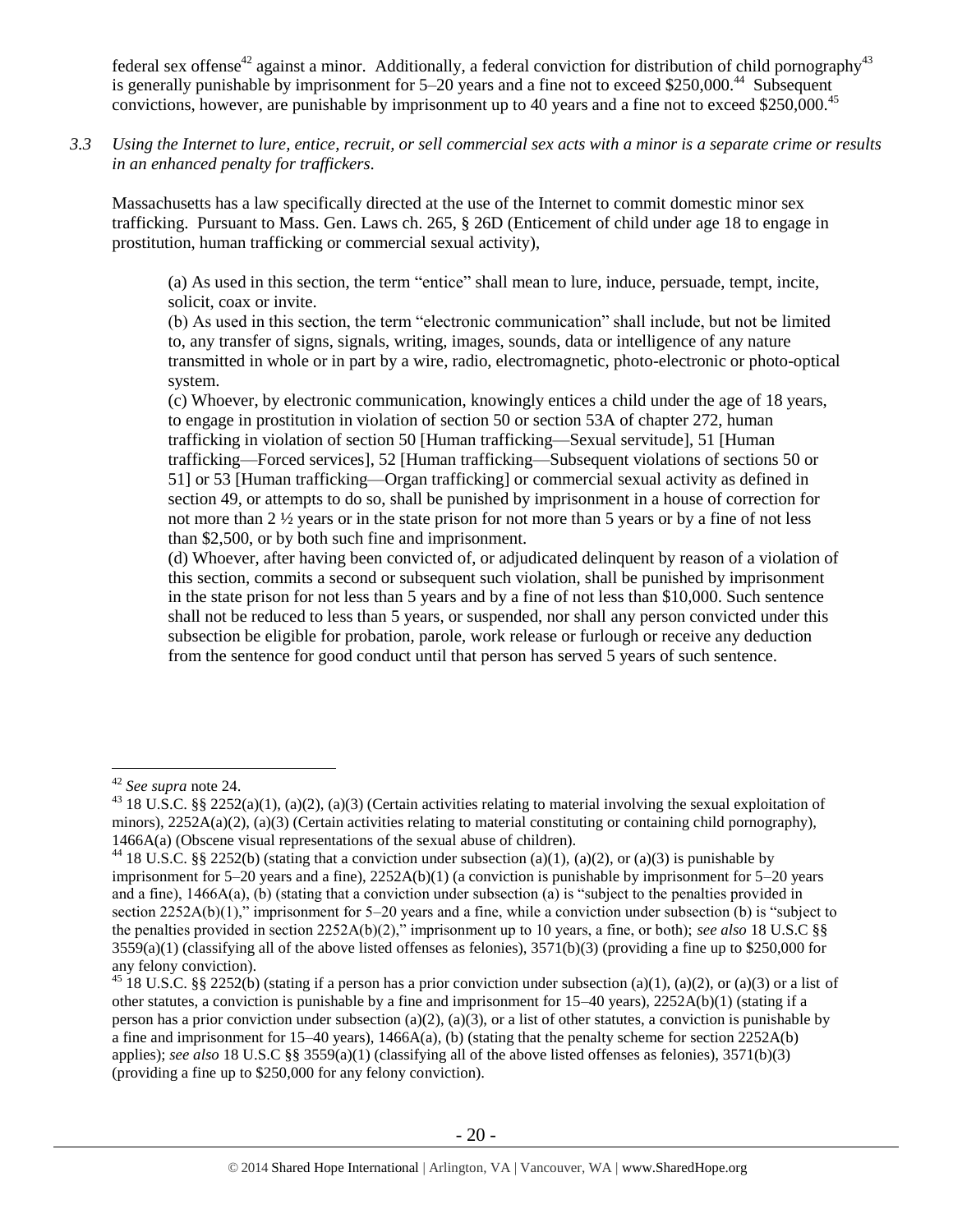federal sex offense[42] against a minor. Additionally, a federal conviction for distribution of child pornography[43] is generally punishable by imprisonment for 5–20 years and a fine not to exceed $250,000.[44] Subsequent convictions, however, are punishable by imprisonment up to 40 years and a fine not to exceed $250,000.[45]

*3.3 Using the Internet to lure, entice, recruit, or sell commercial sex acts with a minor is a separate crime or results in an enhanced penalty for traffickers.*

Massachusetts has a law specifically directed at the use of the Internet to commit domestic minor sex trafficking. Pursuant to Mass. Gen. Laws ch. 265, § 26D (Enticement of child under age 18 to engage in prostitution, human trafficking or commercial sexual activity),

> (a) As used in this section, the term "entice" shall mean to lure, induce, persuade, tempt, incite, solicit, coax or invite.
> (b) As used in this section, the term "electronic communication" shall include, but not be limited to, any transfer of signs, signals, writing, images, sounds, data or intelligence of any nature transmitted in whole or in part by a wire, radio, electromagnetic, photo-electronic or photo-optical system.
> (c) Whoever, by electronic communication, knowingly entices a child under the age of 18 years, to engage in prostitution in violation of section 50 or section 53A of chapter 272, human trafficking in violation of section 50 [Human trafficking—Sexual servitude], 51 [Human trafficking—Forced services], 52 [Human trafficking—Subsequent violations of sections 50 or 51] or 53 [Human trafficking—Organ trafficking] or commercial sexual activity as defined in section 49, or attempts to do so, shall be punished by imprisonment in a house of correction for not more than 2 ½ years or in the state prison for not more than 5 years or by a fine of not less than $2,500, or by both such fine and imprisonment.
> (d) Whoever, after having been convicted of, or adjudicated delinquent by reason of a violation of this section, commits a second or subsequent such violation, shall be punished by imprisonment in the state prison for not less than 5 years and by a fine of not less than $10,000. Such sentence shall not be reduced to less than 5 years, or suspended, nor shall any person convicted under this subsection be eligible for probation, parole, work release or furlough or receive any deduction from the sentence for good conduct until that person has served 5 years of such sentence.

---

[42] *See supra* note 24.

[43] 18 U.S.C. §§ 2252(a)(1), (a)(2), (a)(3) (Certain activities relating to material involving the sexual exploitation of minors), 2252A(a)(2), (a)(3) (Certain activities relating to material constituting or containing child pornography), 1466A(a) (Obscene visual representations of the sexual abuse of children).

[44] 18 U.S.C. §§ 2252(b) (stating that a conviction under subsection (a)(1), (a)(2), or (a)(3) is punishable by imprisonment for 5–20 years and a fine), 2252A(b)(1) (a conviction is punishable by imprisonment for 5–20 years and a fine), 1466A(a), (b) (stating that a conviction under subsection (a) is "subject to the penalties provided in section 2252A(b)(1)," imprisonment for 5–20 years and a fine, while a conviction under subsection (b) is "subject to the penalties provided in section 2252A(b)(2)," imprisonment up to 10 years, a fine, or both); *see also* 18 U.S.C §§ 3559(a)(1) (classifying all of the above listed offenses as felonies), 3571(b)(3) (providing a fine up to $250,000 for any felony conviction).

[45] 18 U.S.C. §§ 2252(b) (stating if a person has a prior conviction under subsection (a)(1), (a)(2), or (a)(3) or a list of other statutes, a conviction is punishable by a fine and imprisonment for 15–40 years), 2252A(b)(1) (stating if a person has a prior conviction under subsection (a)(2), (a)(3), or a list of other statutes, a conviction is punishable by a fine and imprisonment for 15–40 years), 1466A(a), (b) (stating that the penalty scheme for section 2252A(b) applies); *see also* 18 U.S.C §§ 3559(a)(1) (classifying all of the above listed offenses as felonies), 3571(b)(3) (providing a fine up to $250,000 for any felony conviction).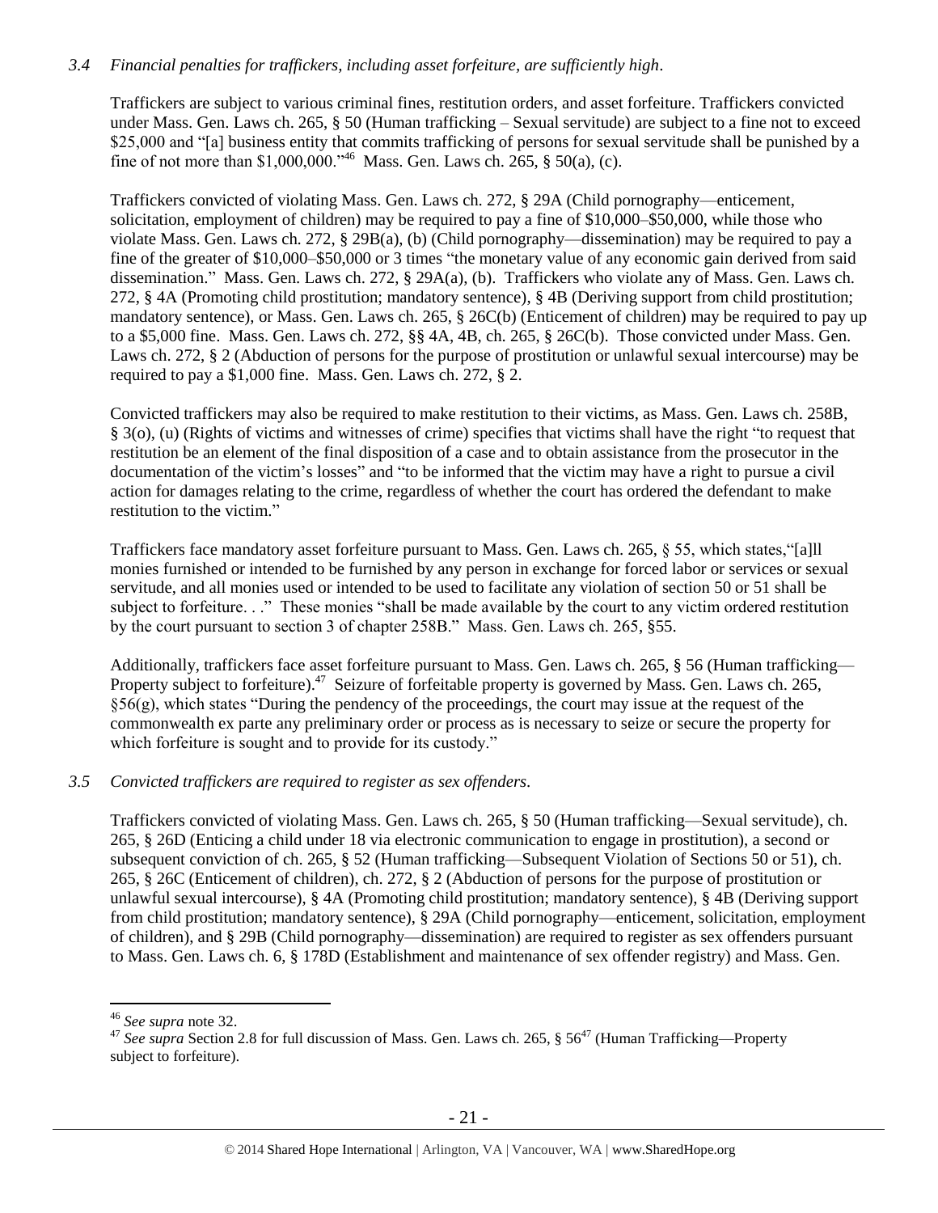*3.4 Financial penalties for traffickers, including asset forfeiture, are sufficiently high.*

Traffickers are subject to various criminal fines, restitution orders, and asset forfeiture. Traffickers convicted under Mass. Gen. Laws ch. 265, § 50 (Human trafficking – Sexual servitude) are subject to a fine not to exceed $25,000 and "[a] business entity that commits trafficking of persons for sexual servitude shall be punished by a fine of not more than $1,000,000."[46] Mass. Gen. Laws ch. 265, § 50(a), (c).

Traffickers convicted of violating Mass. Gen. Laws ch. 272, § 29A (Child pornography—enticement, solicitation, employment of children) may be required to pay a fine of $10,000–$50,000, while those who violate Mass. Gen. Laws ch. 272, § 29B(a), (b) (Child pornography—dissemination) may be required to pay a fine of the greater of $10,000–$50,000 or 3 times "the monetary value of any economic gain derived from said dissemination." Mass. Gen. Laws ch. 272, § 29A(a), (b). Traffickers who violate any of Mass. Gen. Laws ch. 272, § 4A (Promoting child prostitution; mandatory sentence), § 4B (Deriving support from child prostitution; mandatory sentence), or Mass. Gen. Laws ch. 265, § 26C(b) (Enticement of children) may be required to pay up to a $5,000 fine. Mass. Gen. Laws ch. 272, §§ 4A, 4B, ch. 265, § 26C(b). Those convicted under Mass. Gen. Laws ch. 272, § 2 (Abduction of persons for the purpose of prostitution or unlawful sexual intercourse) may be required to pay a $1,000 fine. Mass. Gen. Laws ch. 272, § 2.

Convicted traffickers may also be required to make restitution to their victims, as Mass. Gen. Laws ch. 258B, § 3(o), (u) (Rights of victims and witnesses of crime) specifies that victims shall have the right "to request that restitution be an element of the final disposition of a case and to obtain assistance from the prosecutor in the documentation of the victim's losses" and "to be informed that the victim may have a right to pursue a civil action for damages relating to the crime, regardless of whether the court has ordered the defendant to make restitution to the victim."

Traffickers face mandatory asset forfeiture pursuant to Mass. Gen. Laws ch. 265, § 55, which states,"[a]ll monies furnished or intended to be furnished by any person in exchange for forced labor or services or sexual servitude, and all monies used or intended to be used to facilitate any violation of section 50 or 51 shall be subject to forfeiture. . ." These monies "shall be made available by the court to any victim ordered restitution by the court pursuant to section 3 of chapter 258B." Mass. Gen. Laws ch. 265, §55.

Additionally, traffickers face asset forfeiture pursuant to Mass. Gen. Laws ch. 265, § 56 (Human trafficking—Property subject to forfeiture).[47] Seizure of forfeitable property is governed by Mass. Gen. Laws ch. 265, §56(g), which states "During the pendency of the proceedings, the court may issue at the request of the commonwealth ex parte any preliminary order or process as is necessary to seize or secure the property for which forfeiture is sought and to provide for its custody."

*3.5 Convicted traffickers are required to register as sex offenders.*

Traffickers convicted of violating Mass. Gen. Laws ch. 265, § 50 (Human trafficking—Sexual servitude), ch. 265, § 26D (Enticing a child under 18 via electronic communication to engage in prostitution), a second or subsequent conviction of ch. 265, § 52 (Human trafficking—Subsequent Violation of Sections 50 or 51), ch. 265, § 26C (Enticement of children), ch. 272, § 2 (Abduction of persons for the purpose of prostitution or unlawful sexual intercourse), § 4A (Promoting child prostitution; mandatory sentence), § 4B (Deriving support from child prostitution; mandatory sentence), § 29A (Child pornography—enticement, solicitation, employment of children), and § 29B (Child pornography—dissemination) are required to register as sex offenders pursuant to Mass. Gen. Laws ch. 6, § 178D (Establishment and maintenance of sex offender registry) and Mass. Gen.

---

[46] *See supra* note 32.

[47] *See supra* Section 2.8 for full discussion of Mass. Gen. Laws ch. 265, § 56[47] (Human Trafficking—Property subject to forfeiture).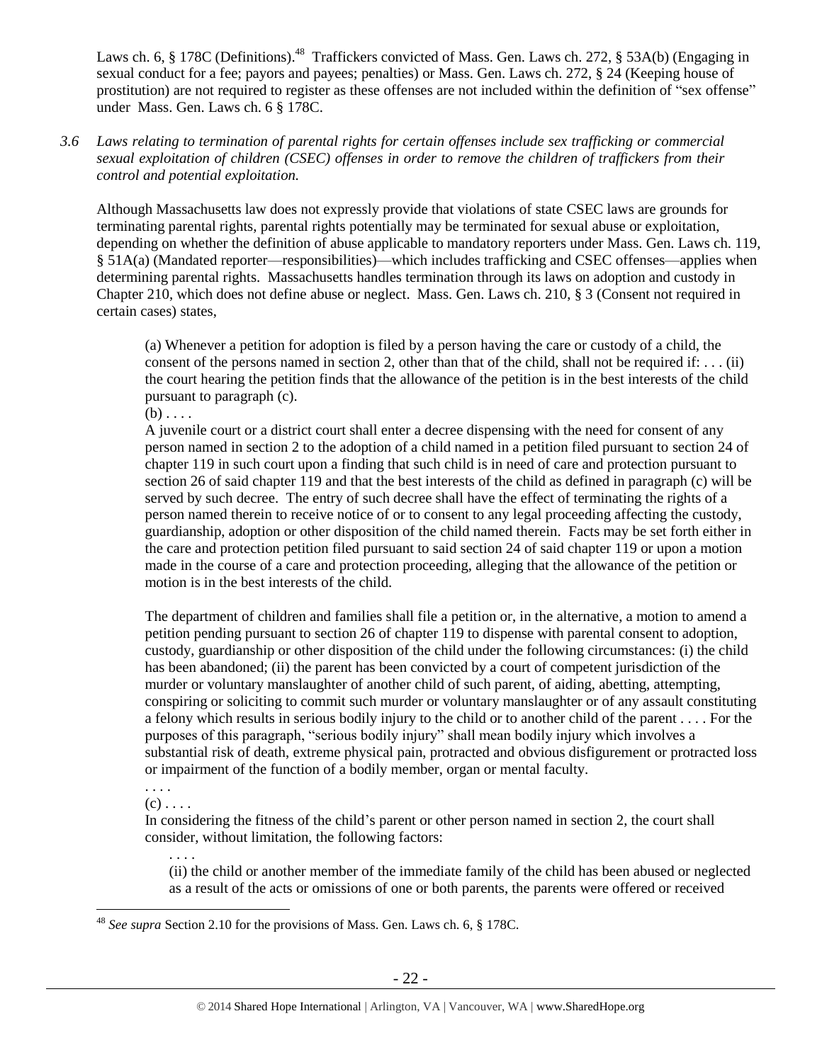Laws ch. 6, § 178C (Definitions).[48] Traffickers convicted of Mass. Gen. Laws ch. 272, § 53A(b) (Engaging in sexual conduct for a fee; payors and payees; penalties) or Mass. Gen. Laws ch. 272, § 24 (Keeping house of prostitution) are not required to register as these offenses are not included within the definition of "sex offense" under Mass. Gen. Laws ch. 6 § 178C.

*3.6 Laws relating to termination of parental rights for certain offenses include sex trafficking or commercial sexual exploitation of children (CSEC) offenses in order to remove the children of traffickers from their control and potential exploitation.*

Although Massachusetts law does not expressly provide that violations of state CSEC laws are grounds for terminating parental rights, parental rights potentially may be terminated for sexual abuse or exploitation, depending on whether the definition of abuse applicable to mandatory reporters under Mass. Gen. Laws ch. 119, § 51A(a) (Mandated reporter—responsibilities)—which includes trafficking and CSEC offenses—applies when determining parental rights. Massachusetts handles termination through its laws on adoption and custody in Chapter 210, which does not define abuse or neglect. Mass. Gen. Laws ch. 210, § 3 (Consent not required in certain cases) states,

> (a) Whenever a petition for adoption is filed by a person having the care or custody of a child, the consent of the persons named in section 2, other than that of the child, shall not be required if: . . . (ii) the court hearing the petition finds that the allowance of the petition is in the best interests of the child pursuant to paragraph (c).
>
> (b) . . . .
>
> A juvenile court or a district court shall enter a decree dispensing with the need for consent of any person named in section 2 to the adoption of a child named in a petition filed pursuant to section 24 of chapter 119 in such court upon a finding that such child is in need of care and protection pursuant to section 26 of said chapter 119 and that the best interests of the child as defined in paragraph (c) will be served by such decree. The entry of such decree shall have the effect of terminating the rights of a person named therein to receive notice of or to consent to any legal proceeding affecting the custody, guardianship, adoption or other disposition of the child named therein. Facts may be set forth either in the care and protection petition filed pursuant to said section 24 of said chapter 119 or upon a motion made in the course of a care and protection proceeding, alleging that the allowance of the petition or motion is in the best interests of the child.
>
> The department of children and families shall file a petition or, in the alternative, a motion to amend a petition pending pursuant to section 26 of chapter 119 to dispense with parental consent to adoption, custody, guardianship or other disposition of the child under the following circumstances: (i) the child has been abandoned; (ii) the parent has been convicted by a court of competent jurisdiction of the murder or voluntary manslaughter of another child of such parent, of aiding, abetting, attempting, conspiring or soliciting to commit such murder or voluntary manslaughter or of any assault constituting a felony which results in serious bodily injury to the child or to another child of the parent . . . . For the purposes of this paragraph, "serious bodily injury" shall mean bodily injury which involves a substantial risk of death, extreme physical pain, protracted and obvious disfigurement or protracted loss or impairment of the function of a bodily member, organ or mental faculty.
>
> . . . .
>
> (c) . . . .
>
> In considering the fitness of the child's parent or other person named in section 2, the court shall consider, without limitation, the following factors:
>
> > . . . .
> >
> > (ii) the child or another member of the immediate family of the child has been abused or neglected as a result of the acts or omissions of one or both parents, the parents were offered or received

[48] *See supra* Section 2.10 for the provisions of Mass. Gen. Laws ch. 6, § 178C.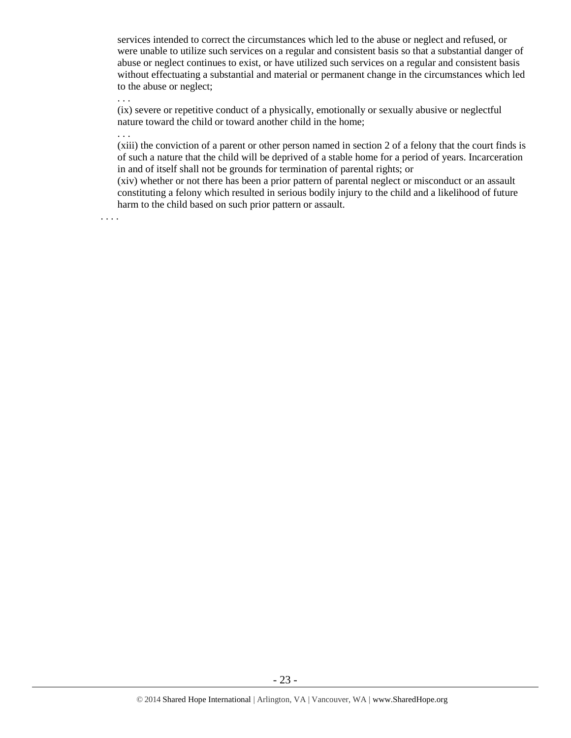services intended to correct the circumstances which led to the abuse or neglect and refused, or were unable to utilize such services on a regular and consistent basis so that a substantial danger of abuse or neglect continues to exist, or have utilized such services on a regular and consistent basis without effectuating a substantial and material or permanent change in the circumstances which led to the abuse or neglect;

. . .

(ix) severe or repetitive conduct of a physically, emotionally or sexually abusive or neglectful nature toward the child or toward another child in the home;

. . .

(xiii) the conviction of a parent or other person named in section 2 of a felony that the court finds is of such a nature that the child will be deprived of a stable home for a period of years. Incarceration in and of itself shall not be grounds for termination of parental rights; or

(xiv) whether or not there has been a prior pattern of parental neglect or misconduct or an assault constituting a felony which resulted in serious bodily injury to the child and a likelihood of future harm to the child based on such prior pattern or assault.

. . . .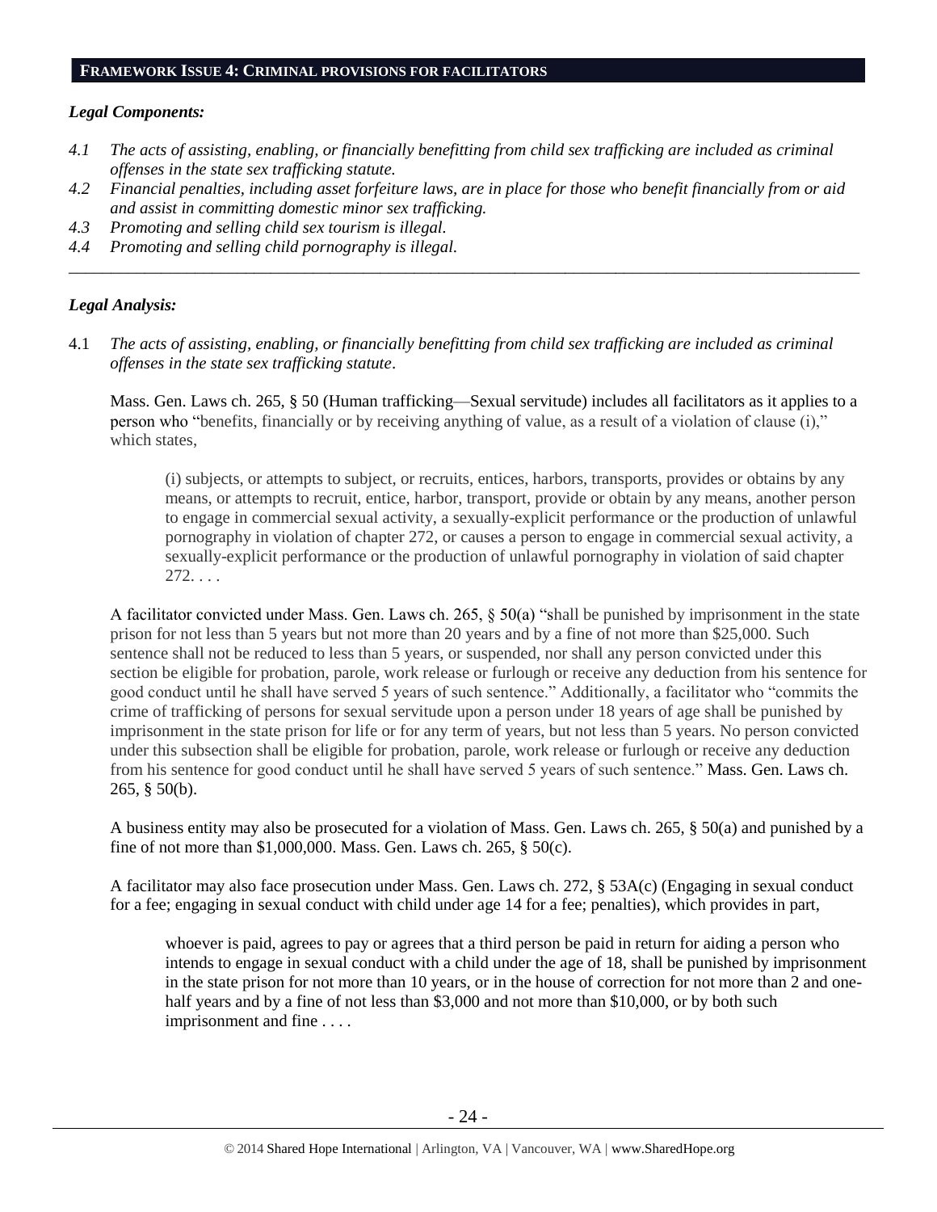## FRAMEWORK ISSUE 4: CRIMINAL PROVISIONS FOR FACILITATORS

### *Legal Components:*

*4.1 The acts of assisting, enabling, or financially benefitting from child sex trafficking are included as criminal offenses in the state sex trafficking statute.*

*4.2 Financial penalties, including asset forfeiture laws, are in place for those who benefit financially from or aid and assist in committing domestic minor sex trafficking.*

*4.3 Promoting and selling child sex tourism is illegal.*

*4.4 Promoting and selling child pornography is illegal.*

---

### *Legal Analysis:*

4.1 *The acts of assisting, enabling, or financially benefitting from child sex trafficking are included as criminal offenses in the state sex trafficking statute*.

Mass. Gen. Laws ch. 265, § 50 (Human trafficking—Sexual servitude) includes all facilitators as it applies to a person who "benefits, financially or by receiving anything of value, as a result of a violation of clause (i)," which states,

> (i) subjects, or attempts to subject, or recruits, entices, harbors, transports, provides or obtains by any means, or attempts to recruit, entice, harbor, transport, provide or obtain by any means, another person to engage in commercial sexual activity, a sexually-explicit performance or the production of unlawful pornography in violation of chapter 272, or causes a person to engage in commercial sexual activity, a sexually-explicit performance or the production of unlawful pornography in violation of said chapter 272. . . .

A facilitator convicted under Mass. Gen. Laws ch. 265, § 50(a) "shall be punished by imprisonment in the state prison for not less than 5 years but not more than 20 years and by a fine of not more than $25,000. Such sentence shall not be reduced to less than 5 years, or suspended, nor shall any person convicted under this section be eligible for probation, parole, work release or furlough or receive any deduction from his sentence for good conduct until he shall have served 5 years of such sentence." Additionally, a facilitator who "commits the crime of trafficking of persons for sexual servitude upon a person under 18 years of age shall be punished by imprisonment in the state prison for life or for any term of years, but not less than 5 years. No person convicted under this subsection shall be eligible for probation, parole, work release or furlough or receive any deduction from his sentence for good conduct until he shall have served 5 years of such sentence." Mass. Gen. Laws ch. 265, § 50(b).

A business entity may also be prosecuted for a violation of Mass. Gen. Laws ch. 265, § 50(a) and punished by a fine of not more than $1,000,000. Mass. Gen. Laws ch. 265, § 50(c).

A facilitator may also face prosecution under Mass. Gen. Laws ch. 272, § 53A(c) (Engaging in sexual conduct for a fee; engaging in sexual conduct with child under age 14 for a fee; penalties), which provides in part,

> whoever is paid, agrees to pay or agrees that a third person be paid in return for aiding a person who intends to engage in sexual conduct with a child under the age of 18, shall be punished by imprisonment in the state prison for not more than 10 years, or in the house of correction for not more than 2 and one-half years and by a fine of not less than $3,000 and not more than $10,000, or by both such imprisonment and fine . . . .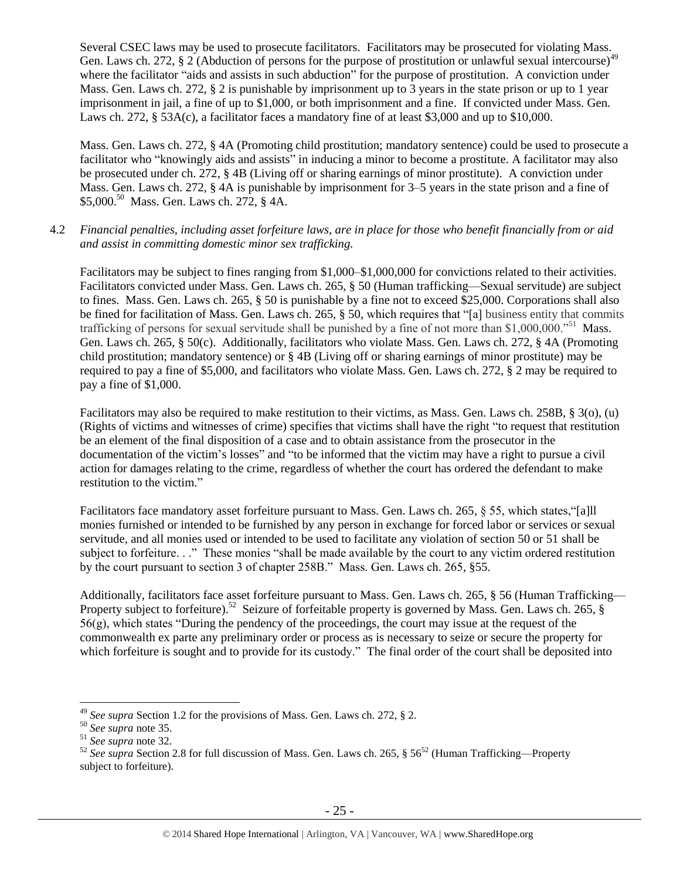Several CSEC laws may be used to prosecute facilitators. Facilitators may be prosecuted for violating Mass. Gen. Laws ch. 272, § 2 (Abduction of persons for the purpose of prostitution or unlawful sexual intercourse)[49] where the facilitator "aids and assists in such abduction" for the purpose of prostitution. A conviction under Mass. Gen. Laws ch. 272, § 2 is punishable by imprisonment up to 3 years in the state prison or up to 1 year imprisonment in jail, a fine of up to $1,000, or both imprisonment and a fine. If convicted under Mass. Gen. Laws ch. 272, § 53A(c), a facilitator faces a mandatory fine of at least $3,000 and up to $10,000.

Mass. Gen. Laws ch. 272, § 4A (Promoting child prostitution; mandatory sentence) could be used to prosecute a facilitator who "knowingly aids and assists" in inducing a minor to become a prostitute. A facilitator may also be prosecuted under ch. 272, § 4B (Living off or sharing earnings of minor prostitute). A conviction under Mass. Gen. Laws ch. 272, § 4A is punishable by imprisonment for 3–5 years in the state prison and a fine of $5,000.[50] Mass. Gen. Laws ch. 272, § 4A.

4.2 *Financial penalties, including asset forfeiture laws, are in place for those who benefit financially from or aid and assist in committing domestic minor sex trafficking.*

Facilitators may be subject to fines ranging from $1,000–$1,000,000 for convictions related to their activities. Facilitators convicted under Mass. Gen. Laws ch. 265, § 50 (Human trafficking—Sexual servitude) are subject to fines. Mass. Gen. Laws ch. 265, § 50 is punishable by a fine not to exceed $25,000. Corporations shall also be fined for facilitation of Mass. Gen. Laws ch. 265, § 50, which requires that "[a] business entity that commits trafficking of persons for sexual servitude shall be punished by a fine of not more than $1,000,000."[51] Mass. Gen. Laws ch. 265, § 50(c). Additionally, facilitators who violate Mass. Gen. Laws ch. 272, § 4A (Promoting child prostitution; mandatory sentence) or § 4B (Living off or sharing earnings of minor prostitute) may be required to pay a fine of $5,000, and facilitators who violate Mass. Gen. Laws ch. 272, § 2 may be required to pay a fine of $1,000.

Facilitators may also be required to make restitution to their victims, as Mass. Gen. Laws ch. 258B, § 3(o), (u) (Rights of victims and witnesses of crime) specifies that victims shall have the right "to request that restitution be an element of the final disposition of a case and to obtain assistance from the prosecutor in the documentation of the victim's losses" and "to be informed that the victim may have a right to pursue a civil action for damages relating to the crime, regardless of whether the court has ordered the defendant to make restitution to the victim."

Facilitators face mandatory asset forfeiture pursuant to Mass. Gen. Laws ch. 265, § 55, which states,"[a]ll monies furnished or intended to be furnished by any person in exchange for forced labor or services or sexual servitude, and all monies used or intended to be used to facilitate any violation of section 50 or 51 shall be subject to forfeiture. . ." These monies "shall be made available by the court to any victim ordered restitution by the court pursuant to section 3 of chapter 258B." Mass. Gen. Laws ch. 265, §55.

Additionally, facilitators face asset forfeiture pursuant to Mass. Gen. Laws ch. 265, § 56 (Human Trafficking—Property subject to forfeiture).[52] Seizure of forfeitable property is governed by Mass. Gen. Laws ch. 265, § 56(g), which states "During the pendency of the proceedings, the court may issue at the request of the commonwealth ex parte any preliminary order or process as is necessary to seize or secure the property for which forfeiture is sought and to provide for its custody." The final order of the court shall be deposited into

---

[49] *See supra* Section 1.2 for the provisions of Mass. Gen. Laws ch. 272, § 2.

[50] *See supra* note 35.

[51] *See supra* note 32.

[52] *See supra* Section 2.8 for full discussion of Mass. Gen. Laws ch. 265, § 56[52] (Human Trafficking—Property subject to forfeiture).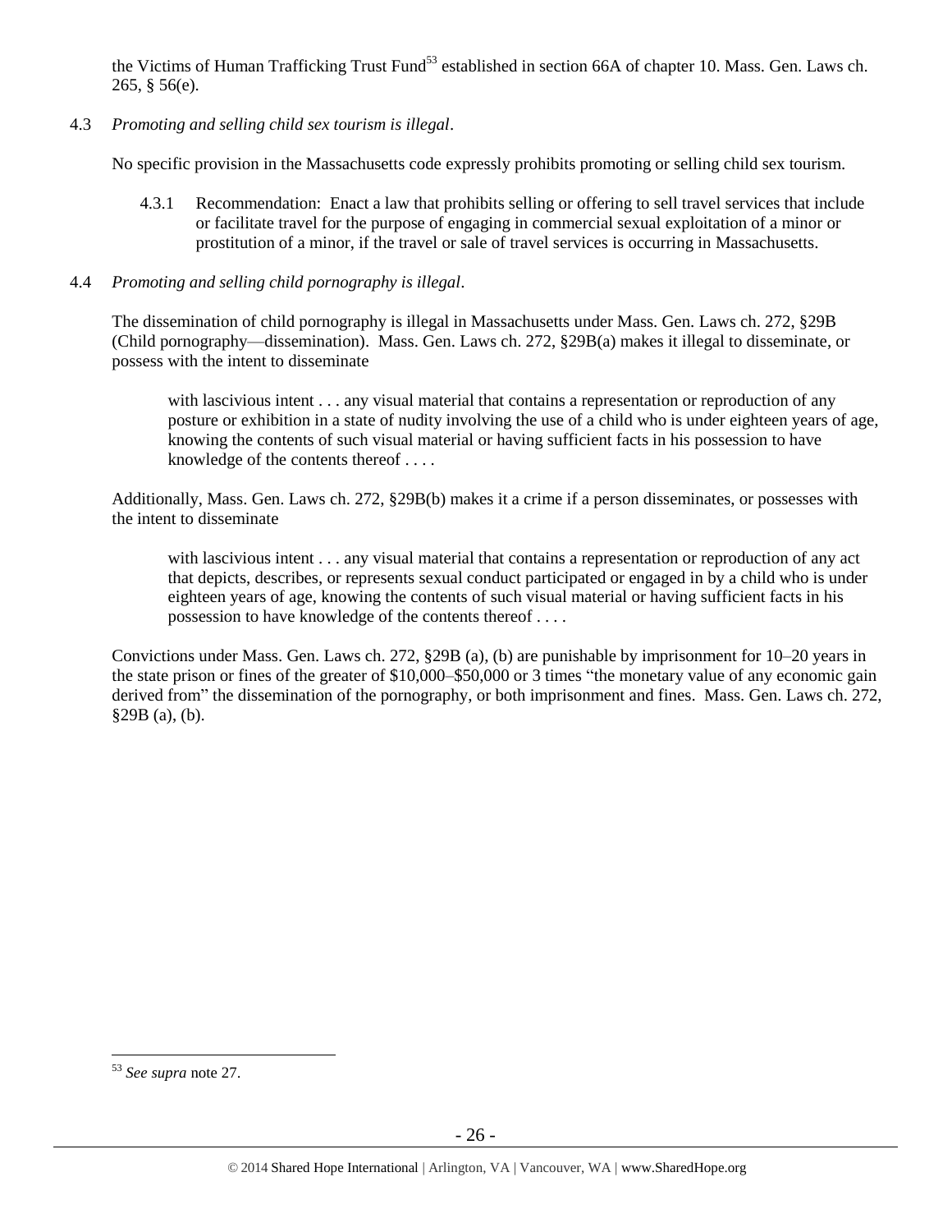the Victims of Human Trafficking Trust Fund[53] established in section 66A of chapter 10. Mass. Gen. Laws ch. 265, § 56(e).

4.3 *Promoting and selling child sex tourism is illegal*.

No specific provision in the Massachusetts code expressly prohibits promoting or selling child sex tourism.

4.3.1 Recommendation: Enact a law that prohibits selling or offering to sell travel services that include or facilitate travel for the purpose of engaging in commercial sexual exploitation of a minor or prostitution of a minor, if the travel or sale of travel services is occurring in Massachusetts.

4.4 *Promoting and selling child pornography is illegal*.

The dissemination of child pornography is illegal in Massachusetts under Mass. Gen. Laws ch. 272, §29B (Child pornography—dissemination). Mass. Gen. Laws ch. 272, §29B(a) makes it illegal to disseminate, or possess with the intent to disseminate

> with lascivious intent . . . any visual material that contains a representation or reproduction of any posture or exhibition in a state of nudity involving the use of a child who is under eighteen years of age, knowing the contents of such visual material or having sufficient facts in his possession to have knowledge of the contents thereof . . . .

Additionally, Mass. Gen. Laws ch. 272, §29B(b) makes it a crime if a person disseminates, or possesses with the intent to disseminate

> with lascivious intent . . . any visual material that contains a representation or reproduction of any act that depicts, describes, or represents sexual conduct participated or engaged in by a child who is under eighteen years of age, knowing the contents of such visual material or having sufficient facts in his possession to have knowledge of the contents thereof . . . .

Convictions under Mass. Gen. Laws ch. 272, §29B (a), (b) are punishable by imprisonment for 10–20 years in the state prison or fines of the greater of \$10,000–\$50,000 or 3 times "the monetary value of any economic gain derived from" the dissemination of the pornography, or both imprisonment and fines. Mass. Gen. Laws ch. 272, §29B (a), (b).

---

[53] *See supra* note 27.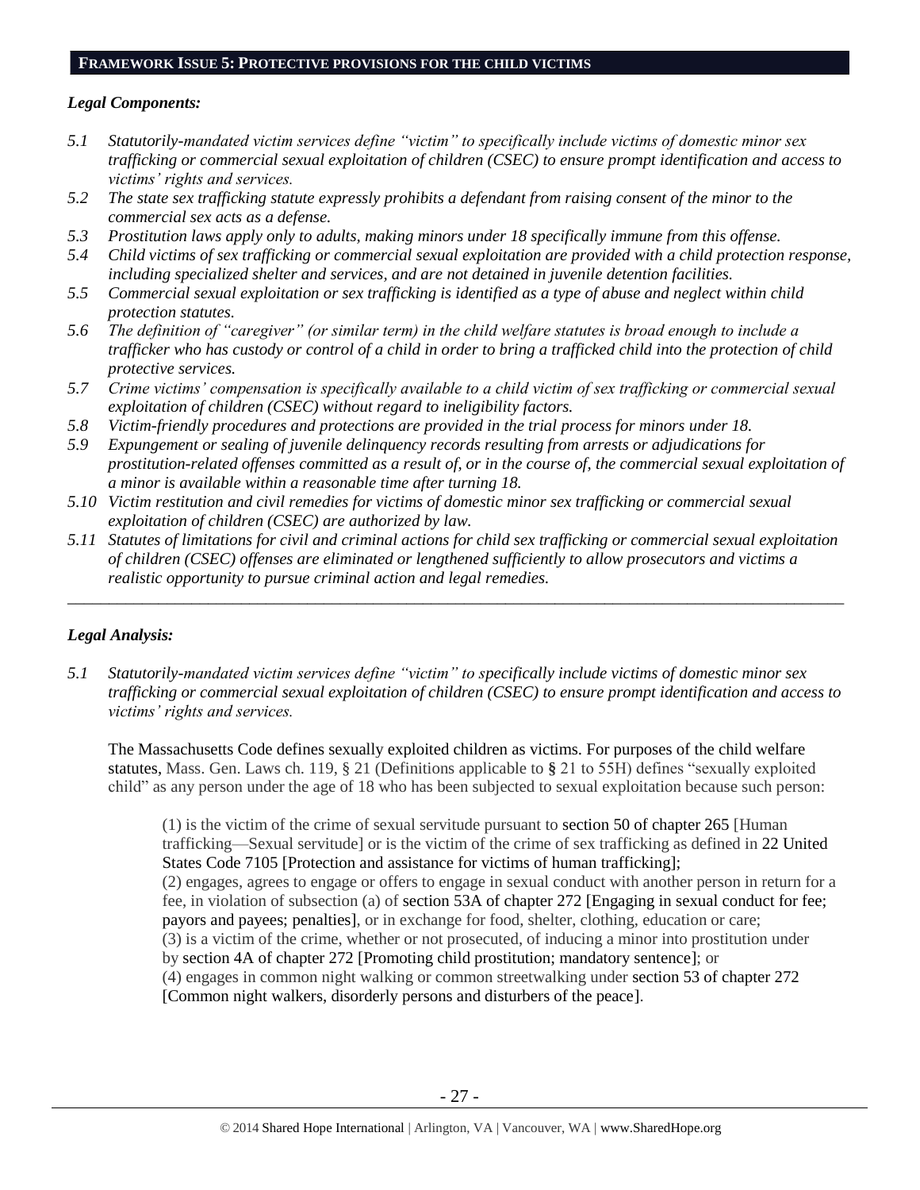## FRAMEWORK ISSUE 5: PROTECTIVE PROVISIONS FOR THE CHILD VICTIMS

### *Legal Components:*

*5.1 Statutorily-mandated victim services define "victim" to specifically include victims of domestic minor sex trafficking or commercial sexual exploitation of children (CSEC) to ensure prompt identification and access to victims' rights and services.*

*5.2 The state sex trafficking statute expressly prohibits a defendant from raising consent of the minor to the commercial sex acts as a defense.*

*5.3 Prostitution laws apply only to adults, making minors under 18 specifically immune from this offense.*

*5.4 Child victims of sex trafficking or commercial sexual exploitation are provided with a child protection response, including specialized shelter and services, and are not detained in juvenile detention facilities.*

*5.5 Commercial sexual exploitation or sex trafficking is identified as a type of abuse and neglect within child protection statutes.*

*5.6 The definition of "caregiver" (or similar term) in the child welfare statutes is broad enough to include a trafficker who has custody or control of a child in order to bring a trafficked child into the protection of child protective services.*

*5.7 Crime victims' compensation is specifically available to a child victim of sex trafficking or commercial sexual exploitation of children (CSEC) without regard to ineligibility factors.*

*5.8 Victim-friendly procedures and protections are provided in the trial process for minors under 18.*

*5.9 Expungement or sealing of juvenile delinquency records resulting from arrests or adjudications for prostitution-related offenses committed as a result of, or in the course of, the commercial sexual exploitation of a minor is available within a reasonable time after turning 18.*

*5.10 Victim restitution and civil remedies for victims of domestic minor sex trafficking or commercial sexual exploitation of children (CSEC) are authorized by law.*

*5.11 Statutes of limitations for civil and criminal actions for child sex trafficking or commercial sexual exploitation of children (CSEC) offenses are eliminated or lengthened sufficiently to allow prosecutors and victims a realistic opportunity to pursue criminal action and legal remedies.*

---

### *Legal Analysis:*

*5.1 Statutorily-mandated victim services define "victim" to specifically include victims of domestic minor sex trafficking or commercial sexual exploitation of children (CSEC) to ensure prompt identification and access to victims' rights and services.*

The Massachusetts Code defines sexually exploited children as victims. For purposes of the child welfare statutes, Mass. Gen. Laws ch. 119, § 21 (Definitions applicable to § 21 to 55H) defines "sexually exploited child" as any person under the age of 18 who has been subjected to sexual exploitation because such person:

> (1) is the victim of the crime of sexual servitude pursuant to section 50 of chapter 265 [Human trafficking—Sexual servitude] or is the victim of the crime of sex trafficking as defined in 22 United States Code 7105 [Protection and assistance for victims of human trafficking];
>
> (2) engages, agrees to engage or offers to engage in sexual conduct with another person in return for a fee, in violation of subsection (a) of section 53A of chapter 272 [Engaging in sexual conduct for fee; payors and payees; penalties], or in exchange for food, shelter, clothing, education or care;
>
> (3) is a victim of the crime, whether or not prosecuted, of inducing a minor into prostitution under by section 4A of chapter 272 [Promoting child prostitution; mandatory sentence]; or
>
> (4) engages in common night walking or common streetwalking under section 53 of chapter 272 [Common night walkers, disorderly persons and disturbers of the peace].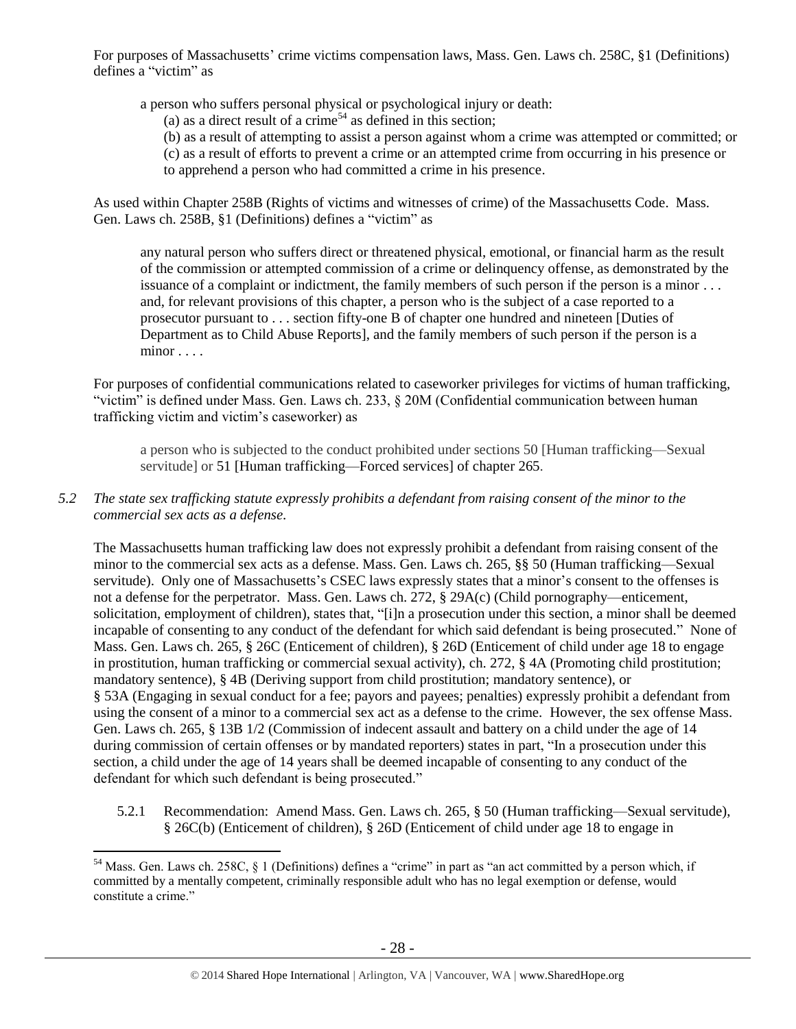For purposes of Massachusetts' crime victims compensation laws, Mass. Gen. Laws ch. 258C, §1 (Definitions) defines a "victim" as

> a person who suffers personal physical or psychological injury or death:
> (a) as a direct result of a crime[54] as defined in this section;
> (b) as a result of attempting to assist a person against whom a crime was attempted or committed; or
> (c) as a result of efforts to prevent a crime or an attempted crime from occurring in his presence or to apprehend a person who had committed a crime in his presence.

As used within Chapter 258B (Rights of victims and witnesses of crime) of the Massachusetts Code. Mass. Gen. Laws ch. 258B, §1 (Definitions) defines a "victim" as

> any natural person who suffers direct or threatened physical, emotional, or financial harm as the result of the commission or attempted commission of a crime or delinquency offense, as demonstrated by the issuance of a complaint or indictment, the family members of such person if the person is a minor . . . and, for relevant provisions of this chapter, a person who is the subject of a case reported to a prosecutor pursuant to . . . section fifty-one B of chapter one hundred and nineteen [Duties of Department as to Child Abuse Reports], and the family members of such person if the person is a minor . . . .

For purposes of confidential communications related to caseworker privileges for victims of human trafficking, "victim" is defined under Mass. Gen. Laws ch. 233, § 20M (Confidential communication between human trafficking victim and victim's caseworker) as

> a person who is subjected to the conduct prohibited under sections 50 [Human trafficking—Sexual servitude] or 51 [Human trafficking—Forced services] of chapter 265.

*5.2 The state sex trafficking statute expressly prohibits a defendant from raising consent of the minor to the commercial sex acts as a defense.*

The Massachusetts human trafficking law does not expressly prohibit a defendant from raising consent of the minor to the commercial sex acts as a defense. Mass. Gen. Laws ch. 265, §§ 50 (Human trafficking—Sexual servitude). Only one of Massachusetts's CSEC laws expressly states that a minor's consent to the offenses is not a defense for the perpetrator. Mass. Gen. Laws ch. 272, § 29A(c) (Child pornography—enticement, solicitation, employment of children), states that, "[i]n a prosecution under this section, a minor shall be deemed incapable of consenting to any conduct of the defendant for which said defendant is being prosecuted." None of Mass. Gen. Laws ch. 265, § 26C (Enticement of children), § 26D (Enticement of child under age 18 to engage in prostitution, human trafficking or commercial sexual activity), ch. 272, § 4A (Promoting child prostitution; mandatory sentence), § 4B (Deriving support from child prostitution; mandatory sentence), or § 53A (Engaging in sexual conduct for a fee; payors and payees; penalties) expressly prohibit a defendant from using the consent of a minor to a commercial sex act as a defense to the crime. However, the sex offense Mass. Gen. Laws ch. 265, § 13B 1/2 (Commission of indecent assault and battery on a child under the age of 14 during commission of certain offenses or by mandated reporters) states in part, "In a prosecution under this section, a child under the age of 14 years shall be deemed incapable of consenting to any conduct of the defendant for which such defendant is being prosecuted."

5.2.1 Recommendation: Amend Mass. Gen. Laws ch. 265, § 50 (Human trafficking—Sexual servitude), § 26C(b) (Enticement of children), § 26D (Enticement of child under age 18 to engage in

---

[54] Mass. Gen. Laws ch. 258C, § 1 (Definitions) defines a "crime" in part as "an act committed by a person which, if committed by a mentally competent, criminally responsible adult who has no legal exemption or defense, would constitute a crime."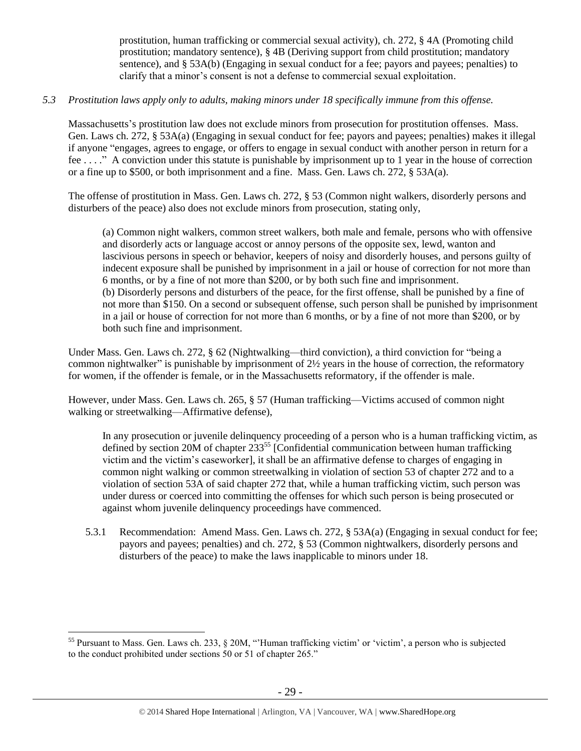prostitution, human trafficking or commercial sexual activity), ch. 272, § 4A (Promoting child prostitution; mandatory sentence), § 4B (Deriving support from child prostitution; mandatory sentence), and § 53A(b) (Engaging in sexual conduct for a fee; payors and payees; penalties) to clarify that a minor's consent is not a defense to commercial sexual exploitation.

*5.3 Prostitution laws apply only to adults, making minors under 18 specifically immune from this offense.*

Massachusetts's prostitution law does not exclude minors from prosecution for prostitution offenses. Mass. Gen. Laws ch. 272, § 53A(a) (Engaging in sexual conduct for fee; payors and payees; penalties) makes it illegal if anyone "engages, agrees to engage, or offers to engage in sexual conduct with another person in return for a fee . . . ." A conviction under this statute is punishable by imprisonment up to 1 year in the house of correction or a fine up to $500, or both imprisonment and a fine. Mass. Gen. Laws ch. 272, § 53A(a).

The offense of prostitution in Mass. Gen. Laws ch. 272, § 53 (Common night walkers, disorderly persons and disturbers of the peace) also does not exclude minors from prosecution, stating only,

> (a) Common night walkers, common street walkers, both male and female, persons who with offensive and disorderly acts or language accost or annoy persons of the opposite sex, lewd, wanton and lascivious persons in speech or behavior, keepers of noisy and disorderly houses, and persons guilty of indecent exposure shall be punished by imprisonment in a jail or house of correction for not more than 6 months, or by a fine of not more than $200, or by both such fine and imprisonment.
> (b) Disorderly persons and disturbers of the peace, for the first offense, shall be punished by a fine of not more than $150. On a second or subsequent offense, such person shall be punished by imprisonment in a jail or house of correction for not more than 6 months, or by a fine of not more than $200, or by both such fine and imprisonment.

Under Mass. Gen. Laws ch. 272, § 62 (Nightwalking—third conviction), a third conviction for "being a common nightwalker" is punishable by imprisonment of 2½ years in the house of correction, the reformatory for women, if the offender is female, or in the Massachusetts reformatory, if the offender is male.

However, under Mass. Gen. Laws ch. 265, § 57 (Human trafficking—Victims accused of common night walking or streetwalking—Affirmative defense),

> In any prosecution or juvenile delinquency proceeding of a person who is a human trafficking victim, as defined by section 20M of chapter 233[55] [Confidential communication between human trafficking victim and the victim's caseworker], it shall be an affirmative defense to charges of engaging in common night walking or common streetwalking in violation of section 53 of chapter 272 and to a violation of section 53A of said chapter 272 that, while a human trafficking victim, such person was under duress or coerced into committing the offenses for which such person is being prosecuted or against whom juvenile delinquency proceedings have commenced.

5.3.1 Recommendation: Amend Mass. Gen. Laws ch. 272, § 53A(a) (Engaging in sexual conduct for fee; payors and payees; penalties) and ch. 272, § 53 (Common nightwalkers, disorderly persons and disturbers of the peace) to make the laws inapplicable to minors under 18.

---

[55] Pursuant to Mass. Gen. Laws ch. 233, § 20M, "'Human trafficking victim' or 'victim', a person who is subjected to the conduct prohibited under sections 50 or 51 of chapter 265."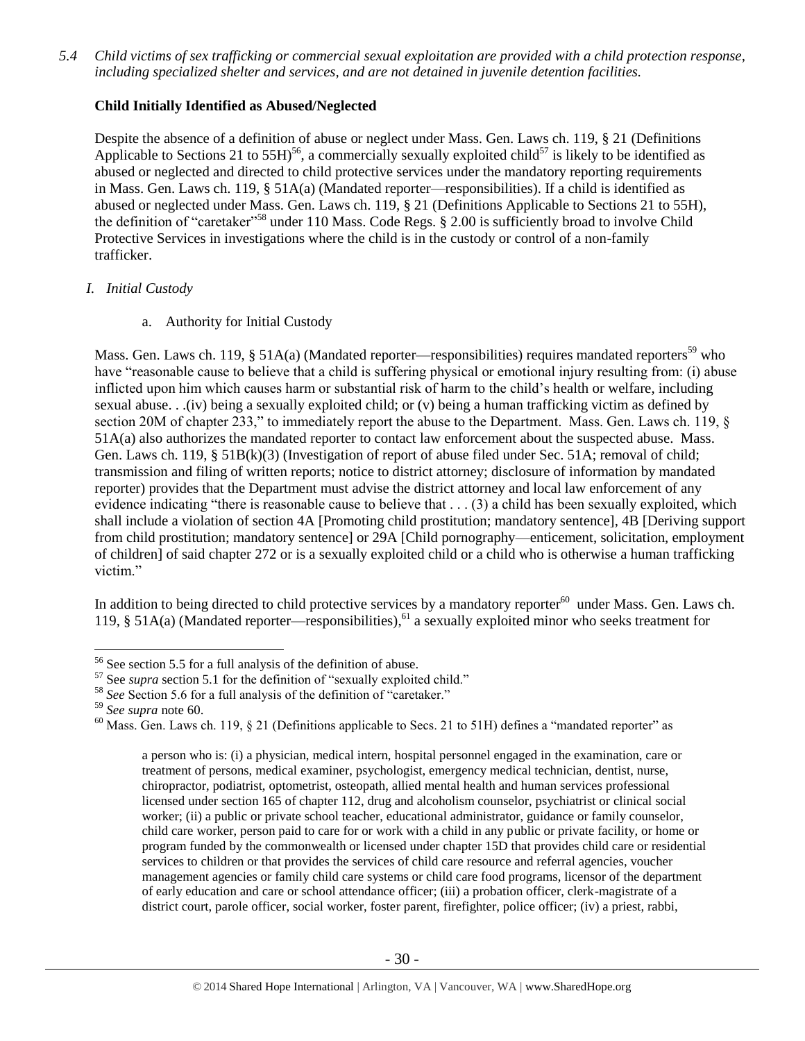*5.4 Child victims of sex trafficking or commercial sexual exploitation are provided with a child protection response, including specialized shelter and services, and are not detained in juvenile detention facilities.*

**Child Initially Identified as Abused/Neglected**

Despite the absence of a definition of abuse or neglect under Mass. Gen. Laws ch. 119, § 21 (Definitions Applicable to Sections 21 to 55H)[56], a commercially sexually exploited child[57] is likely to be identified as abused or neglected and directed to child protective services under the mandatory reporting requirements in Mass. Gen. Laws ch. 119, § 51A(a) (Mandated reporter—responsibilities). If a child is identified as abused or neglected under Mass. Gen. Laws ch. 119, § 21 (Definitions Applicable to Sections 21 to 55H), the definition of "caretaker"[58] under 110 Mass. Code Regs. § 2.00 is sufficiently broad to involve Child Protective Services in investigations where the child is in the custody or control of a non-family trafficker.

*I. Initial Custody*

a. Authority for Initial Custody

Mass. Gen. Laws ch. 119, § 51A(a) (Mandated reporter—responsibilities) requires mandated reporters[59] who have "reasonable cause to believe that a child is suffering physical or emotional injury resulting from: (i) abuse inflicted upon him which causes harm or substantial risk of harm to the child's health or welfare, including sexual abuse. . .(iv) being a sexually exploited child; or (v) being a human trafficking victim as defined by section 20M of chapter 233," to immediately report the abuse to the Department. Mass. Gen. Laws ch. 119, § 51A(a) also authorizes the mandated reporter to contact law enforcement about the suspected abuse. Mass. Gen. Laws ch. 119, § 51B(k)(3) (Investigation of report of abuse filed under Sec. 51A; removal of child; transmission and filing of written reports; notice to district attorney; disclosure of information by mandated reporter) provides that the Department must advise the district attorney and local law enforcement of any evidence indicating "there is reasonable cause to believe that . . . (3) a child has been sexually exploited, which shall include a violation of section 4A [Promoting child prostitution; mandatory sentence], 4B [Deriving support from child prostitution; mandatory sentence] or 29A [Child pornography—enticement, solicitation, employment of children] of said chapter 272 or is a sexually exploited child or a child who is otherwise a human trafficking victim."

In addition to being directed to child protective services by a mandatory reporter[60] under Mass. Gen. Laws ch. 119, § 51A(a) (Mandated reporter—responsibilities),[61] a sexually exploited minor who seeks treatment for

---

[56] See section 5.5 for a full analysis of the definition of abuse.

[57] See *supra* section 5.1 for the definition of "sexually exploited child."

[58] *See* Section 5.6 for a full analysis of the definition of "caretaker."

[59] *See supra* note 60.

[60] Mass. Gen. Laws ch. 119, § 21 (Definitions applicable to Secs. 21 to 51H) defines a "mandated reporter" as

> a person who is: (i) a physician, medical intern, hospital personnel engaged in the examination, care or treatment of persons, medical examiner, psychologist, emergency medical technician, dentist, nurse, chiropractor, podiatrist, optometrist, osteopath, allied mental health and human services professional licensed under section 165 of chapter 112, drug and alcoholism counselor, psychiatrist or clinical social worker; (ii) a public or private school teacher, educational administrator, guidance or family counselor, child care worker, person paid to care for or work with a child in any public or private facility, or home or program funded by the commonwealth or licensed under chapter 15D that provides child care or residential services to children or that provides the services of child care resource and referral agencies, voucher management agencies or family child care systems or child care food programs, licensor of the department of early education and care or school attendance officer; (iii) a probation officer, clerk-magistrate of a district court, parole officer, social worker, foster parent, firefighter, police officer; (iv) a priest, rabbi,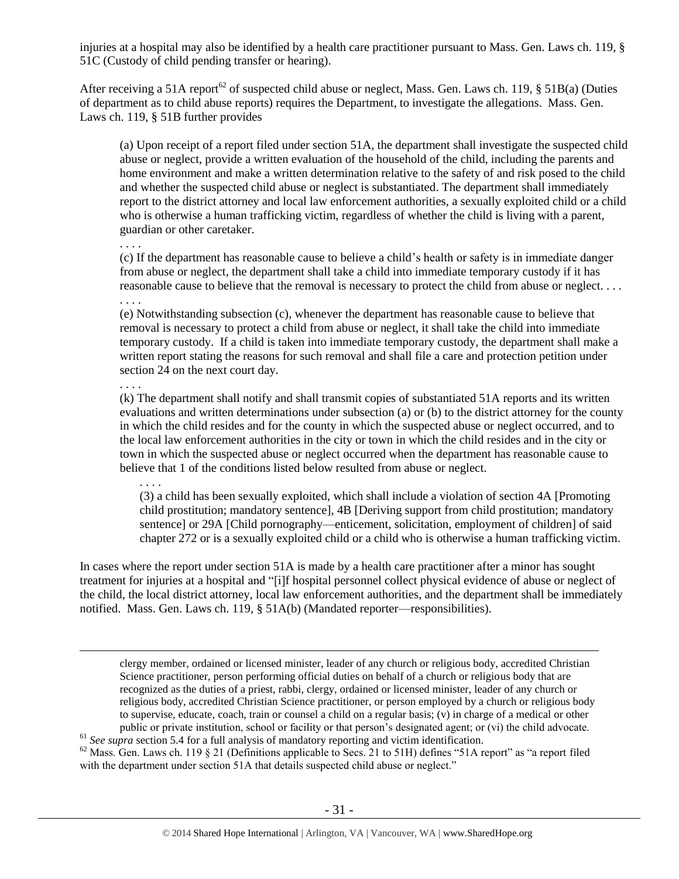injuries at a hospital may also be identified by a health care practitioner pursuant to Mass. Gen. Laws ch. 119, § 51C (Custody of child pending transfer or hearing).

After receiving a 51A report[62] of suspected child abuse or neglect, Mass. Gen. Laws ch. 119, § 51B(a) (Duties of department as to child abuse reports) requires the Department, to investigate the allegations. Mass. Gen. Laws ch. 119, § 51B further provides

> (a) Upon receipt of a report filed under section 51A, the department shall investigate the suspected child abuse or neglect, provide a written evaluation of the household of the child, including the parents and home environment and make a written determination relative to the safety of and risk posed to the child and whether the suspected child abuse or neglect is substantiated. The department shall immediately report to the district attorney and local law enforcement authorities, a sexually exploited child or a child who is otherwise a human trafficking victim, regardless of whether the child is living with a parent, guardian or other caretaker.
>
> . . . .
>
> (c) If the department has reasonable cause to believe a child's health or safety is in immediate danger from abuse or neglect, the department shall take a child into immediate temporary custody if it has reasonable cause to believe that the removal is necessary to protect the child from abuse or neglect. . . .
>
> . . . .
>
> (e) Notwithstanding subsection (c), whenever the department has reasonable cause to believe that removal is necessary to protect a child from abuse or neglect, it shall take the child into immediate temporary custody. If a child is taken into immediate temporary custody, the department shall make a written report stating the reasons for such removal and shall file a care and protection petition under section 24 on the next court day.
>
> . . . .
>
> (k) The department shall notify and shall transmit copies of substantiated 51A reports and its written evaluations and written determinations under subsection (a) or (b) to the district attorney for the county in which the child resides and for the county in which the suspected abuse or neglect occurred, and to the local law enforcement authorities in the city or town in which the child resides and in the city or town in which the suspected abuse or neglect occurred when the department has reasonable cause to believe that 1 of the conditions listed below resulted from abuse or neglect.
>
> > . . . .
> >
> > (3) a child has been sexually exploited, which shall include a violation of section 4A [Promoting child prostitution; mandatory sentence], 4B [Deriving support from child prostitution; mandatory sentence] or 29A [Child pornography—enticement, solicitation, employment of children] of said chapter 272 or is a sexually exploited child or a child who is otherwise a human trafficking victim.

In cases where the report under section 51A is made by a health care practitioner after a minor has sought treatment for injuries at a hospital and "[i]f hospital personnel collect physical evidence of abuse or neglect of the child, the local district attorney, local law enforcement authorities, and the department shall be immediately notified. Mass. Gen. Laws ch. 119, § 51A(b) (Mandated reporter—responsibilities).

---

clergy member, ordained or licensed minister, leader of any church or religious body, accredited Christian Science practitioner, person performing official duties on behalf of a church or religious body that are recognized as the duties of a priest, rabbi, clergy, ordained or licensed minister, leader of any church or religious body, accredited Christian Science practitioner, or person employed by a church or religious body to supervise, educate, coach, train or counsel a child on a regular basis; (v) in charge of a medical or other public or private institution, school or facility or that person's designated agent; or (vi) the child advocate.

[61] *See supra* section 5.4 for a full analysis of mandatory reporting and victim identification.

[62] Mass. Gen. Laws ch. 119 § 21 (Definitions applicable to Secs. 21 to 51H) defines "51A report" as "a report filed with the department under section 51A that details suspected child abuse or neglect."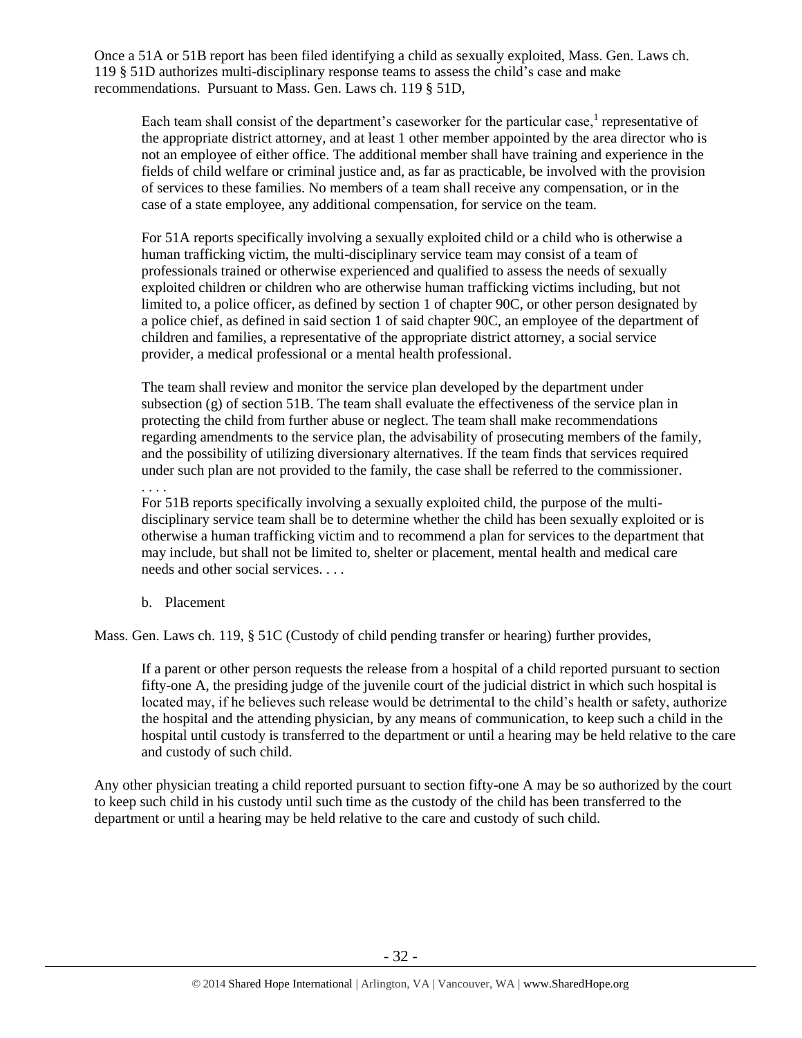Once a 51A or 51B report has been filed identifying a child as sexually exploited, Mass. Gen. Laws ch. 119 § 51D authorizes multi-disciplinary response teams to assess the child's case and make recommendations. Pursuant to Mass. Gen. Laws ch. 119 § 51D,

> Each team shall consist of the department's caseworker for the particular case,[1] representative of the appropriate district attorney, and at least 1 other member appointed by the area director who is not an employee of either office. The additional member shall have training and experience in the fields of child welfare or criminal justice and, as far as practicable, be involved with the provision of services to these families. No members of a team shall receive any compensation, or in the case of a state employee, any additional compensation, for service on the team.
>
> For 51A reports specifically involving a sexually exploited child or a child who is otherwise a human trafficking victim, the multi-disciplinary service team may consist of a team of professionals trained or otherwise experienced and qualified to assess the needs of sexually exploited children or children who are otherwise human trafficking victims including, but not limited to, a police officer, as defined by section 1 of chapter 90C, or other person designated by a police chief, as defined in said section 1 of said chapter 90C, an employee of the department of children and families, a representative of the appropriate district attorney, a social service provider, a medical professional or a mental health professional.
>
> The team shall review and monitor the service plan developed by the department under subsection (g) of section 51B. The team shall evaluate the effectiveness of the service plan in protecting the child from further abuse or neglect. The team shall make recommendations regarding amendments to the service plan, the advisability of prosecuting members of the family, and the possibility of utilizing diversionary alternatives. If the team finds that services required under such plan are not provided to the family, the case shall be referred to the commissioner.
> . . . .
> For 51B reports specifically involving a sexually exploited child, the purpose of the multi-disciplinary service team shall be to determine whether the child has been sexually exploited or is otherwise a human trafficking victim and to recommend a plan for services to the department that may include, but shall not be limited to, shelter or placement, mental health and medical care needs and other social services. . . .

b. Placement

Mass. Gen. Laws ch. 119, § 51C (Custody of child pending transfer or hearing) further provides,

> If a parent or other person requests the release from a hospital of a child reported pursuant to section fifty-one A, the presiding judge of the juvenile court of the judicial district in which such hospital is located may, if he believes such release would be detrimental to the child's health or safety, authorize the hospital and the attending physician, by any means of communication, to keep such a child in the hospital until custody is transferred to the department or until a hearing may be held relative to the care and custody of such child.

Any other physician treating a child reported pursuant to section fifty-one A may be so authorized by the court to keep such child in his custody until such time as the custody of the child has been transferred to the department or until a hearing may be held relative to the care and custody of such child.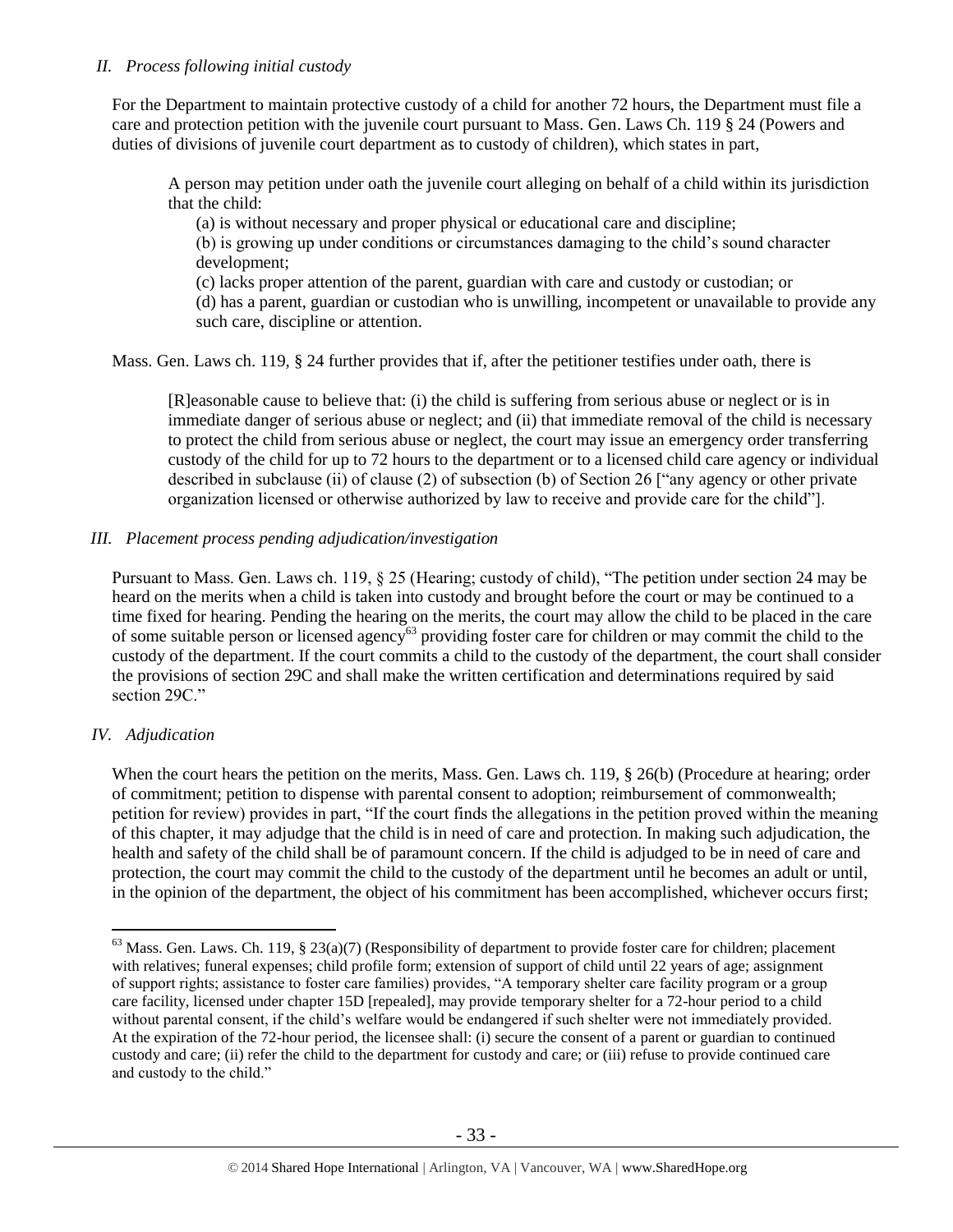*II. Process following initial custody*

For the Department to maintain protective custody of a child for another 72 hours, the Department must file a care and protection petition with the juvenile court pursuant to Mass. Gen. Laws Ch. 119 § 24 (Powers and duties of divisions of juvenile court department as to custody of children), which states in part,

> A person may petition under oath the juvenile court alleging on behalf of a child within its jurisdiction that the child:
>
> (a) is without necessary and proper physical or educational care and discipline;
>
> (b) is growing up under conditions or circumstances damaging to the child's sound character development;
>
> (c) lacks proper attention of the parent, guardian with care and custody or custodian; or
>
> (d) has a parent, guardian or custodian who is unwilling, incompetent or unavailable to provide any such care, discipline or attention.

Mass. Gen. Laws ch. 119, § 24 further provides that if, after the petitioner testifies under oath, there is

> [R]easonable cause to believe that: (i) the child is suffering from serious abuse or neglect or is in immediate danger of serious abuse or neglect; and (ii) that immediate removal of the child is necessary to protect the child from serious abuse or neglect, the court may issue an emergency order transferring custody of the child for up to 72 hours to the department or to a licensed child care agency or individual described in subclause (ii) of clause (2) of subsection (b) of Section 26 ["any agency or other private organization licensed or otherwise authorized by law to receive and provide care for the child"].

*III. Placement process pending adjudication/investigation*

Pursuant to Mass. Gen. Laws ch. 119, § 25 (Hearing; custody of child), "The petition under section 24 may be heard on the merits when a child is taken into custody and brought before the court or may be continued to a time fixed for hearing. Pending the hearing on the merits, the court may allow the child to be placed in the care of some suitable person or licensed agency[63] providing foster care for children or may commit the child to the custody of the department. If the court commits a child to the custody of the department, the court shall consider the provisions of section 29C and shall make the written certification and determinations required by said section 29C."

*IV. Adjudication*

When the court hears the petition on the merits, Mass. Gen. Laws ch. 119, § 26(b) (Procedure at hearing; order of commitment; petition to dispense with parental consent to adoption; reimbursement of commonwealth; petition for review) provides in part, "If the court finds the allegations in the petition proved within the meaning of this chapter, it may adjudge that the child is in need of care and protection. In making such adjudication, the health and safety of the child shall be of paramount concern. If the child is adjudged to be in need of care and protection, the court may commit the child to the custody of the department until he becomes an adult or until, in the opinion of the department, the object of his commitment has been accomplished, whichever occurs first;

---

[63] Mass. Gen. Laws. Ch. 119, § 23(a)(7) (Responsibility of department to provide foster care for children; placement with relatives; funeral expenses; child profile form; extension of support of child until 22 years of age; assignment of support rights; assistance to foster care families) provides, "A temporary shelter care facility program or a group care facility, licensed under chapter 15D [repealed], may provide temporary shelter for a 72-hour period to a child without parental consent, if the child's welfare would be endangered if such shelter were not immediately provided. At the expiration of the 72-hour period, the licensee shall: (i) secure the consent of a parent or guardian to continued custody and care; (ii) refer the child to the department for custody and care; or (iii) refuse to provide continued care and custody to the child."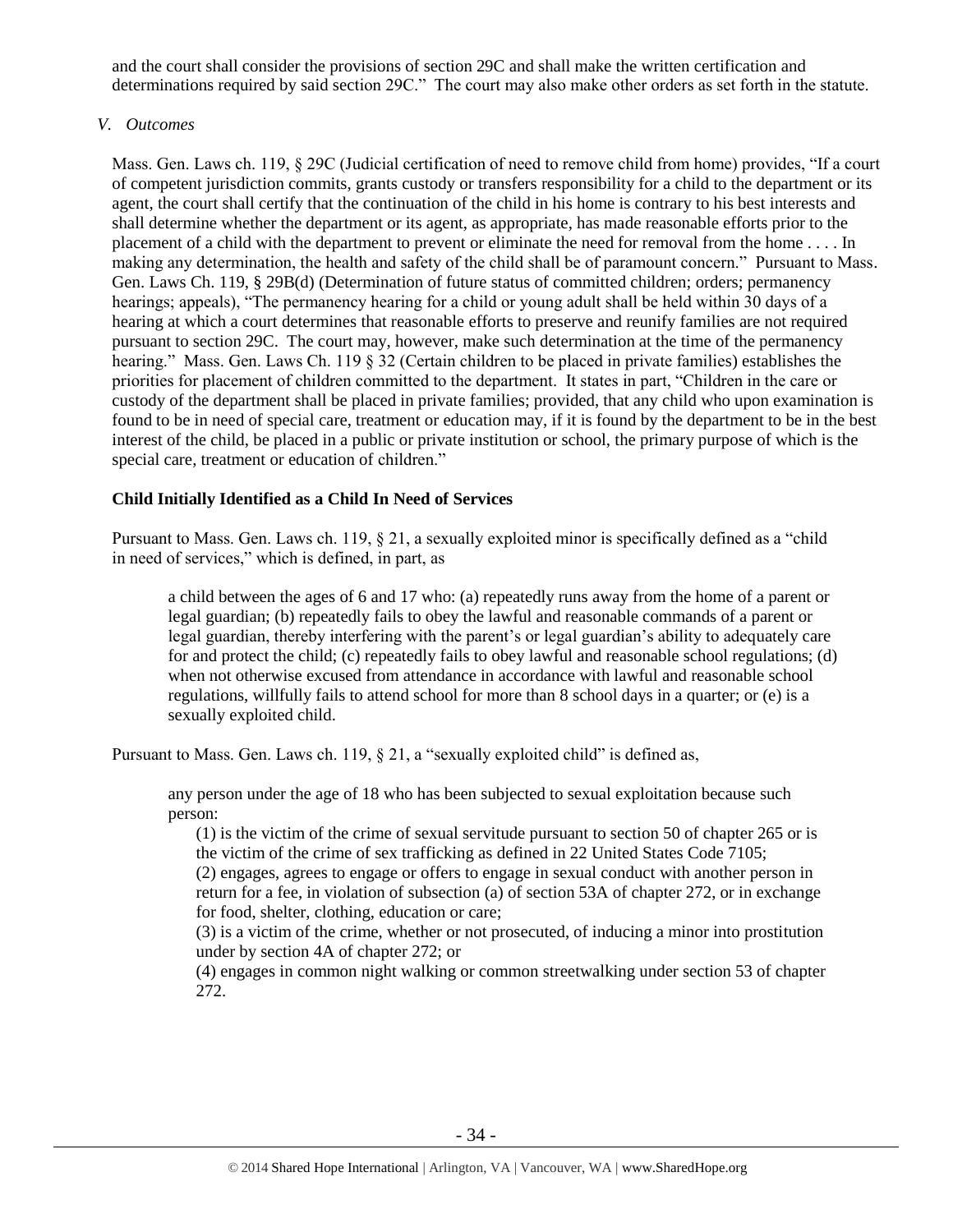and the court shall consider the provisions of section 29C and shall make the written certification and determinations required by said section 29C." The court may also make other orders as set forth in the statute.

*V. Outcomes*

Mass. Gen. Laws ch. 119, § 29C (Judicial certification of need to remove child from home) provides, "If a court of competent jurisdiction commits, grants custody or transfers responsibility for a child to the department or its agent, the court shall certify that the continuation of the child in his home is contrary to his best interests and shall determine whether the department or its agent, as appropriate, has made reasonable efforts prior to the placement of a child with the department to prevent or eliminate the need for removal from the home . . . . In making any determination, the health and safety of the child shall be of paramount concern." Pursuant to Mass. Gen. Laws Ch. 119, § 29B(d) (Determination of future status of committed children; orders; permanency hearings; appeals), "The permanency hearing for a child or young adult shall be held within 30 days of a hearing at which a court determines that reasonable efforts to preserve and reunify families are not required pursuant to section 29C. The court may, however, make such determination at the time of the permanency hearing." Mass. Gen. Laws Ch. 119 § 32 (Certain children to be placed in private families) establishes the priorities for placement of children committed to the department. It states in part, "Children in the care or custody of the department shall be placed in private families; provided, that any child who upon examination is found to be in need of special care, treatment or education may, if it is found by the department to be in the best interest of the child, be placed in a public or private institution or school, the primary purpose of which is the special care, treatment or education of children."

**Child Initially Identified as a Child In Need of Services**

Pursuant to Mass. Gen. Laws ch. 119, § 21, a sexually exploited minor is specifically defined as a "child in need of services," which is defined, in part, as

> a child between the ages of 6 and 17 who: (a) repeatedly runs away from the home of a parent or legal guardian; (b) repeatedly fails to obey the lawful and reasonable commands of a parent or legal guardian, thereby interfering with the parent's or legal guardian's ability to adequately care for and protect the child; (c) repeatedly fails to obey lawful and reasonable school regulations; (d) when not otherwise excused from attendance in accordance with lawful and reasonable school regulations, willfully fails to attend school for more than 8 school days in a quarter; or (e) is a sexually exploited child.

Pursuant to Mass. Gen. Laws ch. 119, § 21, a "sexually exploited child" is defined as,

> any person under the age of 18 who has been subjected to sexual exploitation because such person:
>
> (1) is the victim of the crime of sexual servitude pursuant to section 50 of chapter 265 or is the victim of the crime of sex trafficking as defined in 22 United States Code 7105;
>
> (2) engages, agrees to engage or offers to engage in sexual conduct with another person in return for a fee, in violation of subsection (a) of section 53A of chapter 272, or in exchange for food, shelter, clothing, education or care;
>
> (3) is a victim of the crime, whether or not prosecuted, of inducing a minor into prostitution under by section 4A of chapter 272; or
>
> (4) engages in common night walking or common streetwalking under section 53 of chapter 272.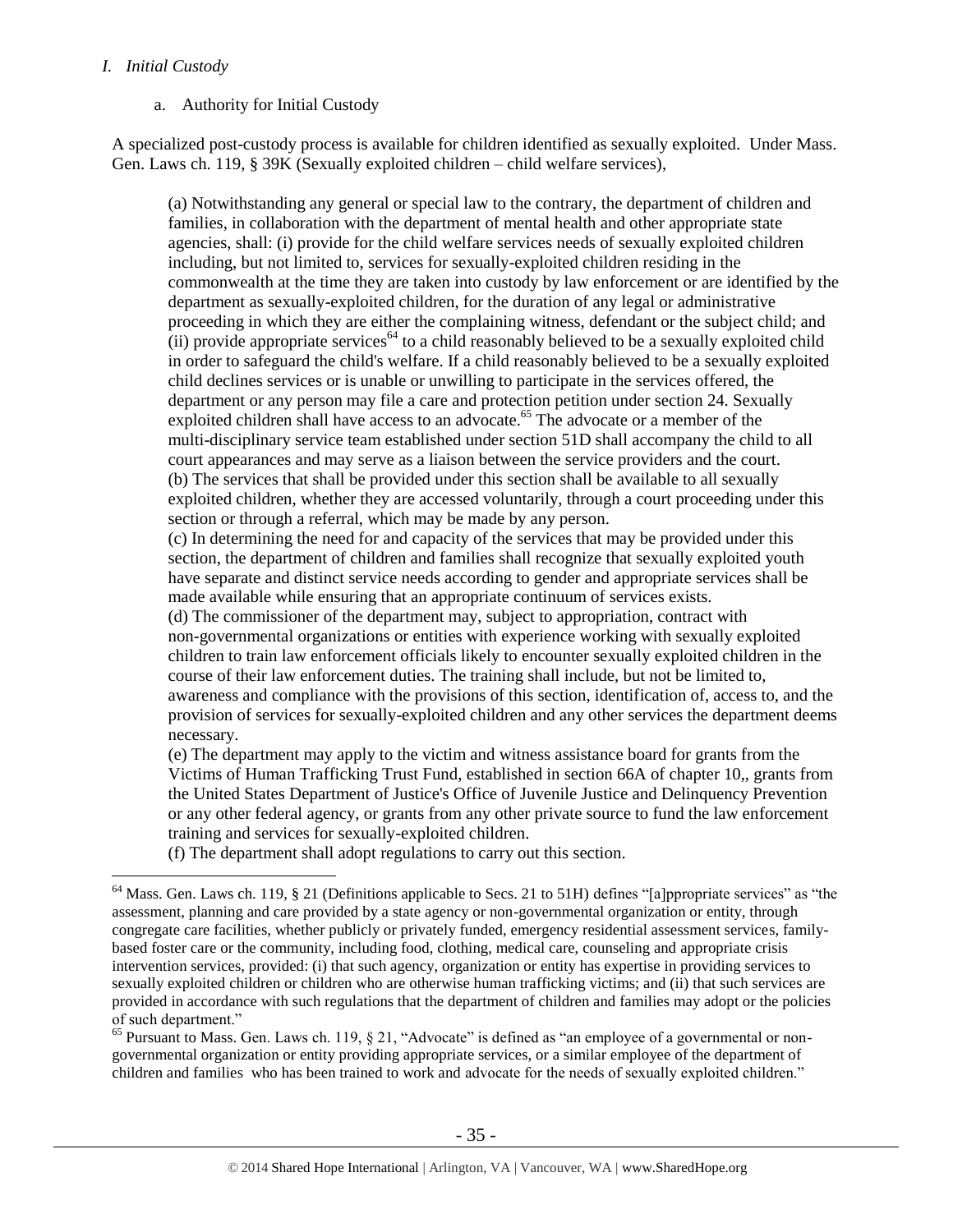## *I. Initial Custody*

### a. Authority for Initial Custody

A specialized post-custody process is available for children identified as sexually exploited. Under Mass. Gen. Laws ch. 119, § 39K (Sexually exploited children – child welfare services),

> (a) Notwithstanding any general or special law to the contrary, the department of children and families, in collaboration with the department of mental health and other appropriate state agencies, shall: (i) provide for the child welfare services needs of sexually exploited children including, but not limited to, services for sexually-exploited children residing in the commonwealth at the time they are taken into custody by law enforcement or are identified by the department as sexually-exploited children, for the duration of any legal or administrative proceeding in which they are either the complaining witness, defendant or the subject child; and (ii) provide appropriate services[64] to a child reasonably believed to be a sexually exploited child in order to safeguard the child's welfare. If a child reasonably believed to be a sexually exploited child declines services or is unable or unwilling to participate in the services offered, the department or any person may file a care and protection petition under section 24. Sexually exploited children shall have access to an advocate.[65] The advocate or a member of the multi-disciplinary service team established under section 51D shall accompany the child to all court appearances and may serve as a liaison between the service providers and the court.
>
> (b) The services that shall be provided under this section shall be available to all sexually exploited children, whether they are accessed voluntarily, through a court proceeding under this section or through a referral, which may be made by any person.
>
> (c) In determining the need for and capacity of the services that may be provided under this section, the department of children and families shall recognize that sexually exploited youth have separate and distinct service needs according to gender and appropriate services shall be made available while ensuring that an appropriate continuum of services exists.
>
> (d) The commissioner of the department may, subject to appropriation, contract with non-governmental organizations or entities with experience working with sexually exploited children to train law enforcement officials likely to encounter sexually exploited children in the course of their law enforcement duties. The training shall include, but not be limited to, awareness and compliance with the provisions of this section, identification of, access to, and the provision of services for sexually-exploited children and any other services the department deems necessary.
>
> (e) The department may apply to the victim and witness assistance board for grants from the Victims of Human Trafficking Trust Fund, established in section 66A of chapter 10,, grants from the United States Department of Justice's Office of Juvenile Justice and Delinquency Prevention or any other federal agency, or grants from any other private source to fund the law enforcement training and services for sexually-exploited children.
>
> (f) The department shall adopt regulations to carry out this section.

---

[64] Mass. Gen. Laws ch. 119, § 21 (Definitions applicable to Secs. 21 to 51H) defines "[a]ppropriate services" as "the assessment, planning and care provided by a state agency or non-governmental organization or entity, through congregate care facilities, whether publicly or privately funded, emergency residential assessment services, family-based foster care or the community, including food, clothing, medical care, counseling and appropriate crisis intervention services, provided: (i) that such agency, organization or entity has expertise in providing services to sexually exploited children or children who are otherwise human trafficking victims; and (ii) that such services are provided in accordance with such regulations that the department of children and families may adopt or the policies of such department."

[65] Pursuant to Mass. Gen. Laws ch. 119, § 21, "Advocate" is defined as "an employee of a governmental or non-governmental organization or entity providing appropriate services, or a similar employee of the department of children and families who has been trained to work and advocate for the needs of sexually exploited children."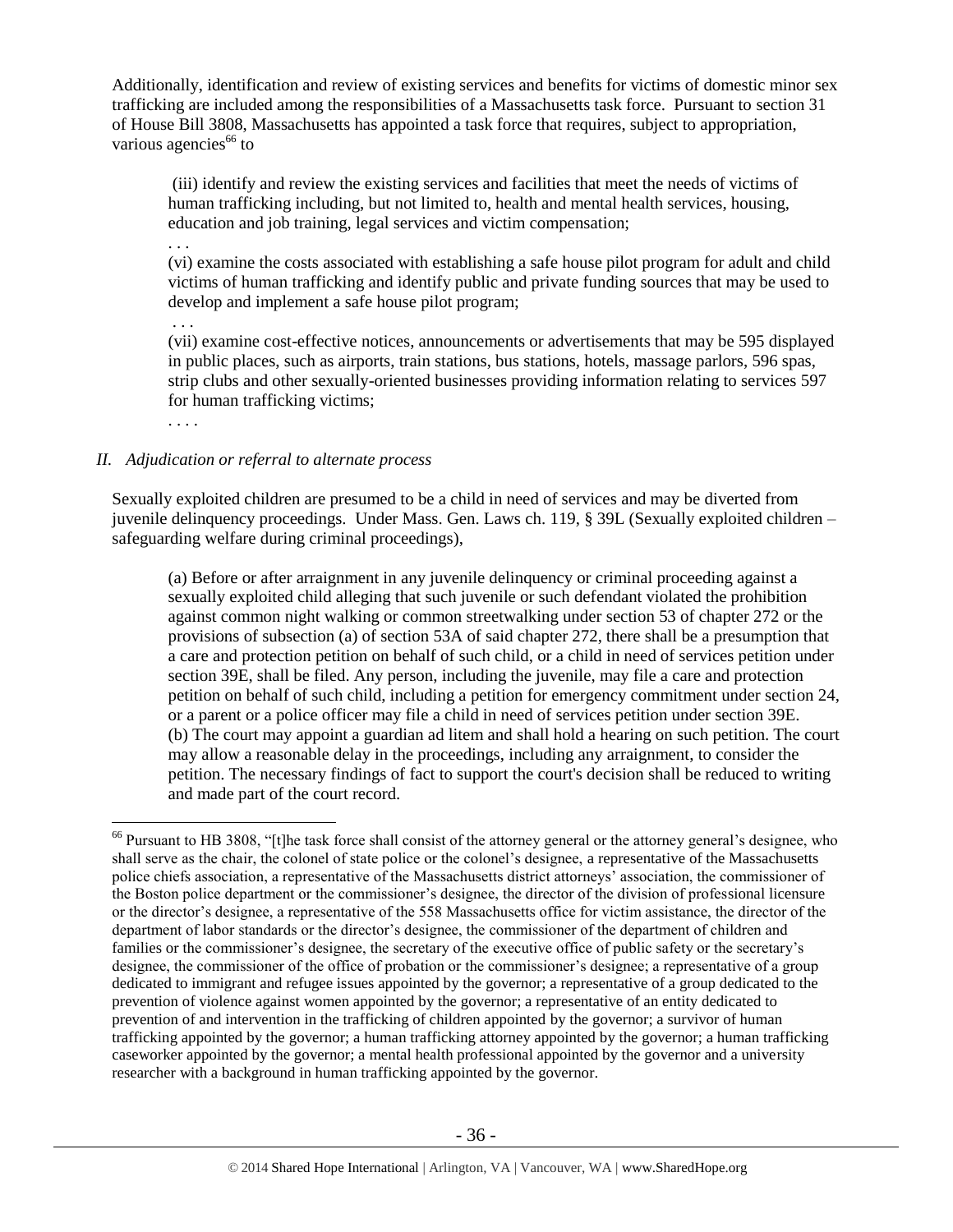Additionally, identification and review of existing services and benefits for victims of domestic minor sex trafficking are included among the responsibilities of a Massachusetts task force. Pursuant to section 31 of House Bill 3808, Massachusetts has appointed a task force that requires, subject to appropriation, various agencies[66] to

> (iii) identify and review the existing services and facilities that meet the needs of victims of human trafficking including, but not limited to, health and mental health services, housing, education and job training, legal services and victim compensation;
>
> . . .
>
> (vi) examine the costs associated with establishing a safe house pilot program for adult and child victims of human trafficking and identify public and private funding sources that may be used to develop and implement a safe house pilot program;
>
> . . .
>
> (vii) examine cost-effective notices, announcements or advertisements that may be 595 displayed in public places, such as airports, train stations, bus stations, hotels, massage parlors, 596 spas, strip clubs and other sexually-oriented businesses providing information relating to services 597 for human trafficking victims;
>
> . . . .

## *II. Adjudication or referral to alternate process*

Sexually exploited children are presumed to be a child in need of services and may be diverted from juvenile delinquency proceedings. Under Mass. Gen. Laws ch. 119, § 39L (Sexually exploited children – safeguarding welfare during criminal proceedings),

> (a) Before or after arraignment in any juvenile delinquency or criminal proceeding against a sexually exploited child alleging that such juvenile or such defendant violated the prohibition against common night walking or common streetwalking under section 53 of chapter 272 or the provisions of subsection (a) of section 53A of said chapter 272, there shall be a presumption that a care and protection petition on behalf of such child, or a child in need of services petition under section 39E, shall be filed. Any person, including the juvenile, may file a care and protection petition on behalf of such child, including a petition for emergency commitment under section 24, or a parent or a police officer may file a child in need of services petition under section 39E.
>
> (b) The court may appoint a guardian ad litem and shall hold a hearing on such petition. The court may allow a reasonable delay in the proceedings, including any arraignment, to consider the petition. The necessary findings of fact to support the court's decision shall be reduced to writing and made part of the court record.

---

[66] Pursuant to HB 3808, "[t]he task force shall consist of the attorney general or the attorney general's designee, who shall serve as the chair, the colonel of state police or the colonel's designee, a representative of the Massachusetts police chiefs association, a representative of the Massachusetts district attorneys' association, the commissioner of the Boston police department or the commissioner's designee, the director of the division of professional licensure or the director's designee, a representative of the 558 Massachusetts office for victim assistance, the director of the department of labor standards or the director's designee, the commissioner of the department of children and families or the commissioner's designee, the secretary of the executive office of public safety or the secretary's designee, the commissioner of the office of probation or the commissioner's designee; a representative of a group dedicated to immigrant and refugee issues appointed by the governor; a representative of a group dedicated to the prevention of violence against women appointed by the governor; a representative of an entity dedicated to prevention of and intervention in the trafficking of children appointed by the governor; a survivor of human trafficking appointed by the governor; a human trafficking attorney appointed by the governor; a human trafficking caseworker appointed by the governor; a mental health professional appointed by the governor and a university researcher with a background in human trafficking appointed by the governor.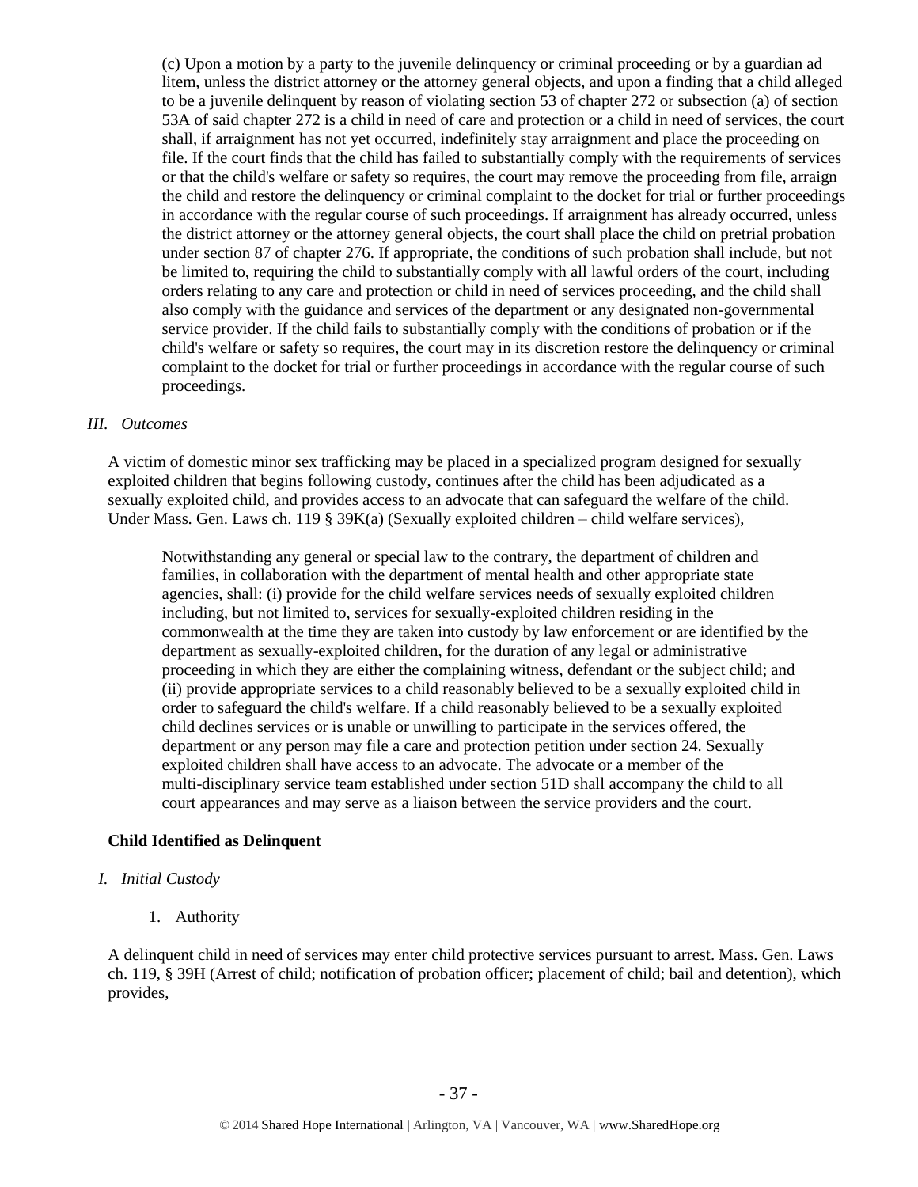> (c) Upon a motion by a party to the juvenile delinquency or criminal proceeding or by a guardian ad litem, unless the district attorney or the attorney general objects, and upon a finding that a child alleged to be a juvenile delinquent by reason of violating section 53 of chapter 272 or subsection (a) of section 53A of said chapter 272 is a child in need of care and protection or a child in need of services, the court shall, if arraignment has not yet occurred, indefinitely stay arraignment and place the proceeding on file. If the court finds that the child has failed to substantially comply with the requirements of services or that the child's welfare or safety so requires, the court may remove the proceeding from file, arraign the child and restore the delinquency or criminal complaint to the docket for trial or further proceedings in accordance with the regular course of such proceedings. If arraignment has already occurred, unless the district attorney or the attorney general objects, the court shall place the child on pretrial probation under section 87 of chapter 276. If appropriate, the conditions of such probation shall include, but not be limited to, requiring the child to substantially comply with all lawful orders of the court, including orders relating to any care and protection or child in need of services proceeding, and the child shall also comply with the guidance and services of the department or any designated non-governmental service provider. If the child fails to substantially comply with the conditions of probation or if the child's welfare or safety so requires, the court may in its discretion restore the delinquency or criminal complaint to the docket for trial or further proceedings in accordance with the regular course of such proceedings.

*III. Outcomes*

A victim of domestic minor sex trafficking may be placed in a specialized program designed for sexually exploited children that begins following custody, continues after the child has been adjudicated as a sexually exploited child, and provides access to an advocate that can safeguard the welfare of the child. Under Mass. Gen. Laws ch. 119 § 39K(a) (Sexually exploited children – child welfare services),

> Notwithstanding any general or special law to the contrary, the department of children and families, in collaboration with the department of mental health and other appropriate state agencies, shall: (i) provide for the child welfare services needs of sexually exploited children including, but not limited to, services for sexually-exploited children residing in the commonwealth at the time they are taken into custody by law enforcement or are identified by the department as sexually-exploited children, for the duration of any legal or administrative proceeding in which they are either the complaining witness, defendant or the subject child; and (ii) provide appropriate services to a child reasonably believed to be a sexually exploited child in order to safeguard the child's welfare. If a child reasonably believed to be a sexually exploited child declines services or is unable or unwilling to participate in the services offered, the department or any person may file a care and protection petition under section 24. Sexually exploited children shall have access to an advocate. The advocate or a member of the multi-disciplinary service team established under section 51D shall accompany the child to all court appearances and may serve as a liaison between the service providers and the court.

**Child Identified as Delinquent**

*I. Initial Custody*

1. Authority

A delinquent child in need of services may enter child protective services pursuant to arrest. Mass. Gen. Laws ch. 119, § 39H (Arrest of child; notification of probation officer; placement of child; bail and detention), which provides,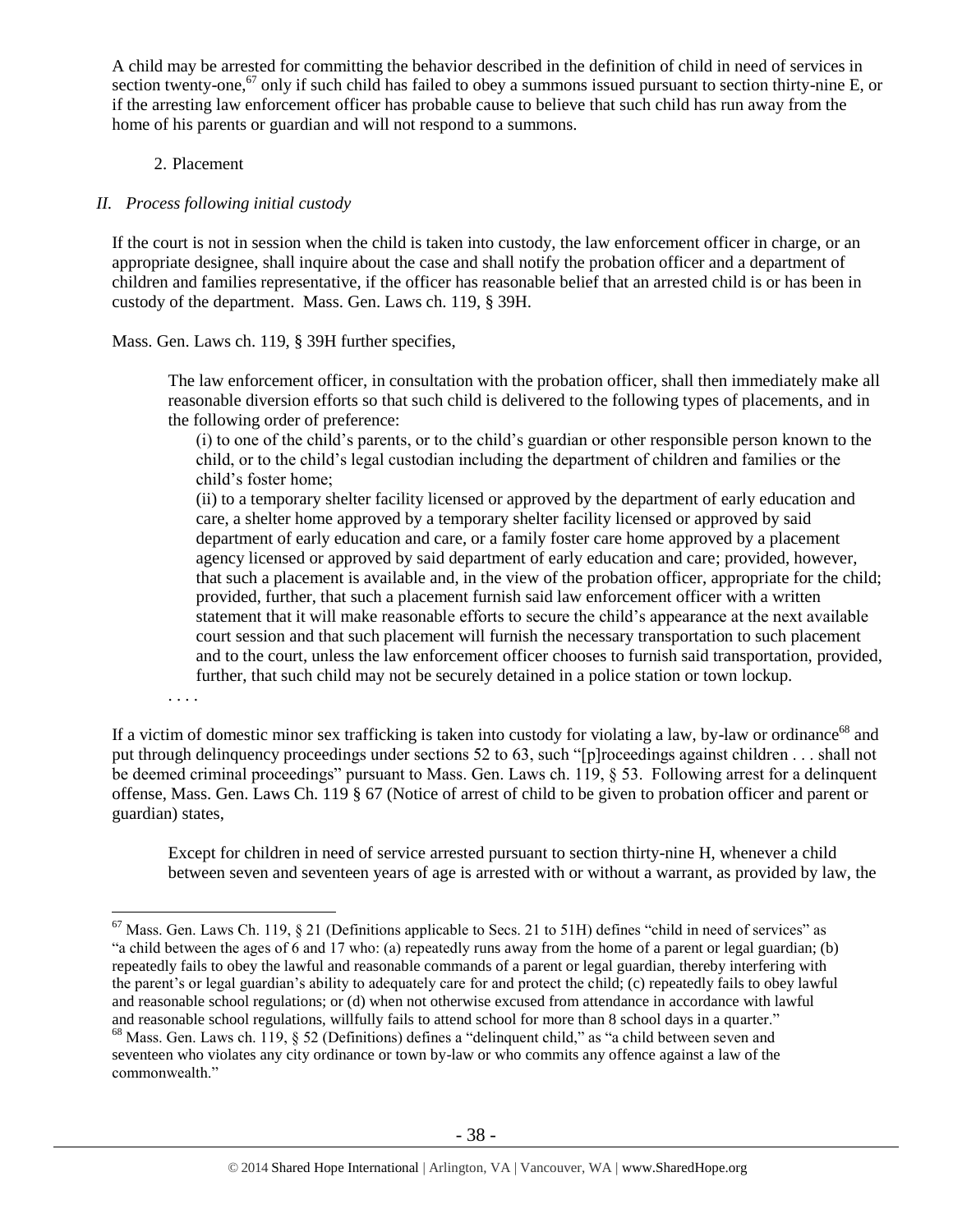A child may be arrested for committing the behavior described in the definition of child in need of services in section twenty-one,[67] only if such child has failed to obey a summons issued pursuant to section thirty-nine E, or if the arresting law enforcement officer has probable cause to believe that such child has run away from the home of his parents or guardian and will not respond to a summons.

2. Placement

## *II. Process following initial custody*

If the court is not in session when the child is taken into custody, the law enforcement officer in charge, or an appropriate designee, shall inquire about the case and shall notify the probation officer and a department of children and families representative, if the officer has reasonable belief that an arrested child is or has been in custody of the department. Mass. Gen. Laws ch. 119, § 39H.

Mass. Gen. Laws ch. 119, § 39H further specifies,

> The law enforcement officer, in consultation with the probation officer, shall then immediately make all reasonable diversion efforts so that such child is delivered to the following types of placements, and in the following order of preference:
>
> (i) to one of the child's parents, or to the child's guardian or other responsible person known to the child, or to the child's legal custodian including the department of children and families or the child's foster home;
>
> (ii) to a temporary shelter facility licensed or approved by the department of early education and care, a shelter home approved by a temporary shelter facility licensed or approved by said department of early education and care, or a family foster care home approved by a placement agency licensed or approved by said department of early education and care; provided, however, that such a placement is available and, in the view of the probation officer, appropriate for the child; provided, further, that such a placement furnish said law enforcement officer with a written statement that it will make reasonable efforts to secure the child's appearance at the next available court session and that such placement will furnish the necessary transportation to such placement and to the court, unless the law enforcement officer chooses to furnish said transportation, provided, further, that such child may not be securely detained in a police station or town lockup.
>
> . . . .

If a victim of domestic minor sex trafficking is taken into custody for violating a law, by-law or ordinance[68] and put through delinquency proceedings under sections 52 to 63, such "[p]roceedings against children . . . shall not be deemed criminal proceedings" pursuant to Mass. Gen. Laws ch. 119, § 53. Following arrest for a delinquent offense, Mass. Gen. Laws Ch. 119 § 67 (Notice of arrest of child to be given to probation officer and parent or guardian) states,

> Except for children in need of service arrested pursuant to section thirty-nine H, whenever a child between seven and seventeen years of age is arrested with or without a warrant, as provided by law, the

---

[67] Mass. Gen. Laws Ch. 119, § 21 (Definitions applicable to Secs. 21 to 51H) defines "child in need of services" as "a child between the ages of 6 and 17 who: (a) repeatedly runs away from the home of a parent or legal guardian; (b) repeatedly fails to obey the lawful and reasonable commands of a parent or legal guardian, thereby interfering with the parent's or legal guardian's ability to adequately care for and protect the child; (c) repeatedly fails to obey lawful and reasonable school regulations; or (d) when not otherwise excused from attendance in accordance with lawful and reasonable school regulations, willfully fails to attend school for more than 8 school days in a quarter."

[68] Mass. Gen. Laws ch. 119, § 52 (Definitions) defines a "delinquent child," as "a child between seven and seventeen who violates any city ordinance or town by-law or who commits any offence against a law of the commonwealth."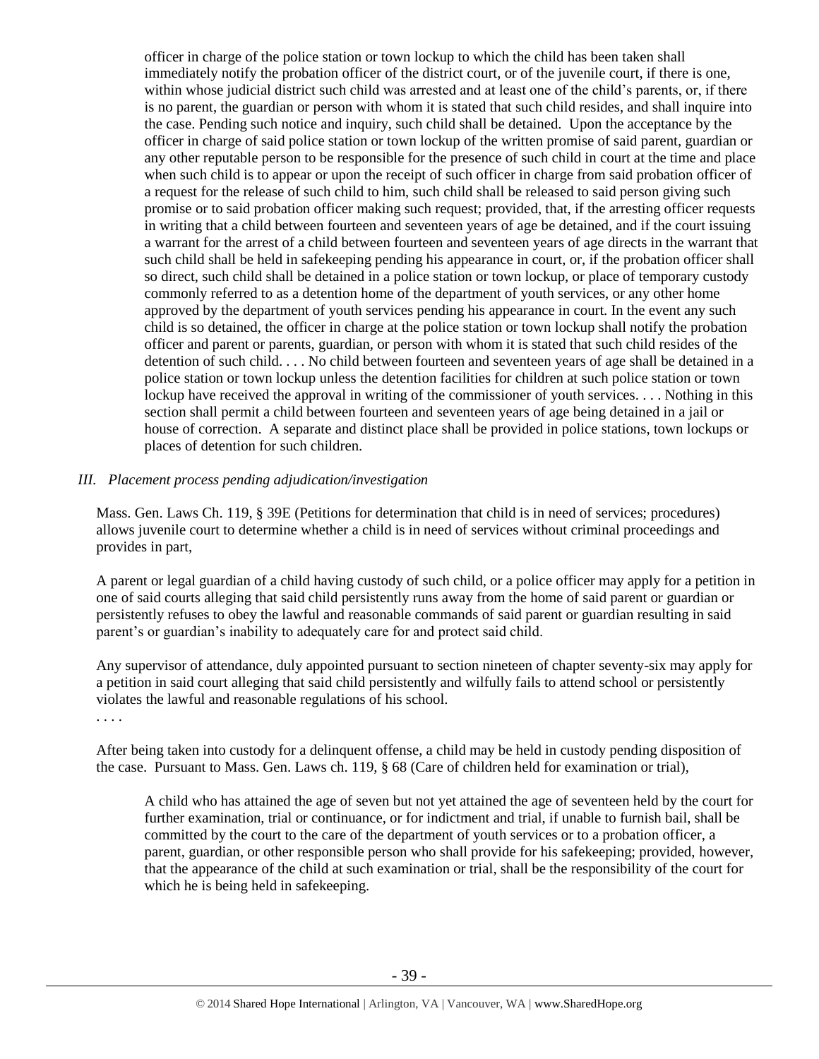> officer in charge of the police station or town lockup to which the child has been taken shall immediately notify the probation officer of the district court, or of the juvenile court, if there is one, within whose judicial district such child was arrested and at least one of the child's parents, or, if there is no parent, the guardian or person with whom it is stated that such child resides, and shall inquire into the case. Pending such notice and inquiry, such child shall be detained. Upon the acceptance by the officer in charge of said police station or town lockup of the written promise of said parent, guardian or any other reputable person to be responsible for the presence of such child in court at the time and place when such child is to appear or upon the receipt of such officer in charge from said probation officer of a request for the release of such child to him, such child shall be released to said person giving such promise or to said probation officer making such request; provided, that, if the arresting officer requests in writing that a child between fourteen and seventeen years of age be detained, and if the court issuing a warrant for the arrest of a child between fourteen and seventeen years of age directs in the warrant that such child shall be held in safekeeping pending his appearance in court, or, if the probation officer shall so direct, such child shall be detained in a police station or town lockup, or place of temporary custody commonly referred to as a detention home of the department of youth services, or any other home approved by the department of youth services pending his appearance in court. In the event any such child is so detained, the officer in charge at the police station or town lockup shall notify the probation officer and parent or parents, guardian, or person with whom it is stated that such child resides of the detention of such child. . . . No child between fourteen and seventeen years of age shall be detained in a police station or town lockup unless the detention facilities for children at such police station or town lockup have received the approval in writing of the commissioner of youth services. . . . Nothing in this section shall permit a child between fourteen and seventeen years of age being detained in a jail or house of correction. A separate and distinct place shall be provided in police stations, town lockups or places of detention for such children.

### *III. Placement process pending adjudication/investigation*

Mass. Gen. Laws Ch. 119, § 39E (Petitions for determination that child is in need of services; procedures) allows juvenile court to determine whether a child is in need of services without criminal proceedings and provides in part,

A parent or legal guardian of a child having custody of such child, or a police officer may apply for a petition in one of said courts alleging that said child persistently runs away from the home of said parent or guardian or persistently refuses to obey the lawful and reasonable commands of said parent or guardian resulting in said parent's or guardian's inability to adequately care for and protect said child.

Any supervisor of attendance, duly appointed pursuant to section nineteen of chapter seventy-six may apply for a petition in said court alleging that said child persistently and wilfully fails to attend school or persistently violates the lawful and reasonable regulations of his school.

. . . .

After being taken into custody for a delinquent offense, a child may be held in custody pending disposition of the case. Pursuant to Mass. Gen. Laws ch. 119, § 68 (Care of children held for examination or trial),

> A child who has attained the age of seven but not yet attained the age of seventeen held by the court for further examination, trial or continuance, or for indictment and trial, if unable to furnish bail, shall be committed by the court to the care of the department of youth services or to a probation officer, a parent, guardian, or other responsible person who shall provide for his safekeeping; provided, however, that the appearance of the child at such examination or trial, shall be the responsibility of the court for which he is being held in safekeeping.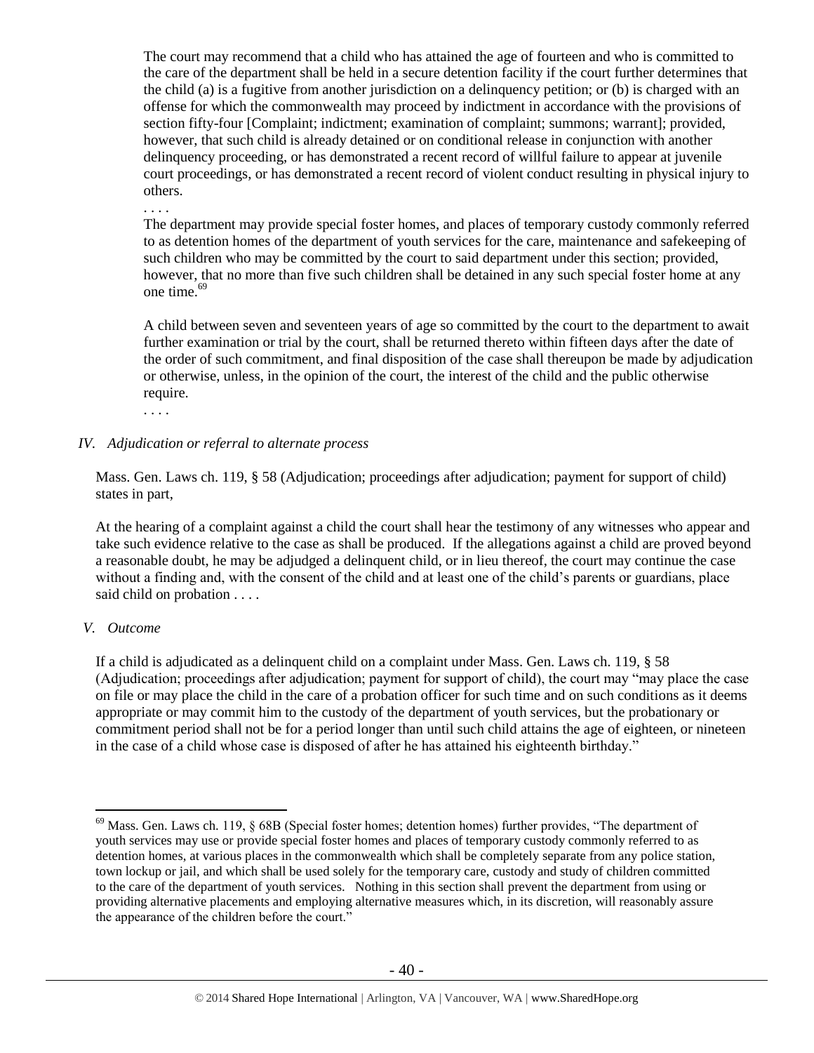> The court may recommend that a child who has attained the age of fourteen and who is committed to the care of the department shall be held in a secure detention facility if the court further determines that the child (a) is a fugitive from another jurisdiction on a delinquency petition; or (b) is charged with an offense for which the commonwealth may proceed by indictment in accordance with the provisions of section fifty-four [Complaint; indictment; examination of complaint; summons; warrant]; provided, however, that such child is already detained or on conditional release in conjunction with another delinquency proceeding, or has demonstrated a recent record of willful failure to appear at juvenile court proceedings, or has demonstrated a recent record of violent conduct resulting in physical injury to others.
>
> . . . .
>
> The department may provide special foster homes, and places of temporary custody commonly referred to as detention homes of the department of youth services for the care, maintenance and safekeeping of such children who may be committed by the court to said department under this section; provided, however, that no more than five such children shall be detained in any such special foster home at any one time.[69]
>
> A child between seven and seventeen years of age so committed by the court to the department to await further examination or trial by the court, shall be returned thereto within fifteen days after the date of the order of such commitment, and final disposition of the case shall thereupon be made by adjudication or otherwise, unless, in the opinion of the court, the interest of the child and the public otherwise require.
>
> . . . .

*IV. Adjudication or referral to alternate process*

Mass. Gen. Laws ch. 119, § 58 (Adjudication; proceedings after adjudication; payment for support of child) states in part,

> At the hearing of a complaint against a child the court shall hear the testimony of any witnesses who appear and take such evidence relative to the case as shall be produced. If the allegations against a child are proved beyond a reasonable doubt, he may be adjudged a delinquent child, or in lieu thereof, the court may continue the case without a finding and, with the consent of the child and at least one of the child's parents or guardians, place said child on probation . . . .

*V. Outcome*

If a child is adjudicated as a delinquent child on a complaint under Mass. Gen. Laws ch. 119, § 58 (Adjudication; proceedings after adjudication; payment for support of child), the court may "may place the case on file or may place the child in the care of a probation officer for such time and on such conditions as it deems appropriate or may commit him to the custody of the department of youth services, but the probationary or commitment period shall not be for a period longer than until such child attains the age of eighteen, or nineteen in the case of a child whose case is disposed of after he has attained his eighteenth birthday."

---

[69] Mass. Gen. Laws ch. 119, § 68B (Special foster homes; detention homes) further provides, "The department of youth services may use or provide special foster homes and places of temporary custody commonly referred to as detention homes, at various places in the commonwealth which shall be completely separate from any police station, town lockup or jail, and which shall be used solely for the temporary care, custody and study of children committed to the care of the department of youth services. Nothing in this section shall prevent the department from using or providing alternative placements and employing alternative measures which, in its discretion, will reasonably assure the appearance of the children before the court."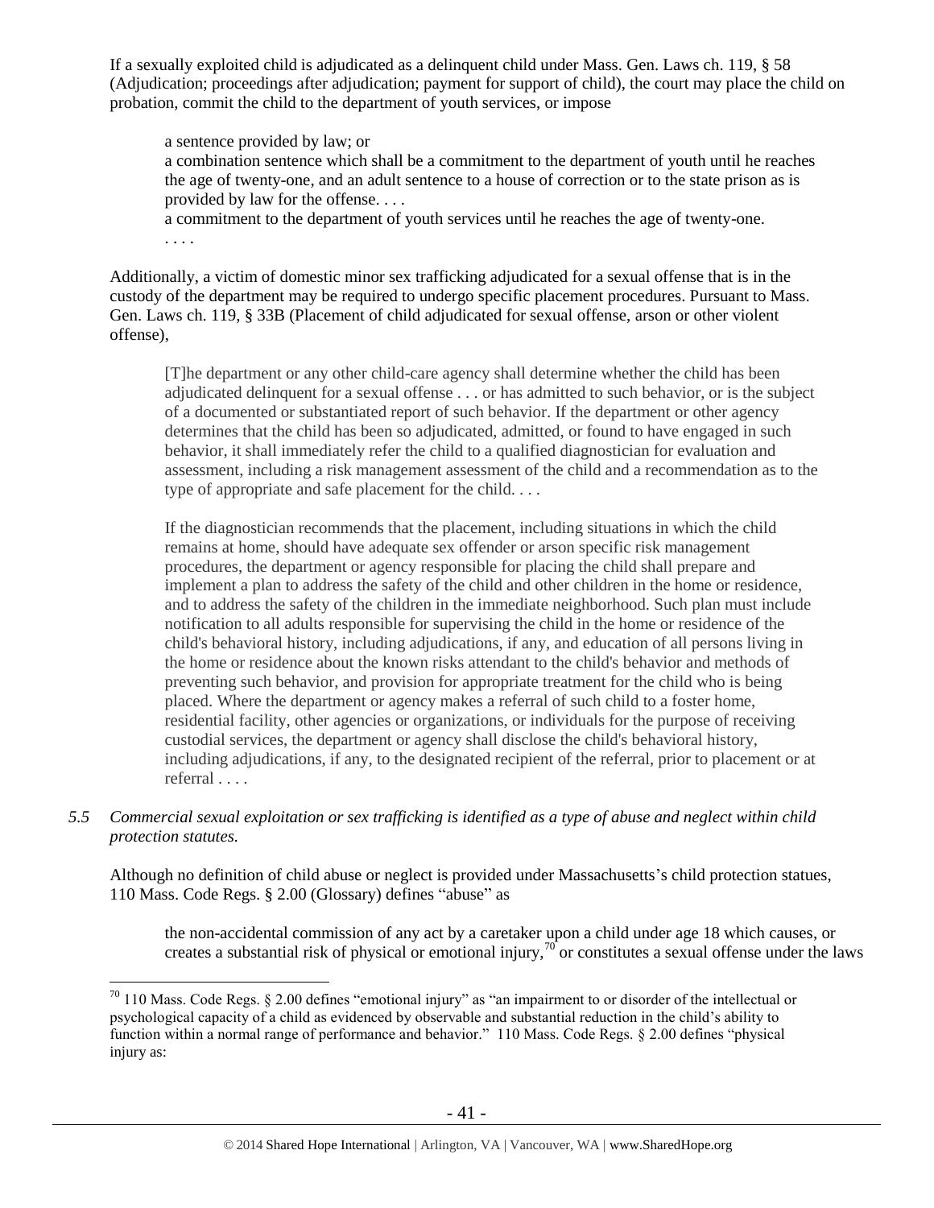If a sexually exploited child is adjudicated as a delinquent child under Mass. Gen. Laws ch. 119, § 58 (Adjudication; proceedings after adjudication; payment for support of child), the court may place the child on probation, commit the child to the department of youth services, or impose

> a sentence provided by law; or
> a combination sentence which shall be a commitment to the department of youth until he reaches the age of twenty-one, and an adult sentence to a house of correction or to the state prison as is provided by law for the offense. . . .
> a commitment to the department of youth services until he reaches the age of twenty-one.
> . . . .

Additionally, a victim of domestic minor sex trafficking adjudicated for a sexual offense that is in the custody of the department may be required to undergo specific placement procedures. Pursuant to Mass. Gen. Laws ch. 119, § 33B (Placement of child adjudicated for sexual offense, arson or other violent offense),

> [T]he department or any other child-care agency shall determine whether the child has been adjudicated delinquent for a sexual offense . . . or has admitted to such behavior, or is the subject of a documented or substantiated report of such behavior. If the department or other agency determines that the child has been so adjudicated, admitted, or found to have engaged in such behavior, it shall immediately refer the child to a qualified diagnostician for evaluation and assessment, including a risk management assessment of the child and a recommendation as to the type of appropriate and safe placement for the child. . . .
>
> If the diagnostician recommends that the placement, including situations in which the child remains at home, should have adequate sex offender or arson specific risk management procedures, the department or agency responsible for placing the child shall prepare and implement a plan to address the safety of the child and other children in the home or residence, and to address the safety of the children in the immediate neighborhood. Such plan must include notification to all adults responsible for supervising the child in the home or residence of the child's behavioral history, including adjudications, if any, and education of all persons living in the home or residence about the known risks attendant to the child's behavior and methods of preventing such behavior, and provision for appropriate treatment for the child who is being placed. Where the department or agency makes a referral of such child to a foster home, residential facility, other agencies or organizations, or individuals for the purpose of receiving custodial services, the department or agency shall disclose the child's behavioral history, including adjudications, if any, to the designated recipient of the referral, prior to placement or at referral . . . .

*5.5 Commercial sexual exploitation or sex trafficking is identified as a type of abuse and neglect within child protection statutes.*

Although no definition of child abuse or neglect is provided under Massachusetts's child protection statues, 110 Mass. Code Regs. § 2.00 (Glossary) defines "abuse" as

> the non-accidental commission of any act by a caretaker upon a child under age 18 which causes, or creates a substantial risk of physical or emotional injury,[70] or constitutes a sexual offense under the laws

---

[70] 110 Mass. Code Regs. § 2.00 defines "emotional injury" as "an impairment to or disorder of the intellectual or psychological capacity of a child as evidenced by observable and substantial reduction in the child's ability to function within a normal range of performance and behavior." 110 Mass. Code Regs. § 2.00 defines "physical injury as: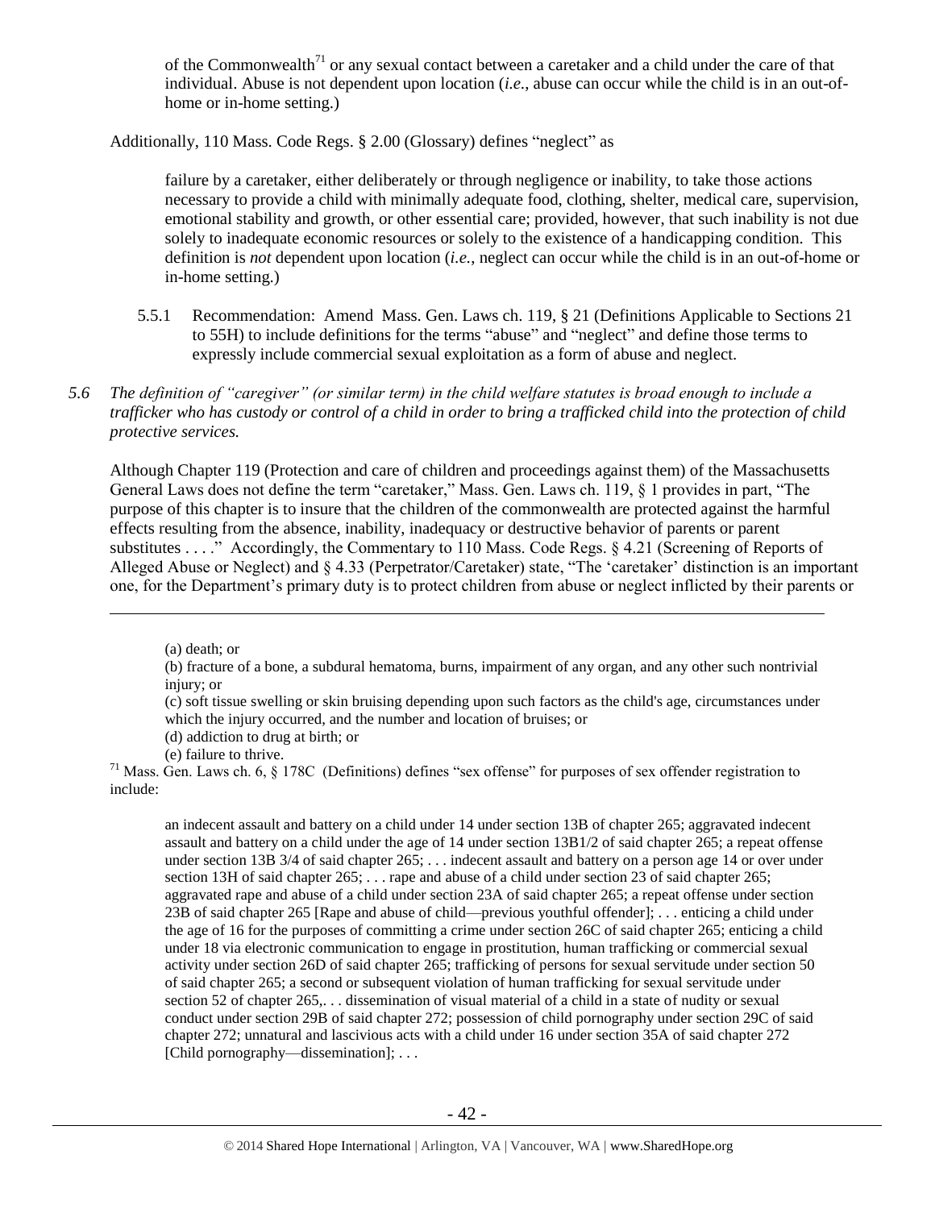of the Commonwealth[71] or any sexual contact between a caretaker and a child under the care of that individual. Abuse is not dependent upon location (*i.e.*, abuse can occur while the child is in an out-of-home or in-home setting.)

Additionally, 110 Mass. Code Regs. § 2.00 (Glossary) defines "neglect" as

> failure by a caretaker, either deliberately or through negligence or inability, to take those actions necessary to provide a child with minimally adequate food, clothing, shelter, medical care, supervision, emotional stability and growth, or other essential care; provided, however, that such inability is not due solely to inadequate economic resources or solely to the existence of a handicapping condition. This definition is *not* dependent upon location (*i.e.*, neglect can occur while the child is in an out-of-home or in-home setting.)

5.5.1 Recommendation: Amend Mass. Gen. Laws ch. 119, § 21 (Definitions Applicable to Sections 21 to 55H) to include definitions for the terms "abuse" and "neglect" and define those terms to expressly include commercial sexual exploitation as a form of abuse and neglect.

*5.6 The definition of "caregiver" (or similar term) in the child welfare statutes is broad enough to include a trafficker who has custody or control of a child in order to bring a trafficked child into the protection of child protective services.*

Although Chapter 119 (Protection and care of children and proceedings against them) of the Massachusetts General Laws does not define the term "caretaker," Mass. Gen. Laws ch. 119, § 1 provides in part, "The purpose of this chapter is to insure that the children of the commonwealth are protected against the harmful effects resulting from the absence, inability, inadequacy or destructive behavior of parents or parent substitutes . . . ." Accordingly, the Commentary to 110 Mass. Code Regs. § 4.21 (Screening of Reports of Alleged Abuse or Neglect) and § 4.33 (Perpetrator/Caretaker) state, "The 'caretaker' distinction is an important one, for the Department's primary duty is to protect children from abuse or neglect inflicted by their parents or

---

> (a) death; or
> (b) fracture of a bone, a subdural hematoma, burns, impairment of any organ, and any other such nontrivial injury; or
> (c) soft tissue swelling or skin bruising depending upon such factors as the child's age, circumstances under which the injury occurred, and the number and location of bruises; or
> (d) addiction to drug at birth; or
> (e) failure to thrive.

[71] Mass. Gen. Laws ch. 6, § 178C (Definitions) defines "sex offense" for purposes of sex offender registration to include:

> an indecent assault and battery on a child under 14 under section 13B of chapter 265; aggravated indecent assault and battery on a child under the age of 14 under section 13B1/2 of said chapter 265; a repeat offense under section 13B 3/4 of said chapter 265; . . . indecent assault and battery on a person age 14 or over under section 13H of said chapter 265; . . . rape and abuse of a child under section 23 of said chapter 265; aggravated rape and abuse of a child under section 23A of said chapter 265; a repeat offense under section 23B of said chapter 265 [Rape and abuse of child—previous youthful offender]; . . . enticing a child under the age of 16 for the purposes of committing a crime under section 26C of said chapter 265; enticing a child under 18 via electronic communication to engage in prostitution, human trafficking or commercial sexual activity under section 26D of said chapter 265; trafficking of persons for sexual servitude under section 50 of said chapter 265; a second or subsequent violation of human trafficking for sexual servitude under section 52 of chapter 265,. . . dissemination of visual material of a child in a state of nudity or sexual conduct under section 29B of said chapter 272; possession of child pornography under section 29C of said chapter 272; unnatural and lascivious acts with a child under 16 under section 35A of said chapter 272 [Child pornography—dissemination]; . . .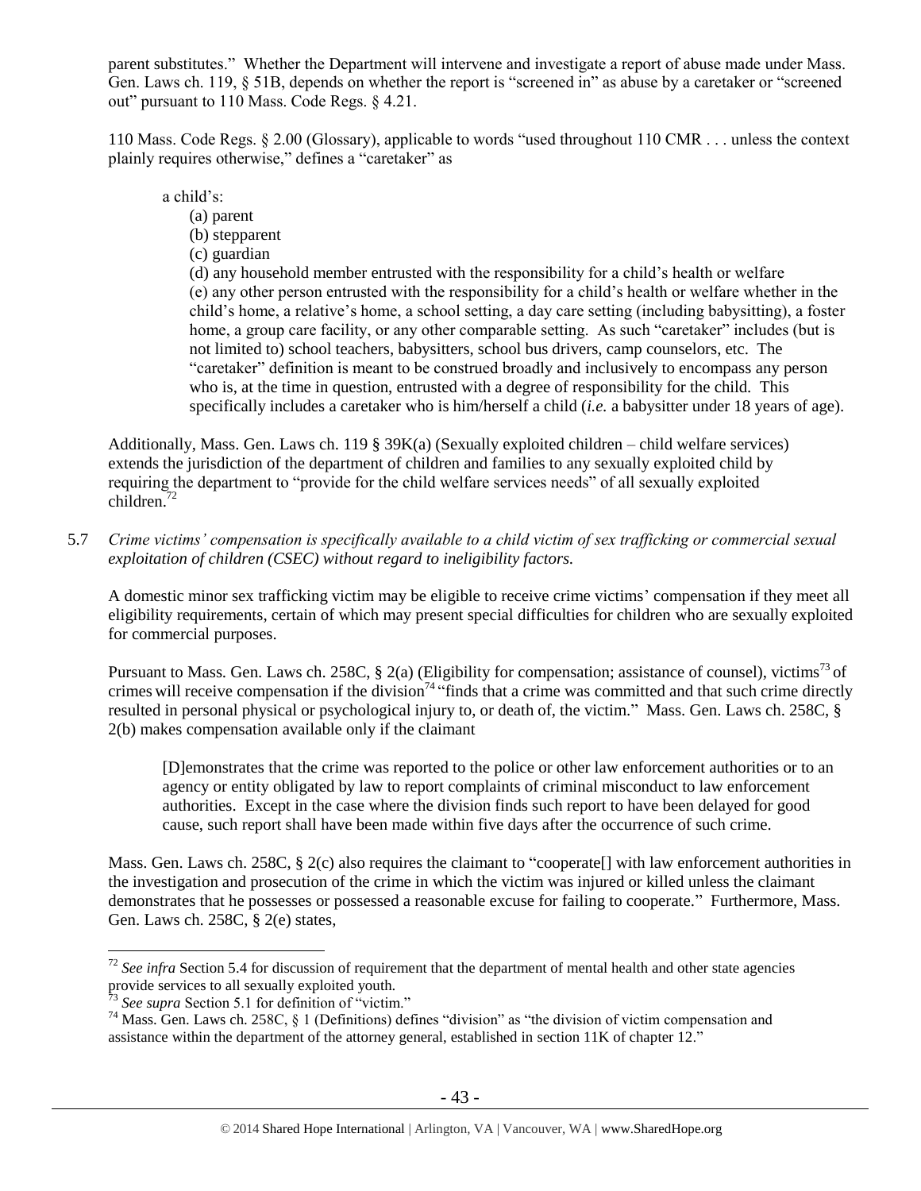parent substitutes." Whether the Department will intervene and investigate a report of abuse made under Mass. Gen. Laws ch. 119, § 51B, depends on whether the report is "screened in" as abuse by a caretaker or "screened out" pursuant to 110 Mass. Code Regs. § 4.21.

110 Mass. Code Regs. § 2.00 (Glossary), applicable to words "used throughout 110 CMR . . . unless the context plainly requires otherwise," defines a "caretaker" as

> a child's:
> (a) parent
> (b) stepparent
> (c) guardian
> (d) any household member entrusted with the responsibility for a child's health or welfare
> (e) any other person entrusted with the responsibility for a child's health or welfare whether in the child's home, a relative's home, a school setting, a day care setting (including babysitting), a foster home, a group care facility, or any other comparable setting. As such "caretaker" includes (but is not limited to) school teachers, babysitters, school bus drivers, camp counselors, etc. The "caretaker" definition is meant to be construed broadly and inclusively to encompass any person who is, at the time in question, entrusted with a degree of responsibility for the child. This specifically includes a caretaker who is him/herself a child (*i.e.* a babysitter under 18 years of age).

Additionally, Mass. Gen. Laws ch. 119 § 39K(a) (Sexually exploited children – child welfare services) extends the jurisdiction of the department of children and families to any sexually exploited child by requiring the department to "provide for the child welfare services needs" of all sexually exploited children.[72]

5.7 *Crime victims' compensation is specifically available to a child victim of sex trafficking or commercial sexual exploitation of children (CSEC) without regard to ineligibility factors.*

A domestic minor sex trafficking victim may be eligible to receive crime victims' compensation if they meet all eligibility requirements, certain of which may present special difficulties for children who are sexually exploited for commercial purposes.

Pursuant to Mass. Gen. Laws ch. 258C, § 2(a) (Eligibility for compensation; assistance of counsel), victims[73] of crimes will receive compensation if the division[74] "finds that a crime was committed and that such crime directly resulted in personal physical or psychological injury to, or death of, the victim." Mass. Gen. Laws ch. 258C, § 2(b) makes compensation available only if the claimant

> [D]emonstrates that the crime was reported to the police or other law enforcement authorities or to an agency or entity obligated by law to report complaints of criminal misconduct to law enforcement authorities. Except in the case where the division finds such report to have been delayed for good cause, such report shall have been made within five days after the occurrence of such crime.

Mass. Gen. Laws ch. 258C, § 2(c) also requires the claimant to "cooperate[] with law enforcement authorities in the investigation and prosecution of the crime in which the victim was injured or killed unless the claimant demonstrates that he possesses or possessed a reasonable excuse for failing to cooperate." Furthermore, Mass. Gen. Laws ch. 258C, § 2(e) states,

---

[72] *See infra* Section 5.4 for discussion of requirement that the department of mental health and other state agencies provide services to all sexually exploited youth.

[73] *See supra* Section 5.1 for definition of "victim."

[74] Mass. Gen. Laws ch. 258C, § 1 (Definitions) defines "division" as "the division of victim compensation and assistance within the department of the attorney general, established in section 11K of chapter 12."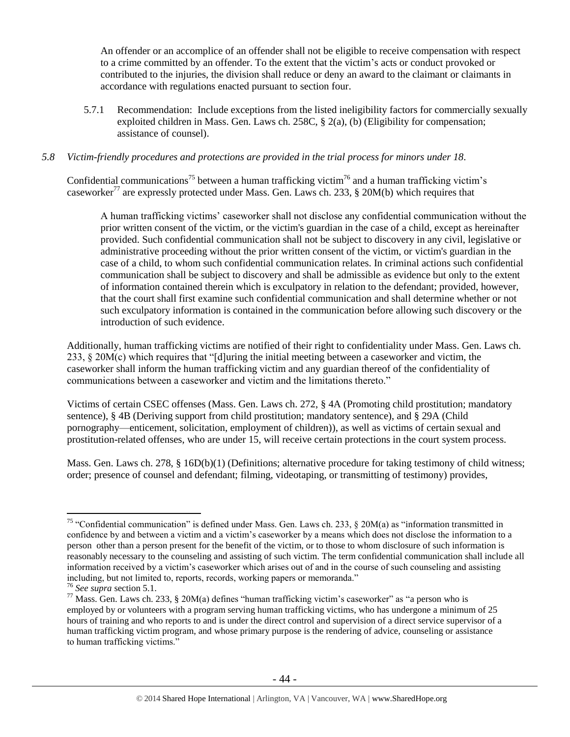An offender or an accomplice of an offender shall not be eligible to receive compensation with respect to a crime committed by an offender. To the extent that the victim's acts or conduct provoked or contributed to the injuries, the division shall reduce or deny an award to the claimant or claimants in accordance with regulations enacted pursuant to section four.

5.7.1 Recommendation: Include exceptions from the listed ineligibility factors for commercially sexually exploited children in Mass. Gen. Laws ch. 258C, § 2(a), (b) (Eligibility for compensation; assistance of counsel).

*5.8 Victim-friendly procedures and protections are provided in the trial process for minors under 18.*

Confidential communications[75] between a human trafficking victim[76] and a human trafficking victim's caseworker[77] are expressly protected under Mass. Gen. Laws ch. 233, § 20M(b) which requires that

> A human trafficking victims' caseworker shall not disclose any confidential communication without the prior written consent of the victim, or the victim's guardian in the case of a child, except as hereinafter provided. Such confidential communication shall not be subject to discovery in any civil, legislative or administrative proceeding without the prior written consent of the victim, or victim's guardian in the case of a child, to whom such confidential communication relates. In criminal actions such confidential communication shall be subject to discovery and shall be admissible as evidence but only to the extent of information contained therein which is exculpatory in relation to the defendant; provided, however, that the court shall first examine such confidential communication and shall determine whether or not such exculpatory information is contained in the communication before allowing such discovery or the introduction of such evidence.

Additionally, human trafficking victims are notified of their right to confidentiality under Mass. Gen. Laws ch. 233, § 20M(c) which requires that "[d]uring the initial meeting between a caseworker and victim, the caseworker shall inform the human trafficking victim and any guardian thereof of the confidentiality of communications between a caseworker and victim and the limitations thereto."

Victims of certain CSEC offenses (Mass. Gen. Laws ch. 272, § 4A (Promoting child prostitution; mandatory sentence), § 4B (Deriving support from child prostitution; mandatory sentence), and § 29A (Child pornography—enticement, solicitation, employment of children)), as well as victims of certain sexual and prostitution-related offenses, who are under 15, will receive certain protections in the court system process.

Mass. Gen. Laws ch. 278, § 16D(b)(1) (Definitions; alternative procedure for taking testimony of child witness; order; presence of counsel and defendant; filming, videotaping, or transmitting of testimony) provides,

---

[75] "Confidential communication" is defined under Mass. Gen. Laws ch. 233, § 20M(a) as "information transmitted in confidence by and between a victim and a victim's caseworker by a means which does not disclose the information to a person other than a person present for the benefit of the victim, or to those to whom disclosure of such information is reasonably necessary to the counseling and assisting of such victim. The term confidential communication shall include all information received by a victim's caseworker which arises out of and in the course of such counseling and assisting including, but not limited to, reports, records, working papers or memoranda."

[76] *See supra* section 5.1.

[77] Mass. Gen. Laws ch. 233, § 20M(a) defines "human trafficking victim's caseworker" as "a person who is employed by or volunteers with a program serving human trafficking victims, who has undergone a minimum of 25 hours of training and who reports to and is under the direct control and supervision of a direct service supervisor of a human trafficking victim program, and whose primary purpose is the rendering of advice, counseling or assistance to human trafficking victims."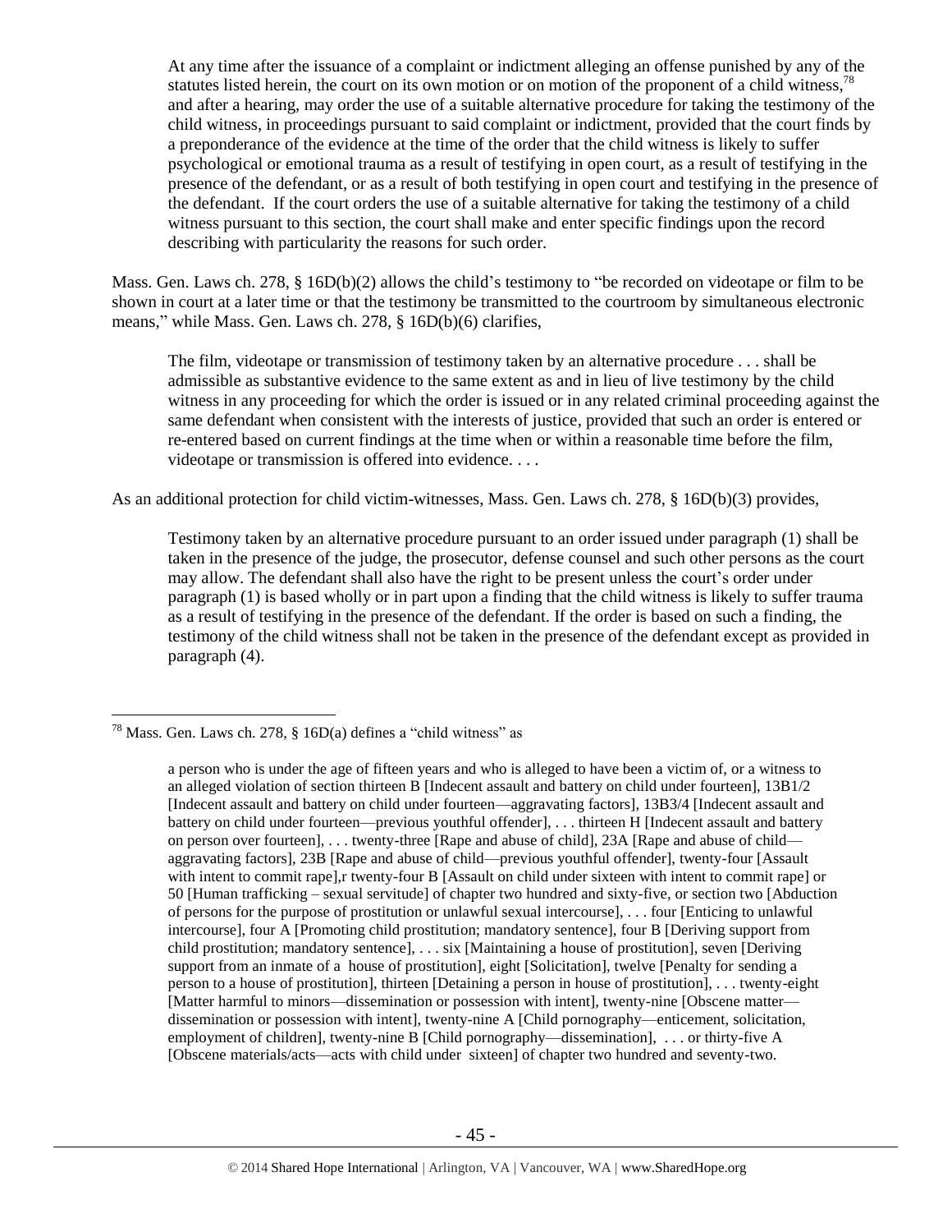> At any time after the issuance of a complaint or indictment alleging an offense punished by any of the statutes listed herein, the court on its own motion or on motion of the proponent of a child witness,[78] and after a hearing, may order the use of a suitable alternative procedure for taking the testimony of the child witness, in proceedings pursuant to said complaint or indictment, provided that the court finds by a preponderance of the evidence at the time of the order that the child witness is likely to suffer psychological or emotional trauma as a result of testifying in open court, as a result of testifying in the presence of the defendant, or as a result of both testifying in open court and testifying in the presence of the defendant. If the court orders the use of a suitable alternative for taking the testimony of a child witness pursuant to this section, the court shall make and enter specific findings upon the record describing with particularity the reasons for such order.

Mass. Gen. Laws ch. 278, § 16D(b)(2) allows the child's testimony to "be recorded on videotape or film to be shown in court at a later time or that the testimony be transmitted to the courtroom by simultaneous electronic means," while Mass. Gen. Laws ch. 278, § 16D(b)(6) clarifies,

> The film, videotape or transmission of testimony taken by an alternative procedure . . . shall be admissible as substantive evidence to the same extent as and in lieu of live testimony by the child witness in any proceeding for which the order is issued or in any related criminal proceeding against the same defendant when consistent with the interests of justice, provided that such an order is entered or re-entered based on current findings at the time when or within a reasonable time before the film, videotape or transmission is offered into evidence. . . .

As an additional protection for child victim-witnesses, Mass. Gen. Laws ch. 278, § 16D(b)(3) provides,

> Testimony taken by an alternative procedure pursuant to an order issued under paragraph (1) shall be taken in the presence of the judge, the prosecutor, defense counsel and such other persons as the court may allow. The defendant shall also have the right to be present unless the court's order under paragraph (1) is based wholly or in part upon a finding that the child witness is likely to suffer trauma as a result of testifying in the presence of the defendant. If the order is based on such a finding, the testimony of the child witness shall not be taken in the presence of the defendant except as provided in paragraph (4).

---

[78] Mass. Gen. Laws ch. 278, § 16D(a) defines a "child witness" as

> a person who is under the age of fifteen years and who is alleged to have been a victim of, or a witness to an alleged violation of section thirteen B [Indecent assault and battery on child under fourteen], 13B1/2 [Indecent assault and battery on child under fourteen—aggravating factors], 13B3/4 [Indecent assault and battery on child under fourteen—previous youthful offender], . . . thirteen H [Indecent assault and battery on person over fourteen], . . . twenty-three [Rape and abuse of child], 23A [Rape and abuse of child—aggravating factors], 23B [Rape and abuse of child—previous youthful offender], twenty-four [Assault with intent to commit rape],r twenty-four B [Assault on child under sixteen with intent to commit rape] or 50 [Human trafficking – sexual servitude] of chapter two hundred and sixty-five, or section two [Abduction of persons for the purpose of prostitution or unlawful sexual intercourse], . . . four [Enticing to unlawful intercourse], four A [Promoting child prostitution; mandatory sentence], four B [Deriving support from child prostitution; mandatory sentence], . . . six [Maintaining a house of prostitution], seven [Deriving support from an inmate of a house of prostitution], eight [Solicitation], twelve [Penalty for sending a person to a house of prostitution], thirteen [Detaining a person in house of prostitution], . . . twenty-eight [Matter harmful to minors—dissemination or possession with intent], twenty-nine [Obscene matter—dissemination or possession with intent], twenty-nine A [Child pornography—enticement, solicitation, employment of children], twenty-nine B [Child pornography—dissemination], . . . or thirty-five A [Obscene materials/acts—acts with child under sixteen] of chapter two hundred and seventy-two.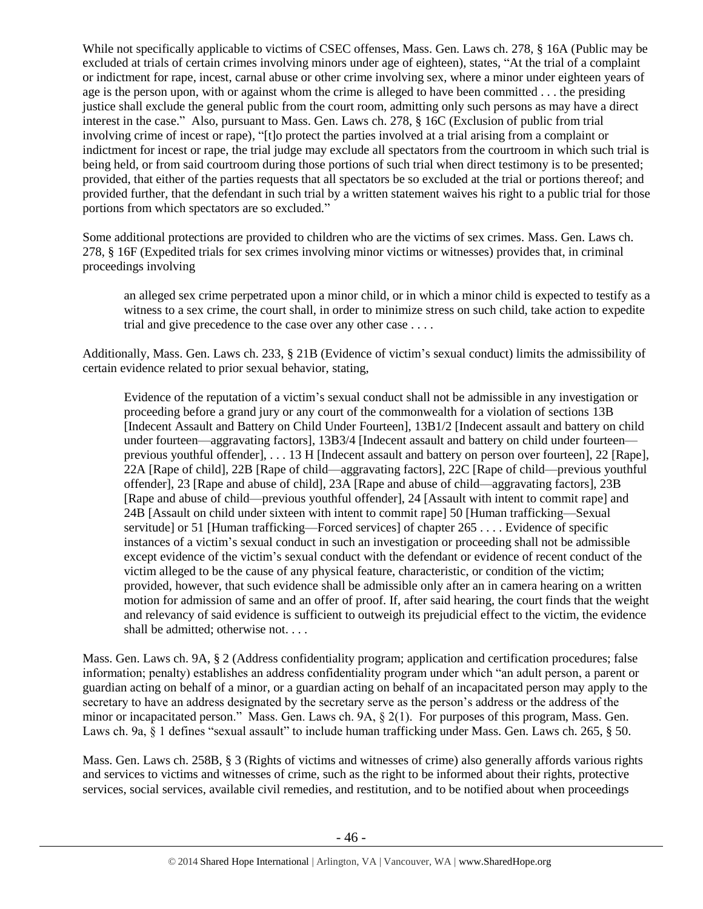While not specifically applicable to victims of CSEC offenses, Mass. Gen. Laws ch. 278, § 16A (Public may be excluded at trials of certain crimes involving minors under age of eighteen), states, "At the trial of a complaint or indictment for rape, incest, carnal abuse or other crime involving sex, where a minor under eighteen years of age is the person upon, with or against whom the crime is alleged to have been committed . . . the presiding justice shall exclude the general public from the court room, admitting only such persons as may have a direct interest in the case." Also, pursuant to Mass. Gen. Laws ch. 278, § 16C (Exclusion of public from trial involving crime of incest or rape), "[t]o protect the parties involved at a trial arising from a complaint or indictment for incest or rape, the trial judge may exclude all spectators from the courtroom in which such trial is being held, or from said courtroom during those portions of such trial when direct testimony is to be presented; provided, that either of the parties requests that all spectators be so excluded at the trial or portions thereof; and provided further, that the defendant in such trial by a written statement waives his right to a public trial for those portions from which spectators are so excluded."

Some additional protections are provided to children who are the victims of sex crimes. Mass. Gen. Laws ch. 278, § 16F (Expedited trials for sex crimes involving minor victims or witnesses) provides that, in criminal proceedings involving

> an alleged sex crime perpetrated upon a minor child, or in which a minor child is expected to testify as a witness to a sex crime, the court shall, in order to minimize stress on such child, take action to expedite trial and give precedence to the case over any other case . . . .

Additionally, Mass. Gen. Laws ch. 233, § 21B (Evidence of victim's sexual conduct) limits the admissibility of certain evidence related to prior sexual behavior, stating,

> Evidence of the reputation of a victim's sexual conduct shall not be admissible in any investigation or proceeding before a grand jury or any court of the commonwealth for a violation of sections 13B [Indecent Assault and Battery on Child Under Fourteen], 13B1/2 [Indecent assault and battery on child under fourteen—aggravating factors], 13B3/4 [Indecent assault and battery on child under fourteen—previous youthful offender], . . . 13 H [Indecent assault and battery on person over fourteen], 22 [Rape], 22A [Rape of child], 22B [Rape of child—aggravating factors], 22C [Rape of child—previous youthful offender], 23 [Rape and abuse of child], 23A [Rape and abuse of child—aggravating factors], 23B [Rape and abuse of child—previous youthful offender], 24 [Assault with intent to commit rape] and 24B [Assault on child under sixteen with intent to commit rape] 50 [Human trafficking—Sexual servitude] or 51 [Human trafficking—Forced services] of chapter 265 . . . . Evidence of specific instances of a victim's sexual conduct in such an investigation or proceeding shall not be admissible except evidence of the victim's sexual conduct with the defendant or evidence of recent conduct of the victim alleged to be the cause of any physical feature, characteristic, or condition of the victim; provided, however, that such evidence shall be admissible only after an in camera hearing on a written motion for admission of same and an offer of proof. If, after said hearing, the court finds that the weight and relevancy of said evidence is sufficient to outweigh its prejudicial effect to the victim, the evidence shall be admitted; otherwise not. . . .

Mass. Gen. Laws ch. 9A, § 2 (Address confidentiality program; application and certification procedures; false information; penalty) establishes an address confidentiality program under which "an adult person, a parent or guardian acting on behalf of a minor, or a guardian acting on behalf of an incapacitated person may apply to the secretary to have an address designated by the secretary serve as the person's address or the address of the minor or incapacitated person." Mass. Gen. Laws ch. 9A, § 2(1). For purposes of this program, Mass. Gen. Laws ch. 9a, § 1 defines "sexual assault" to include human trafficking under Mass. Gen. Laws ch. 265, § 50.

Mass. Gen. Laws ch. 258B, § 3 (Rights of victims and witnesses of crime) also generally affords various rights and services to victims and witnesses of crime, such as the right to be informed about their rights, protective services, social services, available civil remedies, and restitution, and to be notified about when proceedings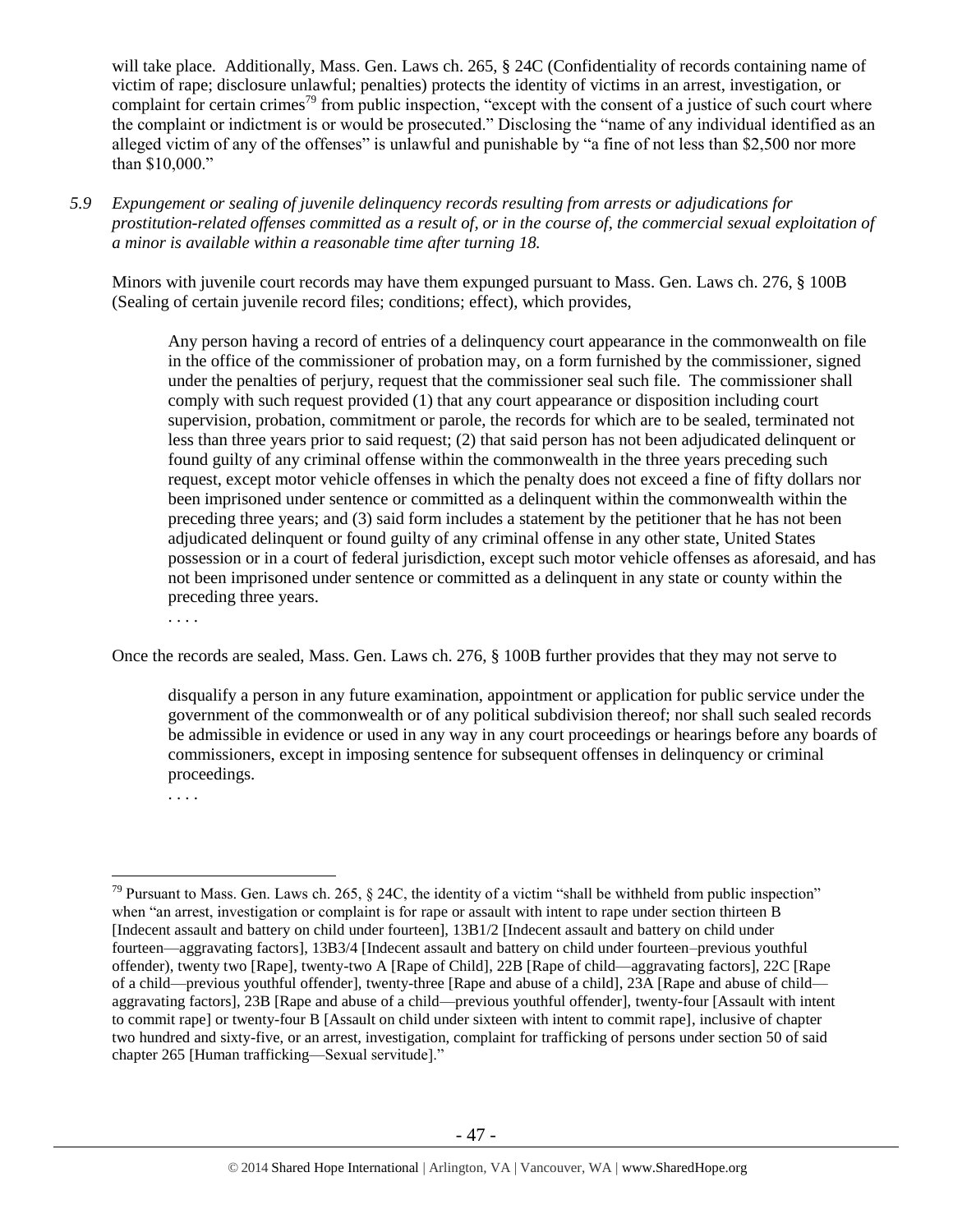will take place. Additionally, Mass. Gen. Laws ch. 265, § 24C (Confidentiality of records containing name of victim of rape; disclosure unlawful; penalties) protects the identity of victims in an arrest, investigation, or complaint for certain crimes[79] from public inspection, "except with the consent of a justice of such court where the complaint or indictment is or would be prosecuted." Disclosing the "name of any individual identified as an alleged victim of any of the offenses" is unlawful and punishable by "a fine of not less than $2,500 nor more than $10,000."

*5.9 Expungement or sealing of juvenile delinquency records resulting from arrests or adjudications for prostitution-related offenses committed as a result of, or in the course of, the commercial sexual exploitation of a minor is available within a reasonable time after turning 18.*

Minors with juvenile court records may have them expunged pursuant to Mass. Gen. Laws ch. 276, § 100B (Sealing of certain juvenile record files; conditions; effect), which provides,

> Any person having a record of entries of a delinquency court appearance in the commonwealth on file in the office of the commissioner of probation may, on a form furnished by the commissioner, signed under the penalties of perjury, request that the commissioner seal such file. The commissioner shall comply with such request provided (1) that any court appearance or disposition including court supervision, probation, commitment or parole, the records for which are to be sealed, terminated not less than three years prior to said request; (2) that said person has not been adjudicated delinquent or found guilty of any criminal offense within the commonwealth in the three years preceding such request, except motor vehicle offenses in which the penalty does not exceed a fine of fifty dollars nor been imprisoned under sentence or committed as a delinquent within the commonwealth within the preceding three years; and (3) said form includes a statement by the petitioner that he has not been adjudicated delinquent or found guilty of any criminal offense in any other state, United States possession or in a court of federal jurisdiction, except such motor vehicle offenses as aforesaid, and has not been imprisoned under sentence or committed as a delinquent in any state or county within the preceding three years.
>
> . . . .

Once the records are sealed, Mass. Gen. Laws ch. 276, § 100B further provides that they may not serve to

> disqualify a person in any future examination, appointment or application for public service under the government of the commonwealth or of any political subdivision thereof; nor shall such sealed records be admissible in evidence or used in any way in any court proceedings or hearings before any boards of commissioners, except in imposing sentence for subsequent offenses in delinquency or criminal proceedings.
>
> . . . .

---

[79] Pursuant to Mass. Gen. Laws ch. 265, § 24C, the identity of a victim "shall be withheld from public inspection" when "an arrest, investigation or complaint is for rape or assault with intent to rape under section thirteen B [Indecent assault and battery on child under fourteen], 13B1/2 [Indecent assault and battery on child under fourteen—aggravating factors], 13B3/4 [Indecent assault and battery on child under fourteen–previous youthful offender), twenty two [Rape], twenty-two A [Rape of Child], 22B [Rape of child—aggravating factors], 22C [Rape of a child—previous youthful offender], twenty-three [Rape and abuse of a child], 23A [Rape and abuse of child—aggravating factors], 23B [Rape and abuse of a child—previous youthful offender], twenty-four [Assault with intent to commit rape] or twenty-four B [Assault on child under sixteen with intent to commit rape], inclusive of chapter two hundred and sixty-five, or an arrest, investigation, complaint for trafficking of persons under section 50 of said chapter 265 [Human trafficking—Sexual servitude]."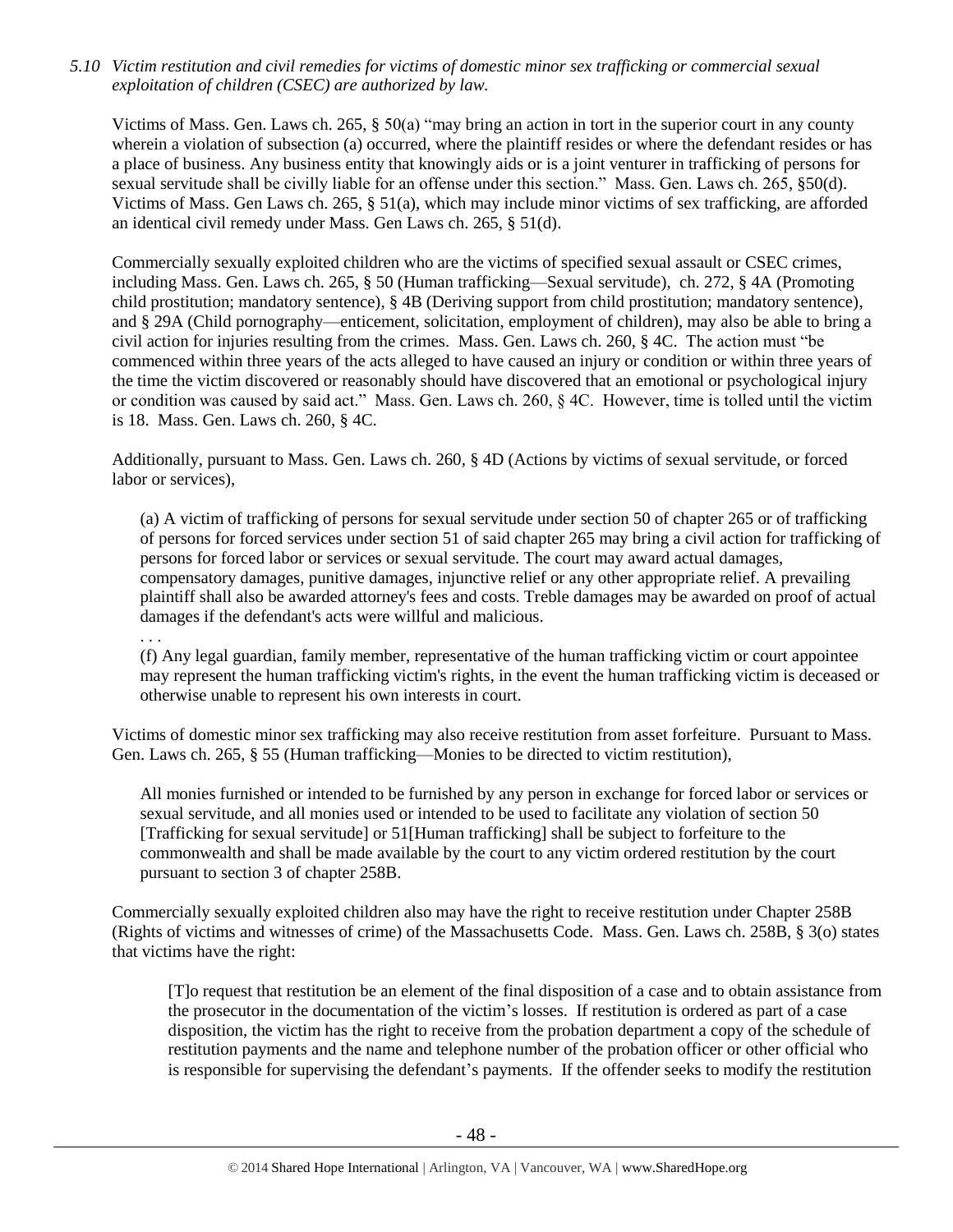*5.10 Victim restitution and civil remedies for victims of domestic minor sex trafficking or commercial sexual exploitation of children (CSEC) are authorized by law.*

Victims of Mass. Gen. Laws ch. 265, § 50(a) "may bring an action in tort in the superior court in any county wherein a violation of subsection (a) occurred, where the plaintiff resides or where the defendant resides or has a place of business. Any business entity that knowingly aids or is a joint venturer in trafficking of persons for sexual servitude shall be civilly liable for an offense under this section." Mass. Gen. Laws ch. 265, §50(d). Victims of Mass. Gen Laws ch. 265, § 51(a), which may include minor victims of sex trafficking, are afforded an identical civil remedy under Mass. Gen Laws ch. 265, § 51(d).

Commercially sexually exploited children who are the victims of specified sexual assault or CSEC crimes, including Mass. Gen. Laws ch. 265, § 50 (Human trafficking—Sexual servitude), ch. 272, § 4A (Promoting child prostitution; mandatory sentence), § 4B (Deriving support from child prostitution; mandatory sentence), and § 29A (Child pornography—enticement, solicitation, employment of children), may also be able to bring a civil action for injuries resulting from the crimes. Mass. Gen. Laws ch. 260, § 4C. The action must "be commenced within three years of the acts alleged to have caused an injury or condition or within three years of the time the victim discovered or reasonably should have discovered that an emotional or psychological injury or condition was caused by said act." Mass. Gen. Laws ch. 260, § 4C. However, time is tolled until the victim is 18. Mass. Gen. Laws ch. 260, § 4C.

Additionally, pursuant to Mass. Gen. Laws ch. 260, § 4D (Actions by victims of sexual servitude, or forced labor or services),

> (a) A victim of trafficking of persons for sexual servitude under section 50 of chapter 265 or of trafficking of persons for forced services under section 51 of said chapter 265 may bring a civil action for trafficking of persons for forced labor or services or sexual servitude. The court may award actual damages, compensatory damages, punitive damages, injunctive relief or any other appropriate relief. A prevailing plaintiff shall also be awarded attorney's fees and costs. Treble damages may be awarded on proof of actual damages if the defendant's acts were willful and malicious.
>
> . . .
>
> (f) Any legal guardian, family member, representative of the human trafficking victim or court appointee may represent the human trafficking victim's rights, in the event the human trafficking victim is deceased or otherwise unable to represent his own interests in court.

Victims of domestic minor sex trafficking may also receive restitution from asset forfeiture. Pursuant to Mass. Gen. Laws ch. 265, § 55 (Human trafficking—Monies to be directed to victim restitution),

> All monies furnished or intended to be furnished by any person in exchange for forced labor or services or sexual servitude, and all monies used or intended to be used to facilitate any violation of section 50 [Trafficking for sexual servitude] or 51[Human trafficking] shall be subject to forfeiture to the commonwealth and shall be made available by the court to any victim ordered restitution by the court pursuant to section 3 of chapter 258B.

Commercially sexually exploited children also may have the right to receive restitution under Chapter 258B (Rights of victims and witnesses of crime) of the Massachusetts Code. Mass. Gen. Laws ch. 258B, § 3(o) states that victims have the right:

> [T]o request that restitution be an element of the final disposition of a case and to obtain assistance from the prosecutor in the documentation of the victim's losses. If restitution is ordered as part of a case disposition, the victim has the right to receive from the probation department a copy of the schedule of restitution payments and the name and telephone number of the probation officer or other official who is responsible for supervising the defendant's payments. If the offender seeks to modify the restitution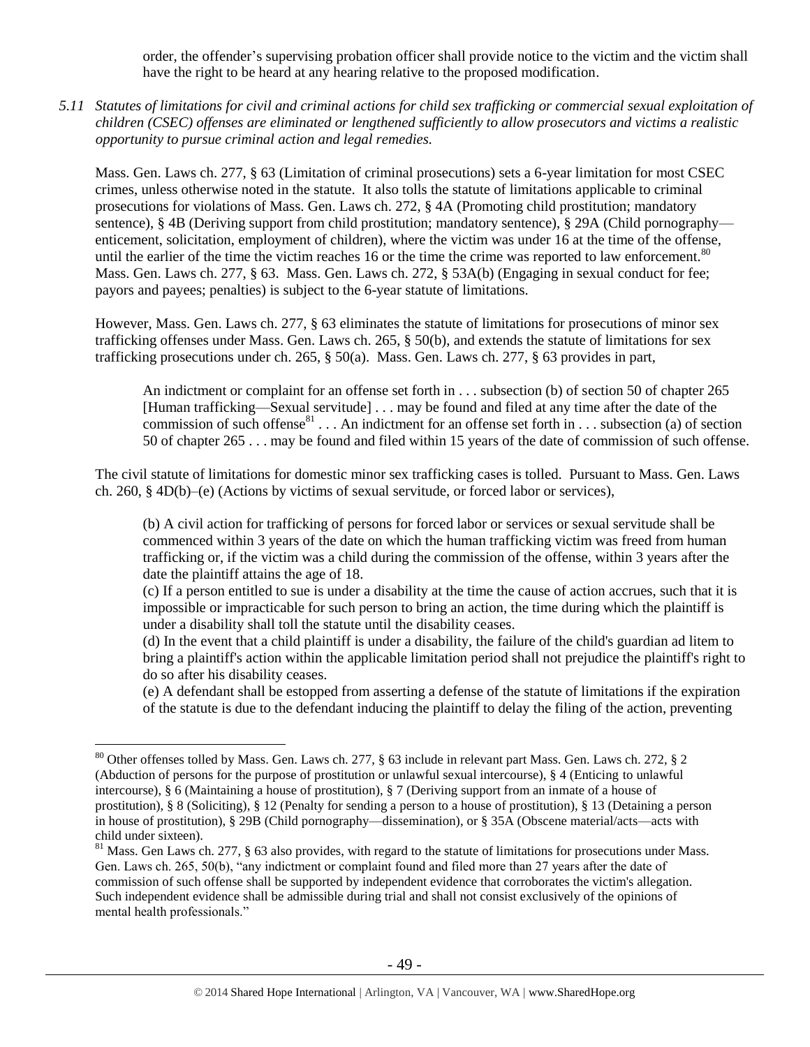order, the offender's supervising probation officer shall provide notice to the victim and the victim shall have the right to be heard at any hearing relative to the proposed modification.

*5.11 Statutes of limitations for civil and criminal actions for child sex trafficking or commercial sexual exploitation of children (CSEC) offenses are eliminated or lengthened sufficiently to allow prosecutors and victims a realistic opportunity to pursue criminal action and legal remedies.*

Mass. Gen. Laws ch. 277, § 63 (Limitation of criminal prosecutions) sets a 6-year limitation for most CSEC crimes, unless otherwise noted in the statute. It also tolls the statute of limitations applicable to criminal prosecutions for violations of Mass. Gen. Laws ch. 272, § 4A (Promoting child prostitution; mandatory sentence), § 4B (Deriving support from child prostitution; mandatory sentence), § 29A (Child pornography—enticement, solicitation, employment of children), where the victim was under 16 at the time of the offense, until the earlier of the time the victim reaches 16 or the time the crime was reported to law enforcement.[80] Mass. Gen. Laws ch. 277, § 63. Mass. Gen. Laws ch. 272, § 53A(b) (Engaging in sexual conduct for fee; payors and payees; penalties) is subject to the 6-year statute of limitations.

However, Mass. Gen. Laws ch. 277, § 63 eliminates the statute of limitations for prosecutions of minor sex trafficking offenses under Mass. Gen. Laws ch. 265, § 50(b), and extends the statute of limitations for sex trafficking prosecutions under ch. 265, § 50(a). Mass. Gen. Laws ch. 277, § 63 provides in part,

> An indictment or complaint for an offense set forth in . . . subsection (b) of section 50 of chapter 265 [Human trafficking—Sexual servitude] . . . may be found and filed at any time after the date of the commission of such offense[81] . . . An indictment for an offense set forth in . . . subsection (a) of section 50 of chapter 265 . . . may be found and filed within 15 years of the date of commission of such offense.

The civil statute of limitations for domestic minor sex trafficking cases is tolled. Pursuant to Mass. Gen. Laws ch. 260, § 4D(b)–(e) (Actions by victims of sexual servitude, or forced labor or services),

> (b) A civil action for trafficking of persons for forced labor or services or sexual servitude shall be commenced within 3 years of the date on which the human trafficking victim was freed from human trafficking or, if the victim was a child during the commission of the offense, within 3 years after the date the plaintiff attains the age of 18.
>
> (c) If a person entitled to sue is under a disability at the time the cause of action accrues, such that it is impossible or impracticable for such person to bring an action, the time during which the plaintiff is under a disability shall toll the statute until the disability ceases.
>
> (d) In the event that a child plaintiff is under a disability, the failure of the child's guardian ad litem to bring a plaintiff's action within the applicable limitation period shall not prejudice the plaintiff's right to do so after his disability ceases.
>
> (e) A defendant shall be estopped from asserting a defense of the statute of limitations if the expiration of the statute is due to the defendant inducing the plaintiff to delay the filing of the action, preventing

---

[80] Other offenses tolled by Mass. Gen. Laws ch. 277, § 63 include in relevant part Mass. Gen. Laws ch. 272, § 2 (Abduction of persons for the purpose of prostitution or unlawful sexual intercourse), § 4 (Enticing to unlawful intercourse), § 6 (Maintaining a house of prostitution), § 7 (Deriving support from an inmate of a house of prostitution), § 8 (Soliciting), § 12 (Penalty for sending a person to a house of prostitution), § 13 (Detaining a person in house of prostitution), § 29B (Child pornography—dissemination), or § 35A (Obscene material/acts—acts with child under sixteen).

[81] Mass. Gen Laws ch. 277, § 63 also provides, with regard to the statute of limitations for prosecutions under Mass. Gen. Laws ch. 265, 50(b), "any indictment or complaint found and filed more than 27 years after the date of commission of such offense shall be supported by independent evidence that corroborates the victim's allegation. Such independent evidence shall be admissible during trial and shall not consist exclusively of the opinions of mental health professionals."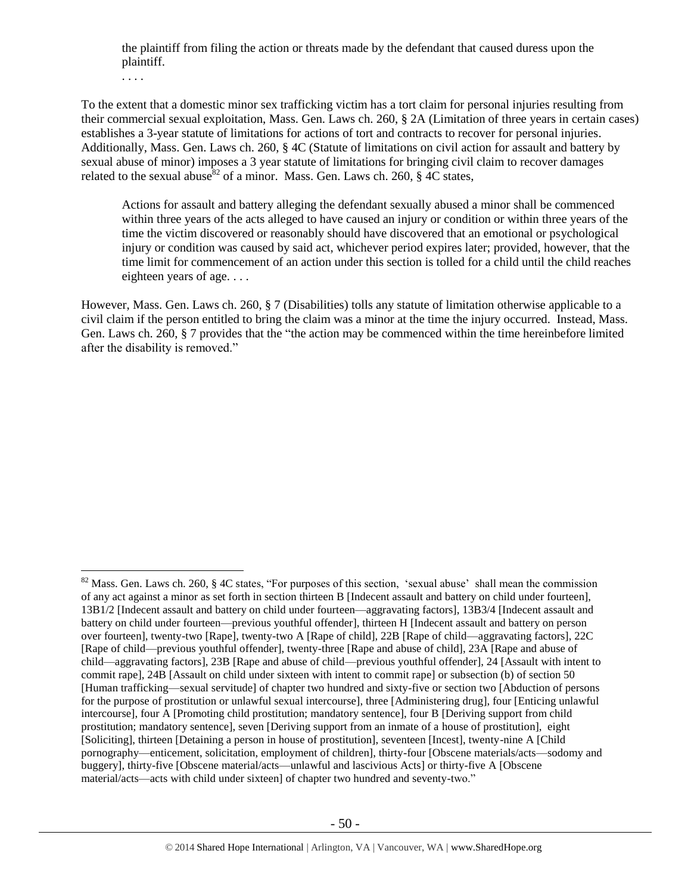the plaintiff from filing the action or threats made by the defendant that caused duress upon the plaintiff.

. . . .

To the extent that a domestic minor sex trafficking victim has a tort claim for personal injuries resulting from their commercial sexual exploitation, Mass. Gen. Laws ch. 260, § 2A (Limitation of three years in certain cases) establishes a 3-year statute of limitations for actions of tort and contracts to recover for personal injuries. Additionally, Mass. Gen. Laws ch. 260, § 4C (Statute of limitations on civil action for assault and battery by sexual abuse of minor) imposes a 3 year statute of limitations for bringing civil claim to recover damages related to the sexual abuse[82] of a minor. Mass. Gen. Laws ch. 260, § 4C states,

> Actions for assault and battery alleging the defendant sexually abused a minor shall be commenced within three years of the acts alleged to have caused an injury or condition or within three years of the time the victim discovered or reasonably should have discovered that an emotional or psychological injury or condition was caused by said act, whichever period expires later; provided, however, that the time limit for commencement of an action under this section is tolled for a child until the child reaches eighteen years of age. . . .

However, Mass. Gen. Laws ch. 260, § 7 (Disabilities) tolls any statute of limitation otherwise applicable to a civil claim if the person entitled to bring the claim was a minor at the time the injury occurred. Instead, Mass. Gen. Laws ch. 260, § 7 provides that the "the action may be commenced within the time hereinbefore limited after the disability is removed."

---

[82] Mass. Gen. Laws ch. 260, § 4C states, "For purposes of this section, 'sexual abuse' shall mean the commission of any act against a minor as set forth in section thirteen B [Indecent assault and battery on child under fourteen], 13B1/2 [Indecent assault and battery on child under fourteen—aggravating factors], 13B3/4 [Indecent assault and battery on child under fourteen—previous youthful offender], thirteen H [Indecent assault and battery on person over fourteen], twenty-two [Rape], twenty-two A [Rape of child], 22B [Rape of child—aggravating factors], 22C [Rape of child—previous youthful offender], twenty-three [Rape and abuse of child], 23A [Rape and abuse of child—aggravating factors], 23B [Rape and abuse of child—previous youthful offender], 24 [Assault with intent to commit rape], 24B [Assault on child under sixteen with intent to commit rape] or subsection (b) of section 50 [Human trafficking—sexual servitude] of chapter two hundred and sixty-five or section two [Abduction of persons for the purpose of prostitution or unlawful sexual intercourse], three [Administering drug], four [Enticing unlawful intercourse], four A [Promoting child prostitution; mandatory sentence], four B [Deriving support from child prostitution; mandatory sentence], seven [Deriving support from an inmate of a house of prostitution], eight [Soliciting], thirteen [Detaining a person in house of prostitution], seventeen [Incest], twenty-nine A [Child pornography—enticement, solicitation, employment of children], thirty-four [Obscene materials/acts—sodomy and buggery], thirty-five [Obscene material/acts—unlawful and lascivious Acts] or thirty-five A [Obscene material/acts—acts with child under sixteen] of chapter two hundred and seventy-two."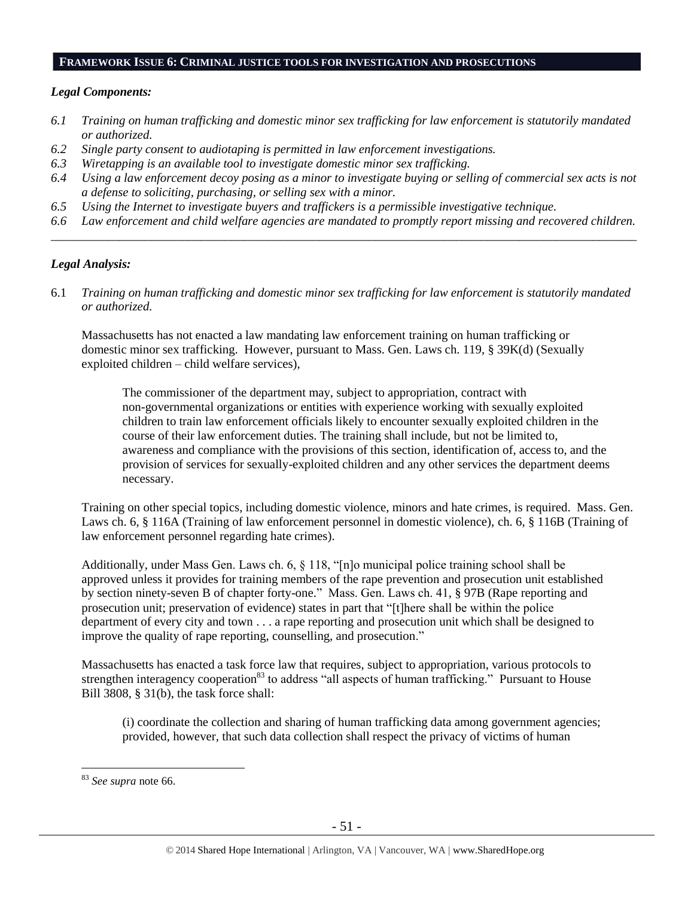## **FRAMEWORK ISSUE 6: CRIMINAL JUSTICE TOOLS FOR INVESTIGATION AND PROSECUTIONS**

### *Legal Components:*

- *6.1 Training on human trafficking and domestic minor sex trafficking for law enforcement is statutorily mandated or authorized.*
- *6.2 Single party consent to audiotaping is permitted in law enforcement investigations.*
- *6.3 Wiretapping is an available tool to investigate domestic minor sex trafficking.*
- *6.4 Using a law enforcement decoy posing as a minor to investigate buying or selling of commercial sex acts is not a defense to soliciting, purchasing, or selling sex with a minor.*
- *6.5 Using the Internet to investigate buyers and traffickers is a permissible investigative technique.*
- *6.6 Law enforcement and child welfare agencies are mandated to promptly report missing and recovered children.*

---

### *Legal Analysis:*

6.1 *Training on human trafficking and domestic minor sex trafficking for law enforcement is statutorily mandated or authorized.*

Massachusetts has not enacted a law mandating law enforcement training on human trafficking or domestic minor sex trafficking. However, pursuant to Mass. Gen. Laws ch. 119, § 39K(d) (Sexually exploited children – child welfare services),

> The commissioner of the department may, subject to appropriation, contract with non-governmental organizations or entities with experience working with sexually exploited children to train law enforcement officials likely to encounter sexually exploited children in the course of their law enforcement duties. The training shall include, but not be limited to, awareness and compliance with the provisions of this section, identification of, access to, and the provision of services for sexually-exploited children and any other services the department deems necessary.

Training on other special topics, including domestic violence, minors and hate crimes, is required. Mass. Gen. Laws ch. 6, § 116A (Training of law enforcement personnel in domestic violence), ch. 6, § 116B (Training of law enforcement personnel regarding hate crimes).

Additionally, under Mass Gen. Laws ch. 6, § 118, "[n]o municipal police training school shall be approved unless it provides for training members of the rape prevention and prosecution unit established by section ninety-seven B of chapter forty-one." Mass. Gen. Laws ch. 41, § 97B (Rape reporting and prosecution unit; preservation of evidence) states in part that "[t]here shall be within the police department of every city and town . . . a rape reporting and prosecution unit which shall be designed to improve the quality of rape reporting, counselling, and prosecution."

Massachusetts has enacted a task force law that requires, subject to appropriation, various protocols to strengthen interagency cooperation[83] to address "all aspects of human trafficking." Pursuant to House Bill 3808, § 31(b), the task force shall:

> (i) coordinate the collection and sharing of human trafficking data among government agencies; provided, however, that such data collection shall respect the privacy of victims of human

---

[83] *See supra* note 66.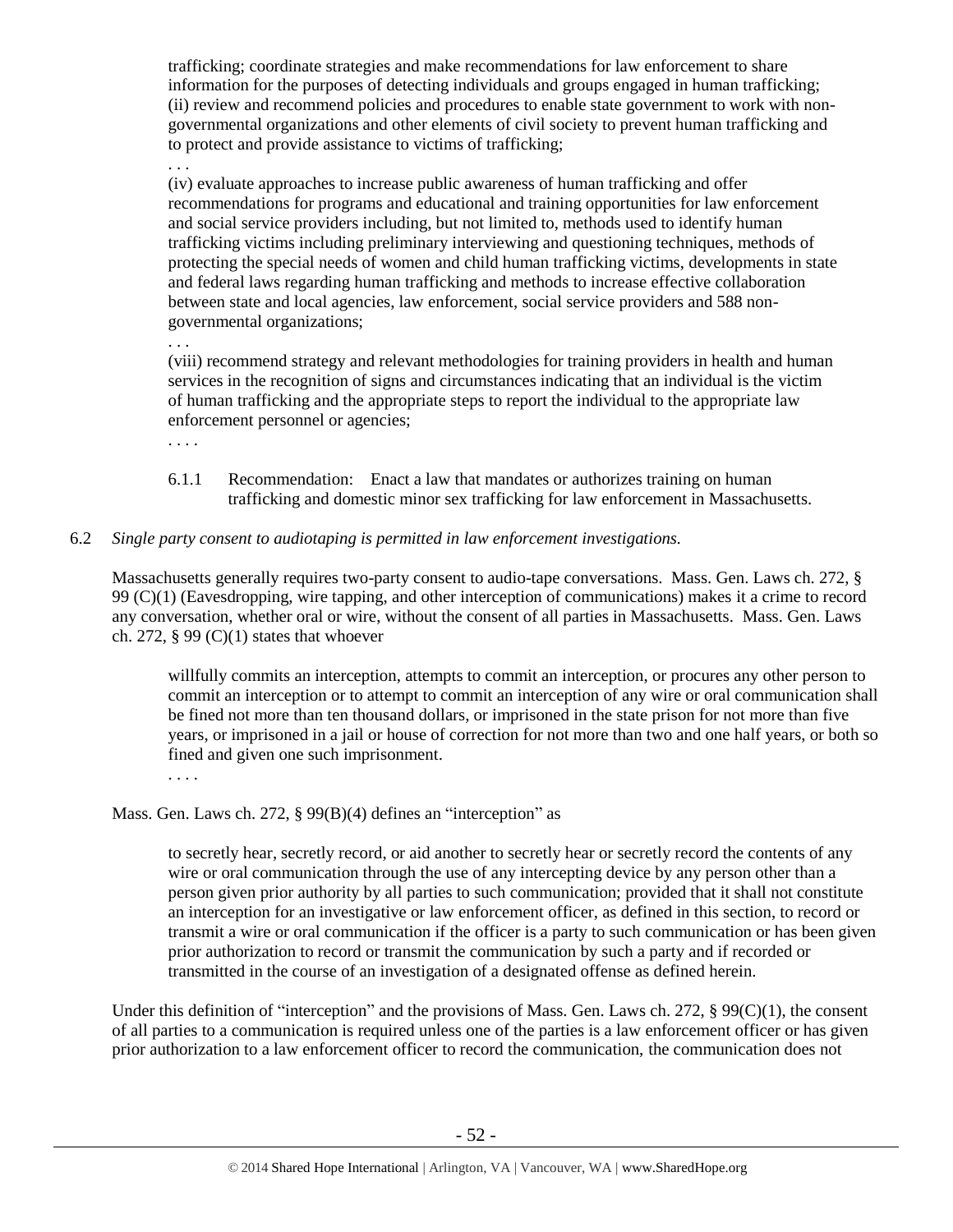trafficking; coordinate strategies and make recommendations for law enforcement to share information for the purposes of detecting individuals and groups engaged in human trafficking; (ii) review and recommend policies and procedures to enable state government to work with non-governmental organizations and other elements of civil society to prevent human trafficking and to protect and provide assistance to victims of trafficking;

> . . .
>
> (iv) evaluate approaches to increase public awareness of human trafficking and offer recommendations for programs and educational and training opportunities for law enforcement and social service providers including, but not limited to, methods used to identify human trafficking victims including preliminary interviewing and questioning techniques, methods of protecting the special needs of women and child human trafficking victims, developments in state and federal laws regarding human trafficking and methods to increase effective collaboration between state and local agencies, law enforcement, social service providers and 588 non-governmental organizations;
>
> . . .
>
> (viii) recommend strategy and relevant methodologies for training providers in health and human services in the recognition of signs and circumstances indicating that an individual is the victim of human trafficking and the appropriate steps to report the individual to the appropriate law enforcement personnel or agencies;
>
> . . . .

6.1.1 Recommendation: Enact a law that mandates or authorizes training on human trafficking and domestic minor sex trafficking for law enforcement in Massachusetts.

6.2 *Single party consent to audiotaping is permitted in law enforcement investigations.*

Massachusetts generally requires two-party consent to audio-tape conversations. Mass. Gen. Laws ch. 272, § 99 (C)(1) (Eavesdropping, wire tapping, and other interception of communications) makes it a crime to record any conversation, whether oral or wire, without the consent of all parties in Massachusetts. Mass. Gen. Laws ch. 272, § 99 (C)(1) states that whoever

> willfully commits an interception, attempts to commit an interception, or procures any other person to commit an interception or to attempt to commit an interception of any wire or oral communication shall be fined not more than ten thousand dollars, or imprisoned in the state prison for not more than five years, or imprisoned in a jail or house of correction for not more than two and one half years, or both so fined and given one such imprisonment.
>
> . . . .

Mass. Gen. Laws ch. 272, § 99(B)(4) defines an "interception" as

> to secretly hear, secretly record, or aid another to secretly hear or secretly record the contents of any wire or oral communication through the use of any intercepting device by any person other than a person given prior authority by all parties to such communication; provided that it shall not constitute an interception for an investigative or law enforcement officer, as defined in this section, to record or transmit a wire or oral communication if the officer is a party to such communication or has been given prior authorization to record or transmit the communication by such a party and if recorded or transmitted in the course of an investigation of a designated offense as defined herein.

Under this definition of "interception" and the provisions of Mass. Gen. Laws ch. 272, § 99(C)(1), the consent of all parties to a communication is required unless one of the parties is a law enforcement officer or has given prior authorization to a law enforcement officer to record the communication, the communication does not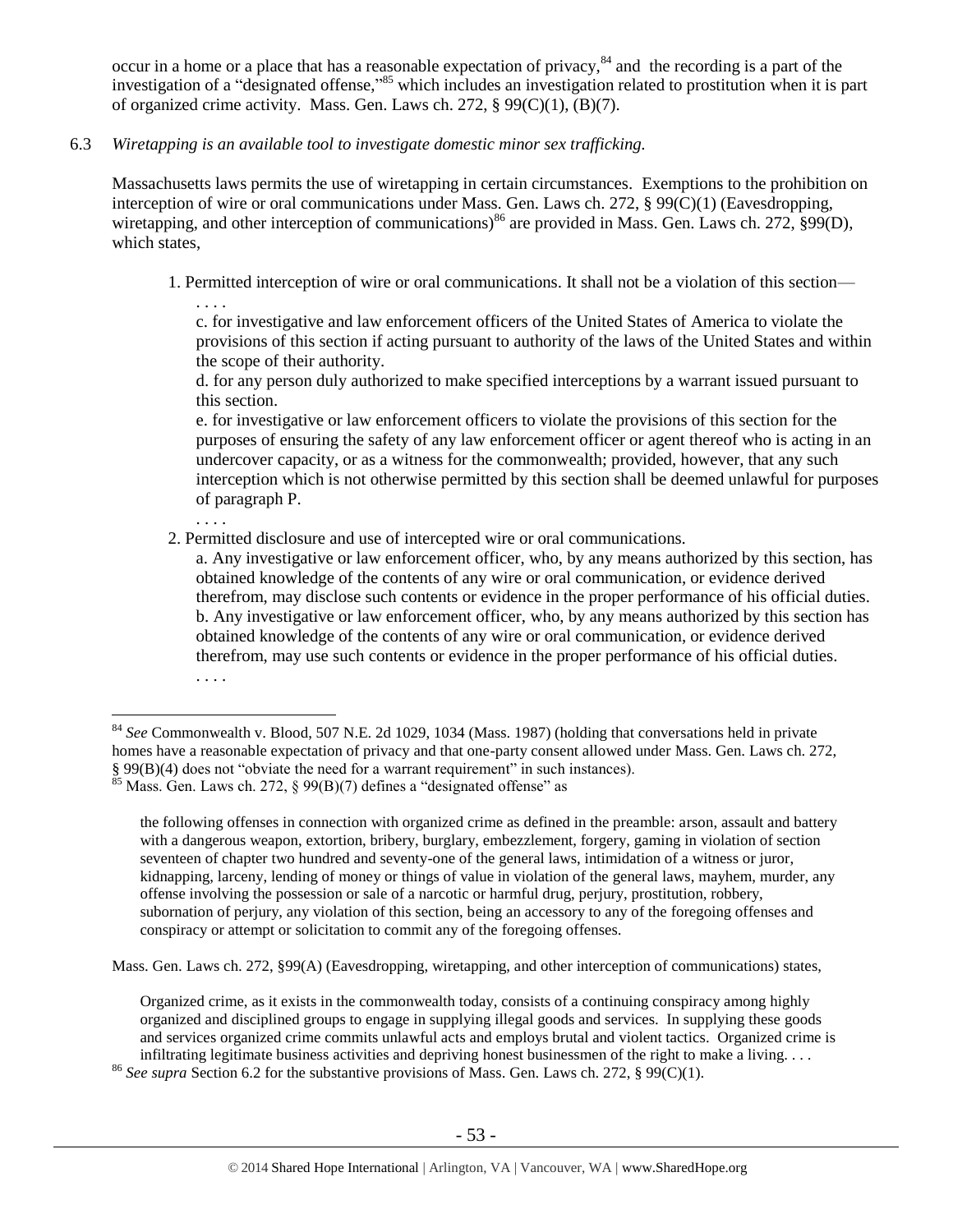occur in a home or a place that has a reasonable expectation of privacy,[84] and the recording is a part of the investigation of a "designated offense,"[85] which includes an investigation related to prostitution when it is part of organized crime activity. Mass. Gen. Laws ch. 272, § 99(C)(1), (B)(7).

6.3 *Wiretapping is an available tool to investigate domestic minor sex trafficking.*

Massachusetts laws permits the use of wiretapping in certain circumstances. Exemptions to the prohibition on interception of wire or oral communications under Mass. Gen. Laws ch. 272, § 99(C)(1) (Eavesdropping, wiretapping, and other interception of communications)[86] are provided in Mass. Gen. Laws ch. 272, §99(D), which states,

> 1. Permitted interception of wire or oral communications. It shall not be a violation of this section—
>
> . . . .
>
> c. for investigative and law enforcement officers of the United States of America to violate the provisions of this section if acting pursuant to authority of the laws of the United States and within the scope of their authority.
>
> d. for any person duly authorized to make specified interceptions by a warrant issued pursuant to this section.
>
> e. for investigative or law enforcement officers to violate the provisions of this section for the purposes of ensuring the safety of any law enforcement officer or agent thereof who is acting in an undercover capacity, or as a witness for the commonwealth; provided, however, that any such interception which is not otherwise permitted by this section shall be deemed unlawful for purposes of paragraph P.
>
> . . . .
>
> 2. Permitted disclosure and use of intercepted wire or oral communications.
>
> a. Any investigative or law enforcement officer, who, by any means authorized by this section, has obtained knowledge of the contents of any wire or oral communication, or evidence derived therefrom, may disclose such contents or evidence in the proper performance of his official duties.
>
> b. Any investigative or law enforcement officer, who, by any means authorized by this section has obtained knowledge of the contents of any wire or oral communication, or evidence derived therefrom, may use such contents or evidence in the proper performance of his official duties.
>
> . . . .

---

[84] *See* Commonwealth v. Blood, 507 N.E. 2d 1029, 1034 (Mass. 1987) (holding that conversations held in private homes have a reasonable expectation of privacy and that one-party consent allowed under Mass. Gen. Laws ch. 272, § 99(B)(4) does not "obviate the need for a warrant requirement" in such instances).

[85] Mass. Gen. Laws ch. 272, § 99(B)(7) defines a "designated offense" as

> the following offenses in connection with organized crime as defined in the preamble: arson, assault and battery with a dangerous weapon, extortion, bribery, burglary, embezzlement, forgery, gaming in violation of section seventeen of chapter two hundred and seventy-one of the general laws, intimidation of a witness or juror, kidnapping, larceny, lending of money or things of value in violation of the general laws, mayhem, murder, any offense involving the possession or sale of a narcotic or harmful drug, perjury, prostitution, robbery, subornation of perjury, any violation of this section, being an accessory to any of the foregoing offenses and conspiracy or attempt or solicitation to commit any of the foregoing offenses.

Mass. Gen. Laws ch. 272, §99(A) (Eavesdropping, wiretapping, and other interception of communications) states,

> Organized crime, as it exists in the commonwealth today, consists of a continuing conspiracy among highly organized and disciplined groups to engage in supplying illegal goods and services. In supplying these goods and services organized crime commits unlawful acts and employs brutal and violent tactics. Organized crime is infiltrating legitimate business activities and depriving honest businessmen of the right to make a living. . . .

[86] *See supra* Section 6.2 for the substantive provisions of Mass. Gen. Laws ch. 272, § 99(C)(1).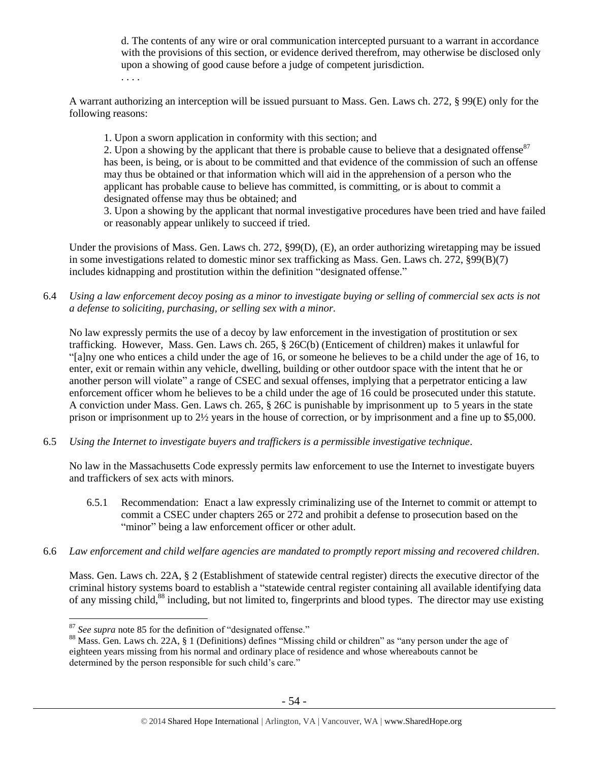d. The contents of any wire or oral communication intercepted pursuant to a warrant in accordance with the provisions of this section, or evidence derived therefrom, may otherwise be disclosed only upon a showing of good cause before a judge of competent jurisdiction.

. . . .

A warrant authorizing an interception will be issued pursuant to Mass. Gen. Laws ch. 272, § 99(E) only for the following reasons:

1. Upon a sworn application in conformity with this section; and
2. Upon a showing by the applicant that there is probable cause to believe that a designated offense[87] has been, is being, or is about to be committed and that evidence of the commission of such an offense may thus be obtained or that information which will aid in the apprehension of a person who the applicant has probable cause to believe has committed, is committing, or is about to commit a designated offense may thus be obtained; and
3. Upon a showing by the applicant that normal investigative procedures have been tried and have failed or reasonably appear unlikely to succeed if tried.

Under the provisions of Mass. Gen. Laws ch. 272, §99(D), (E), an order authorizing wiretapping may be issued in some investigations related to domestic minor sex trafficking as Mass. Gen. Laws ch. 272, §99(B)(7) includes kidnapping and prostitution within the definition "designated offense."

6.4 *Using a law enforcement decoy posing as a minor to investigate buying or selling of commercial sex acts is not a defense to soliciting, purchasing, or selling sex with a minor.*

No law expressly permits the use of a decoy by law enforcement in the investigation of prostitution or sex trafficking. However, Mass. Gen. Laws ch. 265, § 26C(b) (Enticement of children) makes it unlawful for "[a]ny one who entices a child under the age of 16, or someone he believes to be a child under the age of 16, to enter, exit or remain within any vehicle, dwelling, building or other outdoor space with the intent that he or another person will violate" a range of CSEC and sexual offenses, implying that a perpetrator enticing a law enforcement officer whom he believes to be a child under the age of 16 could be prosecuted under this statute. A conviction under Mass. Gen. Laws ch. 265, § 26C is punishable by imprisonment up to 5 years in the state prison or imprisonment up to 2½ years in the house of correction, or by imprisonment and a fine up to $5,000.

6.5 *Using the Internet to investigate buyers and traffickers is a permissible investigative technique.*

No law in the Massachusetts Code expressly permits law enforcement to use the Internet to investigate buyers and traffickers of sex acts with minors.

6.5.1 Recommendation: Enact a law expressly criminalizing use of the Internet to commit or attempt to commit a CSEC under chapters 265 or 272 and prohibit a defense to prosecution based on the "minor" being a law enforcement officer or other adult.

6.6 *Law enforcement and child welfare agencies are mandated to promptly report missing and recovered children.*

Mass. Gen. Laws ch. 22A, § 2 (Establishment of statewide central register) directs the executive director of the criminal history systems board to establish a "statewide central register containing all available identifying data of any missing child,[88] including, but not limited to, fingerprints and blood types. The director may use existing

---

[87] *See supra* note 85 for the definition of "designated offense."

[88] Mass. Gen. Laws ch. 22A, § 1 (Definitions) defines "Missing child or children" as "any person under the age of eighteen years missing from his normal and ordinary place of residence and whose whereabouts cannot be determined by the person responsible for such child's care."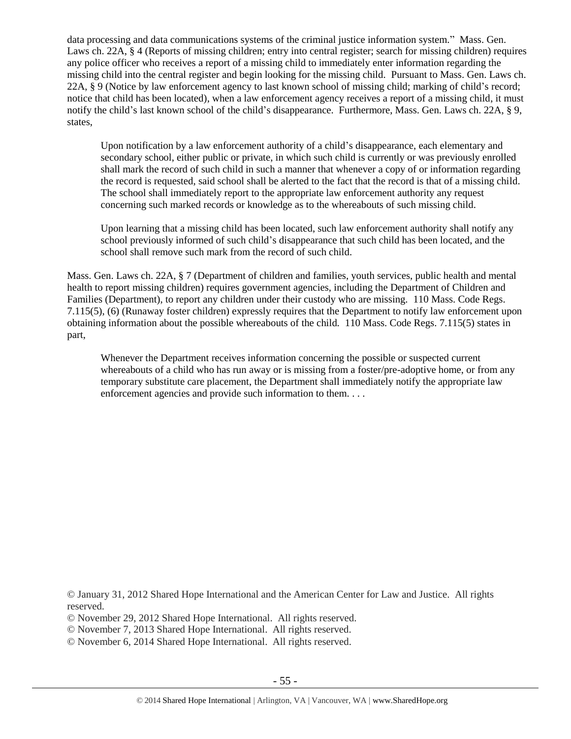data processing and data communications systems of the criminal justice information system." Mass. Gen. Laws ch. 22A, § 4 (Reports of missing children; entry into central register; search for missing children) requires any police officer who receives a report of a missing child to immediately enter information regarding the missing child into the central register and begin looking for the missing child. Pursuant to Mass. Gen. Laws ch. 22A, § 9 (Notice by law enforcement agency to last known school of missing child; marking of child's record; notice that child has been located), when a law enforcement agency receives a report of a missing child, it must notify the child's last known school of the child's disappearance. Furthermore, Mass. Gen. Laws ch. 22A, § 9, states,

> Upon notification by a law enforcement authority of a child's disappearance, each elementary and secondary school, either public or private, in which such child is currently or was previously enrolled shall mark the record of such child in such a manner that whenever a copy of or information regarding the record is requested, said school shall be alerted to the fact that the record is that of a missing child. The school shall immediately report to the appropriate law enforcement authority any request concerning such marked records or knowledge as to the whereabouts of such missing child.
>
> Upon learning that a missing child has been located, such law enforcement authority shall notify any school previously informed of such child's disappearance that such child has been located, and the school shall remove such mark from the record of such child.

Mass. Gen. Laws ch. 22A, § 7 (Department of children and families, youth services, public health and mental health to report missing children) requires government agencies, including the Department of Children and Families (Department), to report any children under their custody who are missing. 110 Mass. Code Regs. 7.115(5), (6) (Runaway foster children) expressly requires that the Department to notify law enforcement upon obtaining information about the possible whereabouts of the child. 110 Mass. Code Regs. 7.115(5) states in part,

> Whenever the Department receives information concerning the possible or suspected current whereabouts of a child who has run away or is missing from a foster/pre-adoptive home, or from any temporary substitute care placement, the Department shall immediately notify the appropriate law enforcement agencies and provide such information to them. . . .

© January 31, 2012 Shared Hope International and the American Center for Law and Justice. All rights reserved.
© November 29, 2012 Shared Hope International. All rights reserved.
© November 7, 2013 Shared Hope International. All rights reserved.
© November 6, 2014 Shared Hope International. All rights reserved.